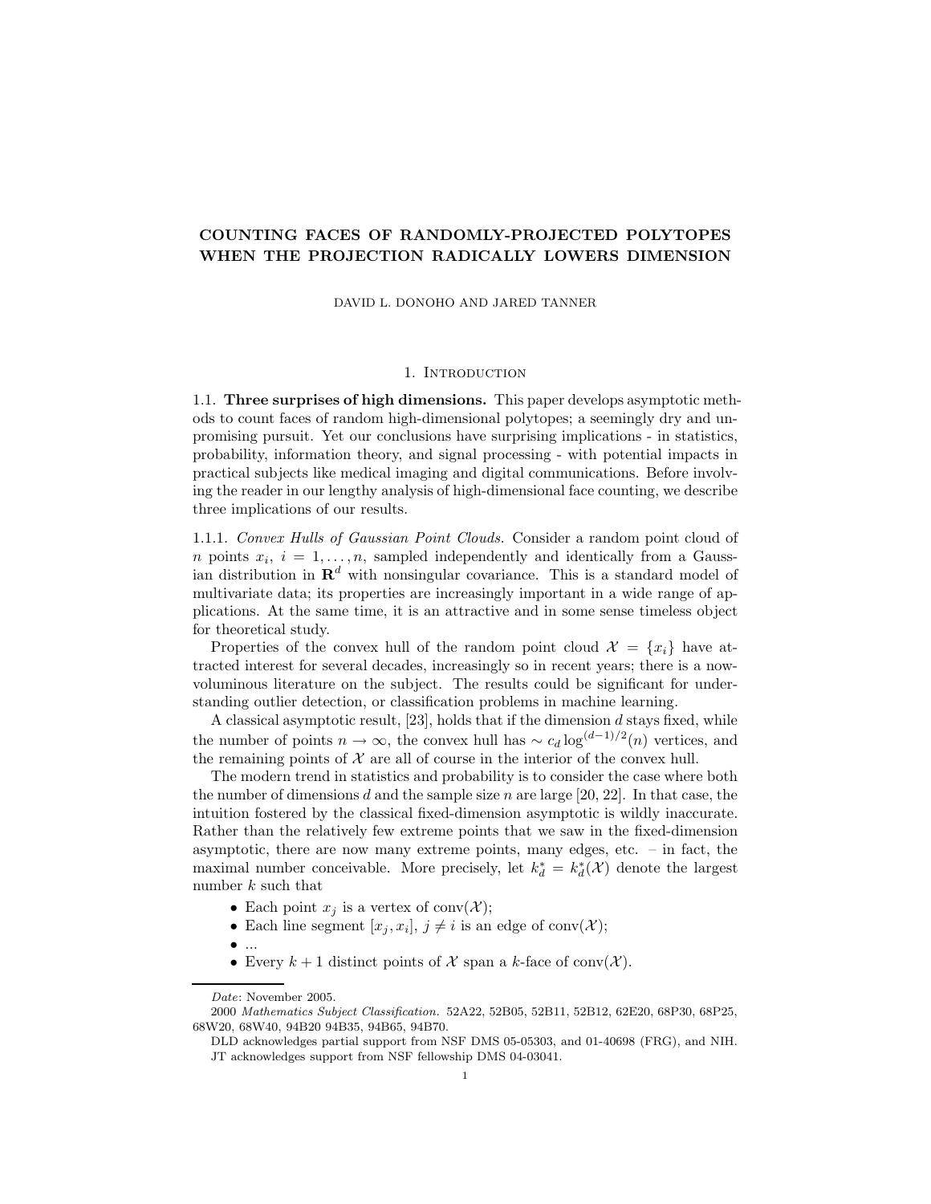# COUNTING FACES OF RANDOMLY-PROJECTED POLYTOPES WHEN THE PROJECTION RADICALLY LOWERS DIMENSION

DAVID L. DONOHO AND JARED TANNER

## 1. Introduction

### 1.1. Three surprises of high dimensions.

This paper develops asymptotic methods to count faces of random high-dimensional polytopes; a seemingly dry and unpromising pursuit. Yet our conclusions have surprising implications - in statistics, probability, information theory, and signal processing - with potential impacts in practical subjects like medical imaging and digital communications. Before involving the reader in our lengthy analysis of high-dimensional face counting, we describe three implications of our results.

#### 1.1.1. *Convex Hulls of Gaussian Point Clouds.*

Consider a random point cloud of $n$ points $x_i$, $i = 1, \ldots, n$, sampled independently and identically from a Gaussian distribution in $\mathbf{R}^d$ with nonsingular covariance. This is a standard model of multivariate data; its properties are increasingly important in a wide range of applications. At the same time, it is an attractive and in some sense timeless object for theoretical study.

Properties of the convex hull of the random point cloud $\mathcal{X} = \{x_i\}$ have attracted interest for several decades, increasingly so in recent years; there is a now-voluminous literature on the subject. The results could be significant for understanding outlier detection, or classification problems in machine learning.

A classical asymptotic result, [23], holds that if the dimension $d$ stays fixed, while the number of points $n \to \infty$, the convex hull has $\sim c_d \log^{(d-1)/2}(n)$ vertices, and the remaining points of $\mathcal{X}$ are all of course in the interior of the convex hull.

The modern trend in statistics and probability is to consider the case where both the number of dimensions $d$ and the sample size $n$ are large [20, 22]. In that case, the intuition fostered by the classical fixed-dimension asymptotic is wildly inaccurate. Rather than the relatively few extreme points that we saw in the fixed-dimension asymptotic, there are now many extreme points, many edges, etc. – in fact, the maximal number conceivable. More precisely, let $k_d^* = k_d^*(\mathcal{X})$ denote the largest number $k$ such that

- Each point $x_j$ is a vertex of $\text{conv}(\mathcal{X})$;
- Each line segment $[x_j, x_i]$, $j \neq i$ is an edge of $\text{conv}(\mathcal{X})$;
- ...
- Every $k + 1$ distinct points of $\mathcal{X}$ span a $k$-face of $\text{conv}(\mathcal{X})$.

---

*Date*: November 2005.

2000 *Mathematics Subject Classification.* 52A22, 52B05, 52B11, 52B12, 62E20, 68P30, 68P25, 68W20, 68W40, 94B20 94B35, 94B65, 94B70.

DLD acknowledges partial support from NSF DMS 05-05303, and 01-40698 (FRG), and NIH. JT acknowledges support from NSF fellowship DMS 04-03041.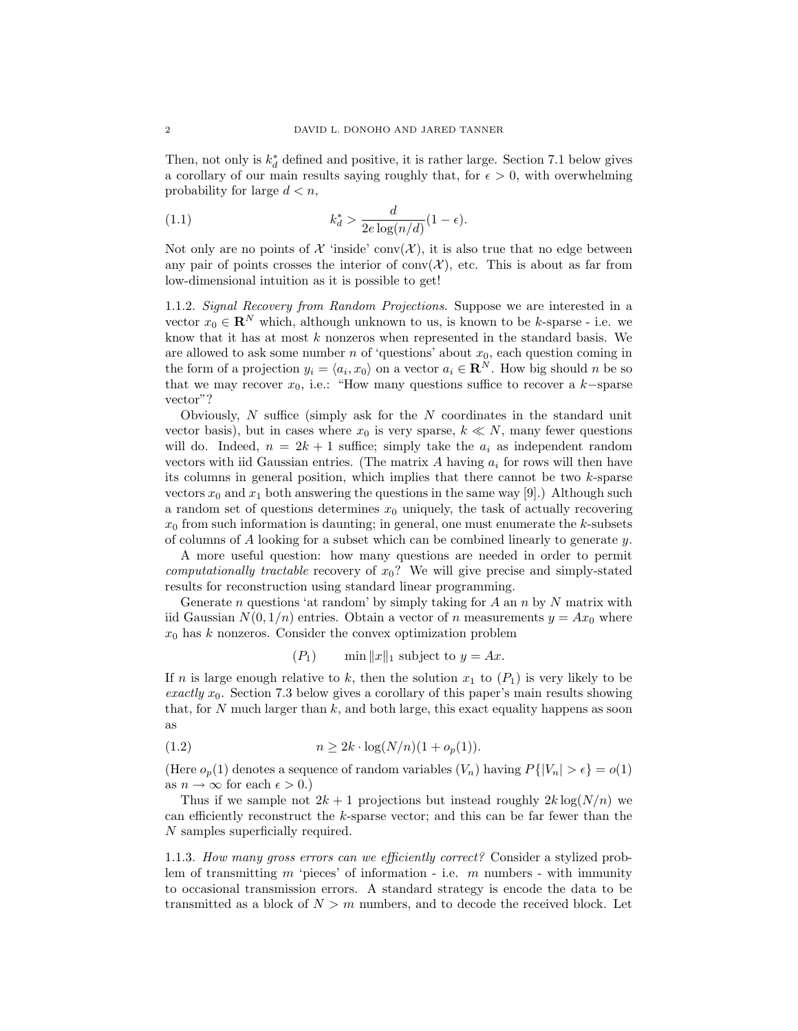Then, not only is $k_d^*$ defined and positive, it is rather large. Section 7.1 below gives a corollary of our main results saying roughly that, for $\epsilon > 0$, with overwhelming probability for large $d < n$,

$$k_d^* > \frac{d}{2e \log(n/d)}(1 - \epsilon). \tag{1.1}$$

Not only are no points of $\mathcal{X}$ 'inside' $\text{conv}(\mathcal{X})$, it is also true that no edge between any pair of points crosses the interior of $\text{conv}(\mathcal{X})$, etc. This is about as far from low-dimensional intuition as it is possible to get!

1.1.2. *Signal Recovery from Random Projections.* Suppose we are interested in a vector $x_0 \in \mathbf{R}^N$ which, although unknown to us, is known to be $k$-sparse - i.e. we know that it has at most $k$ nonzeros when represented in the standard basis. We are allowed to ask some number $n$ of 'questions' about $x_0$, each question coming in the form of a projection $y_i = \langle a_i, x_0 \rangle$ on a vector $a_i \in \mathbf{R}^N$. How big should $n$ be so that we may recover $x_0$, i.e.: "How many questions suffice to recover a $k-$sparse vector"?

Obviously, $N$ suffice (simply ask for the $N$ coordinates in the standard unit vector basis), but in cases where $x_0$ is very sparse, $k \ll N$, many fewer questions will do. Indeed, $n = 2k + 1$ suffice; simply take the $a_i$ as independent random vectors with iid Gaussian entries. (The matrix $A$ having $a_i$ for rows will then have its columns in general position, which implies that there cannot be two $k$-sparse vectors $x_0$ and $x_1$ both answering the questions in the same way [9].) Although such a random set of questions determines $x_0$ uniquely, the task of actually recovering $x_0$ from such information is daunting; in general, one must enumerate the $k$-subsets of columns of $A$ looking for a subset which can be combined linearly to generate $y$.

A more useful question: how many questions are needed in order to permit *computationally tractable* recovery of $x_0$? We will give precise and simply-stated results for reconstruction using standard linear programming.

Generate $n$ questions 'at random' by simply taking for $A$ an $n$ by $N$ matrix with iid Gaussian $N(0, 1/n)$ entries. Obtain a vector of $n$ measurements $y = Ax_0$ where $x_0$ has $k$ nonzeros. Consider the convex optimization problem

$$(P_1) \qquad \min \|x\|_1 \text{ subject to } y = Ax.$$

If $n$ is large enough relative to $k$, then the solution $x_1$ to $(P_1)$ is very likely to be *exactly* $x_0$. Section 7.3 below gives a corollary of this paper's main results showing that, for $N$ much larger than $k$, and both large, this exact equality happens as soon as

$$n \geq 2k \cdot \log(N/n)(1 + o_p(1)). \tag{1.2}$$

(Here $o_p(1)$ denotes a sequence of random variables $(V_n)$ having $P\{|V_n| > \epsilon\} = o(1)$ as $n \to \infty$ for each $\epsilon > 0$.)

Thus if we sample not $2k + 1$ projections but instead roughly $2k \log(N/n)$ we can efficiently reconstruct the $k$-sparse vector; and this can be far fewer than the $N$ samples superficially required.

1.1.3. *How many gross errors can we efficiently correct?* Consider a stylized problem of transmitting $m$ 'pieces' of information - i.e. $m$ numbers - with immunity to occasional transmission errors. A standard strategy is encode the data to be transmitted as a block of $N > m$ numbers, and to decode the received block. Let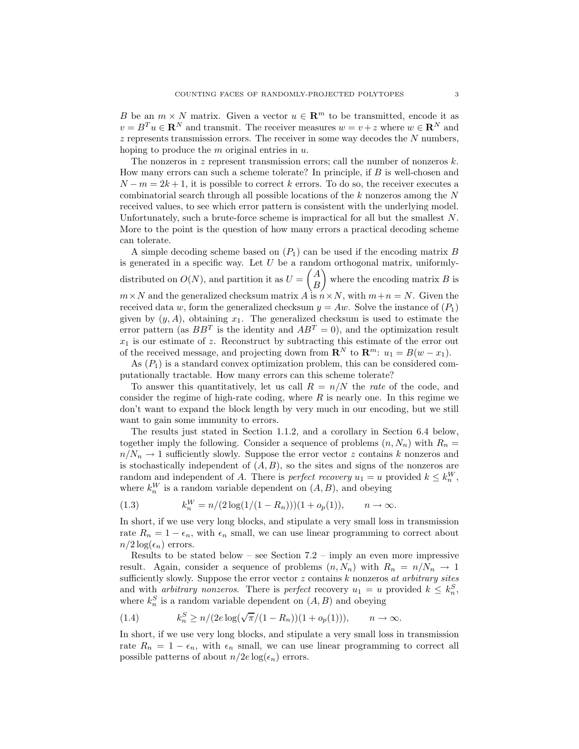$B$ be an $m \times N$ matrix. Given a vector $u \in \mathbf{R}^m$ to be transmitted, encode it as $v = B^T u \in \mathbf{R}^N$ and transmit. The receiver measures $w = v + z$ where $w \in \mathbf{R}^N$ and $z$ represents transmission errors. The receiver in some way decodes the $N$ numbers, hoping to produce the $m$ original entries in $u$.

The nonzeros in $z$ represent transmission errors; call the number of nonzeros $k$. How many errors can such a scheme tolerate? In principle, if $B$ is well-chosen and $N - m = 2k + 1$, it is possible to correct $k$ errors. To do so, the receiver executes a combinatorial search through all possible locations of the $k$ nonzeros among the $N$ received values, to see which error pattern is consistent with the underlying model. Unfortunately, such a brute-force scheme is impractical for all but the smallest $N$. More to the point is the question of how many errors a practical decoding scheme can tolerate.

A simple decoding scheme based on $(P_1)$ can be used if the encoding matrix $B$ is generated in a specific way. Let $U$ be a random orthogonal matrix, uniformly-distributed on $O(N)$, and partition it as $U = \begin{pmatrix} A \\ B \end{pmatrix}$ where the encoding matrix $B$ is $m \times N$ and the generalized checksum matrix $A$ is $n \times N$, with $m + n = N$. Given the received data $w$, form the generalized checksum $y = Aw$. Solve the instance of $(P_1)$ given by $(y, A)$, obtaining $x_1$. The generalized checksum is used to estimate the error pattern (as $BB^T$ is the identity and $AB^T = 0$), and the optimization result $x_1$ is our estimate of $z$. Reconstruct by subtracting this estimate of the error out of the received message, and projecting down from $\mathbf{R}^N$ to $\mathbf{R}^m$: $u_1 = B(w - x_1)$.

As $(P_1)$ is a standard convex optimization problem, this can be considered computationally tractable. How many errors can this scheme tolerate?

To answer this quantitatively, let us call $R = n/N$ the *rate* of the code, and consider the regime of high-rate coding, where $R$ is nearly one. In this regime we don't want to expand the block length by very much in our encoding, but we still want to gain some immunity to errors.

The results just stated in Section 1.1.2, and a corollary in Section 6.4 below, together imply the following. Consider a sequence of problems $(n, N_n)$ with $R_n = n/N_n \to 1$ sufficiently slowly. Suppose the error vector $z$ contains $k$ nonzeros and is stochastically independent of $(A, B)$, so the sites and signs of the nonzeros are random and independent of $A$. There is *perfect recovery* $u_1 = u$ provided $k \le k_n^W$, where $k_n^W$ is a random variable dependent on $(A, B)$, and obeying

$$k_n^W = n/(2\log(1/(1 - R_n)))(1 + o_p(1)), \qquad n \to \infty. \tag{1.3}$$

In short, if we use very long blocks, and stipulate a very small loss in transmission rate $R_n = 1 - \epsilon_n$, with $\epsilon_n$ small, we can use linear programming to correct about $n/2\log(\epsilon_n)$ errors.

Results to be stated below – see Section 7.2 – imply an even more impressive result. Again, consider a sequence of problems $(n, N_n)$ with $R_n = n/N_n \to 1$ sufficiently slowly. Suppose the error vector $z$ contains $k$ nonzeros *at arbitrary sites* and with *arbitrary nonzeros*. There is *perfect* recovery $u_1 = u$ provided $k \le k_n^S$, where $k_n^S$ is a random variable dependent on $(A, B)$ and obeying

$$k_n^S \ge n/(2e\log(\sqrt{\pi}/(1 - R_n))(1 + o_p(1))), \qquad n \to \infty. \tag{1.4}$$

In short, if we use very long blocks, and stipulate a very small loss in transmission rate $R_n = 1 - \epsilon_n$, with $\epsilon_n$ small, we can use linear programming to correct all possible patterns of about $n/2e\log(\epsilon_n)$ errors.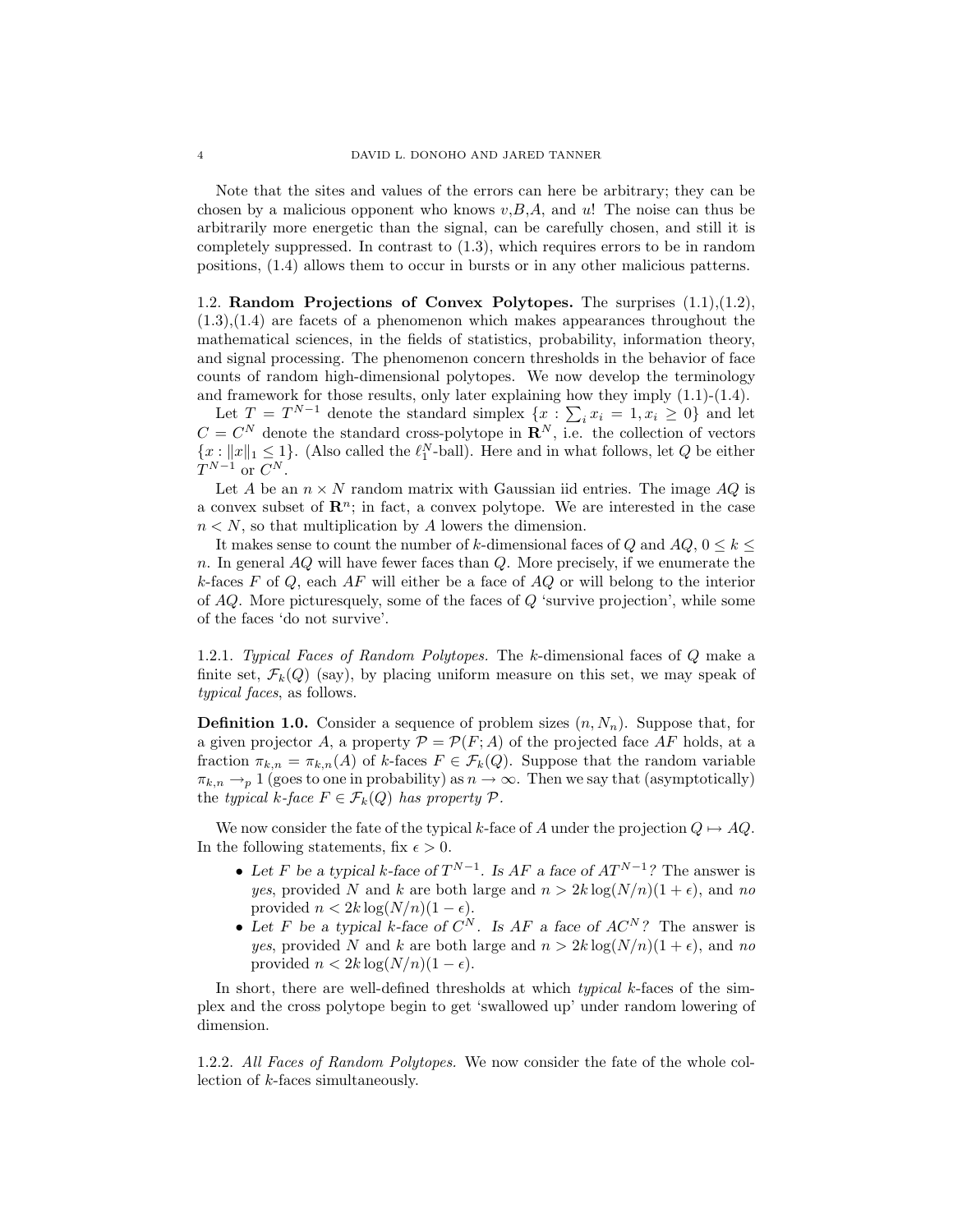Note that the sites and values of the errors can here be arbitrary; they can be chosen by a malicious opponent who knows $v$,$B$,$A$, and $u$! The noise can thus be arbitrarily more energetic than the signal, can be carefully chosen, and still it is completely suppressed. In contrast to (1.3), which requires errors to be in random positions, (1.4) allows them to occur in bursts or in any other malicious patterns.

## 1.2. Random Projections of Convex Polytopes.

The surprises (1.1),(1.2), (1.3),(1.4) are facets of a phenomenon which makes appearances throughout the mathematical sciences, in the fields of statistics, probability, information theory, and signal processing. The phenomenon concern thresholds in the behavior of face counts of random high-dimensional polytopes. We now develop the terminology and framework for those results, only later explaining how they imply (1.1)-(1.4).

Let $T = T^{N-1}$ denote the standard simplex $\{x : \sum_i x_i = 1, x_i \geq 0\}$ and let $C = C^N$ denote the standard cross-polytope in $\mathbf{R}^N$, i.e. the collection of vectors $\{x : \|x\|_1 \leq 1\}$. (Also called the $\ell_1^N$-ball). Here and in what follows, let $Q$ be either $T^{N-1}$ or $C^N$.

Let $A$ be an $n \times N$ random matrix with Gaussian iid entries. The image $AQ$ is a convex subset of $\mathbf{R}^n$; in fact, a convex polytope. We are interested in the case $n < N$, so that multiplication by $A$ lowers the dimension.

It makes sense to count the number of $k$-dimensional faces of $Q$ and $AQ$, $0 \leq k \leq n$. In general $AQ$ will have fewer faces than $Q$. More precisely, if we enumerate the $k$-faces $F$ of $Q$, each $AF$ will either be a face of $AQ$ or will belong to the interior of $AQ$. More picturesquely, some of the faces of $Q$ 'survive projection', while some of the faces 'do not survive'.

### 1.2.1. *Typical Faces of Random Polytopes.*

The $k$-dimensional faces of $Q$ make a finite set, $\mathcal{F}_k(Q)$ (say), by placing uniform measure on this set, we may speak of *typical faces*, as follows.

**Definition 1.0.** Consider a sequence of problem sizes $(n, N_n)$. Suppose that, for a given projector $A$, a property $\mathcal{P} = \mathcal{P}(F; A)$ of the projected face $AF$ holds, at a fraction $\pi_{k,n} = \pi_{k,n}(A)$ of $k$-faces $F \in \mathcal{F}_k(Q)$. Suppose that the random variable $\pi_{k,n} \to_p 1$ (goes to one in probability) as $n \to \infty$. Then we say that (asymptotically) the *typical $k$-face $F \in \mathcal{F}_k(Q)$ has property $\mathcal{P}$.*

We now consider the fate of the typical $k$-face of $A$ under the projection $Q \mapsto AQ$. In the following statements, fix $\epsilon > 0$.

- *Let $F$ be a typical $k$-face of $T^{N-1}$. Is $AF$ a face of $AT^{N-1}$?* The answer is *yes*, provided $N$ and $k$ are both large and $n > 2k \log(N/n)(1 + \epsilon)$, and *no* provided $n < 2k \log(N/n)(1 - \epsilon)$.
- *Let $F$ be a typical $k$-face of $C^N$. Is $AF$ a face of $AC^N$?* The answer is *yes*, provided $N$ and $k$ are both large and $n > 2k \log(N/n)(1 + \epsilon)$, and *no* provided $n < 2k \log(N/n)(1 - \epsilon)$.

In short, there are well-defined thresholds at which *typical* $k$-faces of the simplex and the cross polytope begin to get 'swallowed up' under random lowering of dimension.

### 1.2.2. *All Faces of Random Polytopes.*

We now consider the fate of the whole collection of $k$-faces simultaneously.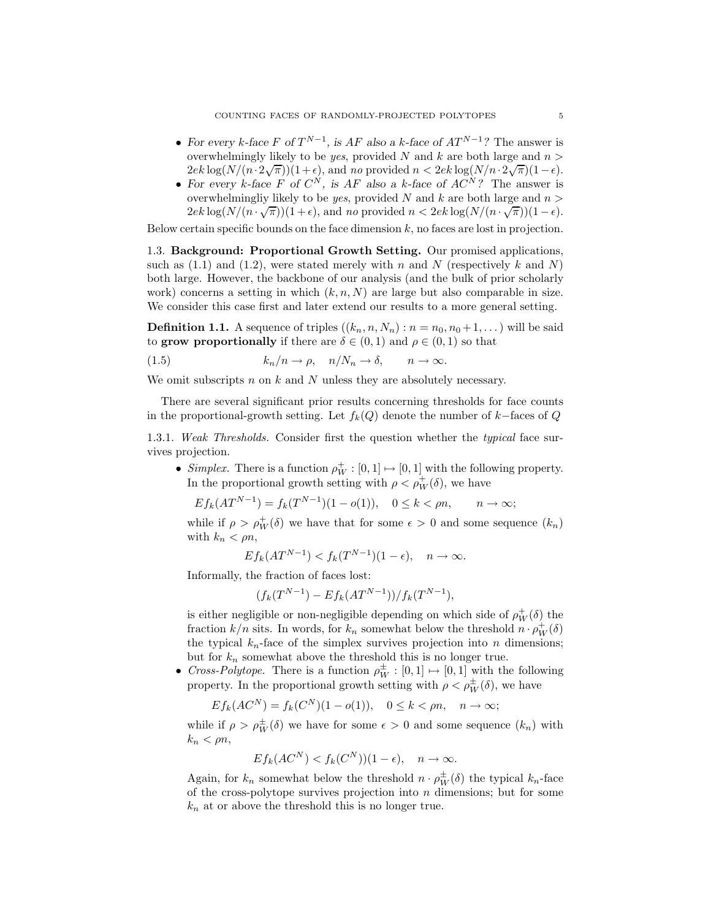- *For every $k$-face $F$ of $T^{N-1}$, is $AF$ also a $k$-face of $AT^{N-1}$?* The answer is overwhelmingly likely to be *yes*, provided $N$ and $k$ are both large and $n > 2ek\log(N/(n\cdot 2\sqrt{\pi}))(1+\epsilon)$, and *no* provided $n < 2ek\log(N/n\cdot 2\sqrt{\pi})(1-\epsilon)$.
- *For every $k$-face $F$ of $C^N$, is $AF$ also a $k$-face of $AC^N$?* The answer is overwhelmingliy likely to be *yes*, provided $N$ and $k$ are both large and $n > 2ek\log(N/(n\cdot\sqrt{\pi}))(1+\epsilon)$, and *no* provided $n < 2ek\log(N/(n\cdot\sqrt{\pi}))(1-\epsilon)$.

Below certain specific bounds on the face dimension $k$, no faces are lost in projection.

### 1.3. Background: Proportional Growth Setting.

Our promised applications, such as (1.1) and (1.2), were stated merely with $n$ and $N$ (respectively $k$ and $N$) both large. However, the backbone of our analysis (and the bulk of prior scholarly work) concerns a setting in which $(k, n, N)$ are large but also comparable in size. We consider this case first and later extend our results to a more general setting.

**Definition 1.1.** A sequence of triples $((k_n, n, N_n) : n = n_0, n_0+1, \dots)$ will be said to **grow proportionally** if there are $\delta \in (0,1)$ and $\rho \in (0,1)$ so that

$$k_n/n \to \rho, \quad n/N_n \to \delta, \qquad n \to \infty. \tag{1.5}$$

We omit subscripts $n$ on $k$ and $N$ unless they are absolutely necessary.

There are several significant prior results concerning thresholds for face counts in the proportional-growth setting. Let $f_k(Q)$ denote the number of $k-$faces of $Q$

#### 1.3.1. *Weak Thresholds.*

Consider first the question whether the *typical* face survives projection.

- *Simplex.* There is a function $\rho_W^+ : [0,1] \mapsto [0,1]$ with the following property. In the proportional growth setting with $\rho < \rho_W^+(\delta)$, we have

  $$Ef_k(AT^{N-1}) = f_k(T^{N-1})(1-o(1)), \quad 0 \le k < \rho n, \qquad n \to \infty;$$

  while if $\rho > \rho_W^+(\delta)$ we have that for some $\epsilon > 0$ and some sequence $(k_n)$ with $k_n < \rho n$,

  $$Ef_k(AT^{N-1}) < f_k(T^{N-1})(1-\epsilon), \quad n \to \infty.$$

  Informally, the fraction of faces lost:

  $$(f_k(T^{N-1}) - Ef_k(AT^{N-1}))/f_k(T^{N-1}),$$

  is either negligible or non-negligible depending on which side of $\rho_W^+(\delta)$ the fraction $k/n$ sits. In words, for $k_n$ somewhat below the threshold $n\cdot\rho_W^+(\delta)$ the typical $k_n$-face of the simplex survives projection into $n$ dimensions; but for $k_n$ somewhat above the threshold this is no longer true.
- *Cross-Polytope.* There is a function $\rho_W^\pm : [0,1] \mapsto [0,1]$ with the following property. In the proportional growth setting with $\rho < \rho_W^\pm(\delta)$, we have

  $$Ef_k(AC^N) = f_k(C^N)(1-o(1)), \quad 0 \le k < \rho n, \quad n \to \infty;$$

  while if $\rho > \rho_W^\pm(\delta)$ we have for some $\epsilon > 0$ and some sequence $(k_n)$ with $k_n < \rho n$,

  $$Ef_k(AC^N) < f_k(C^N))(1-\epsilon), \quad n \to \infty.$$

  Again, for $k_n$ somewhat below the threshold $n\cdot\rho_W^\pm(\delta)$ the typical $k_n$-face of the cross-polytope survives projection into $n$ dimensions; but for some $k_n$ at or above the threshold this is no longer true.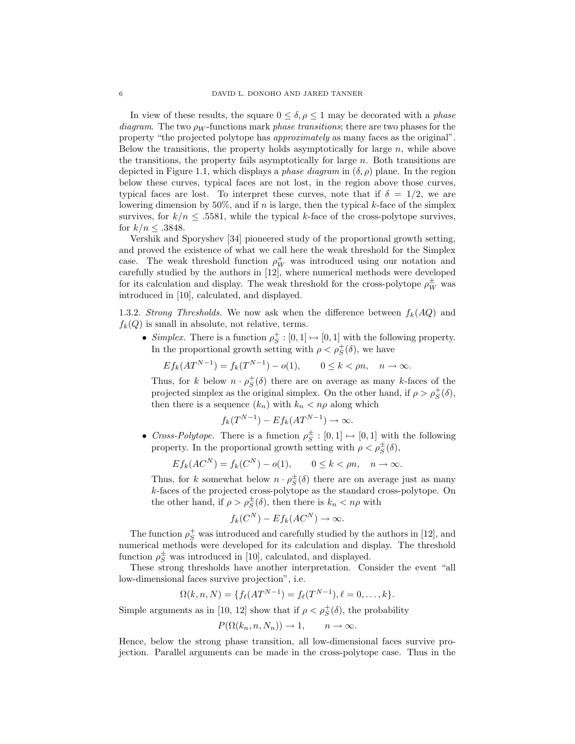In view of these results, the square $0 \le \delta, \rho \le 1$ may be decorated with a *phase diagram*. The two $\rho_W$-functions mark *phase transitions*; there are two phases for the property "the projected polytope has *approximately* as many faces as the original". Below the transitions, the property holds asymptotically for large $n$, while above the transitions, the property fails asymptotically for large $n$. Both transitions are depicted in Figure 1.1, which displays a *phase diagram* in $(\delta, \rho)$ plane. In the region below these curves, typical faces are not lost, in the region above those curves, typical faces are lost. To interpret these curves, note that if $\delta = 1/2$, we are lowering dimension by 50%, and if $n$ is large, then the typical $k$-face of the simplex survives, for $k/n \le .5581$, while the typical $k$-face of the cross-polytope survives, for $k/n \le .3848$.

Vershik and Sporyshev [34] pioneered study of the proportional growth setting, and proved the existence of what we call here the weak threshold for the Simplex case. The weak threshold function $\rho_W^+$ was introduced using our notation and carefully studied by the authors in [12], where numerical methods were developed for its calculation and display. The weak threshold for the cross-polytope $\rho_W^{\pm}$ was introduced in [10], calculated, and displayed.

1.3.2. *Strong Thresholds.* We now ask when the difference between $f_k(AQ)$ and $f_k(Q)$ is small in absolute, not relative, terms.

- *Simplex.* There is a function $\rho_S^+ : [0,1] \mapsto [0,1]$ with the following property. In the proportional growth setting with $\rho < \rho_S^+(\delta)$, we have

  $$Ef_k(AT^{N-1}) = f_k(T^{N-1}) - o(1), \qquad 0 \le k < \rho n, \quad n \to \infty.$$

  Thus, for $k$ below $n \cdot \rho_S^+(\delta)$ there are on average as many $k$-faces of the projected simplex as the original simplex. On the other hand, if $\rho > \rho_S^+(\delta)$, then there is a sequence $(k_n)$ with $k_n < n\rho$ along which

  $$f_k(T^{N-1}) - Ef_k(AT^{N-1}) \to \infty.$$

- *Cross-Polytope.* There is a function $\rho_S^{\pm} : [0,1] \mapsto [0,1]$ with the following property. In the proportional growth setting with $\rho < \rho_S^{\pm}(\delta)$,

  $$Ef_k(AC^N) = f_k(C^N) - o(1), \qquad 0 \le k < \rho n, \quad n \to \infty.$$

  Thus, for $k$ somewhat below $n \cdot \rho_S^{\pm}(\delta)$ there are on average just as many $k$-faces of the projected cross-polytope as the standard cross-polytope. On the other hand, if $\rho > \rho_S^{\pm}(\delta)$, then there is $k_n < n\rho$ with

  $$f_k(C^N) - Ef_k(AC^N) \to \infty.$$

The function $\rho_S^+$ was introduced and carefully studied by the authors in [12], and numerical methods were developed for its calculation and display. The threshold function $\rho_S^{\pm}$ was introduced in [10], calculated, and displayed.

These strong thresholds have another interpretation. Consider the event "all low-dimensional faces survive projection", i.e.

$$\Omega(k, n, N) = \{f_\ell(AT^{N-1}) = f_\ell(T^{N-1}), \ell = 0, \dots, k\}.$$

Simple arguments as in [10, 12] show that if $\rho < \rho_S^+(\delta)$, the probability

$$P(\Omega(k_n, n, N_n)) \to 1, \qquad n \to \infty.$$

Hence, below the strong phase transition, all low-dimensional faces survive projection. Parallel arguments can be made in the cross-polytope case. Thus in the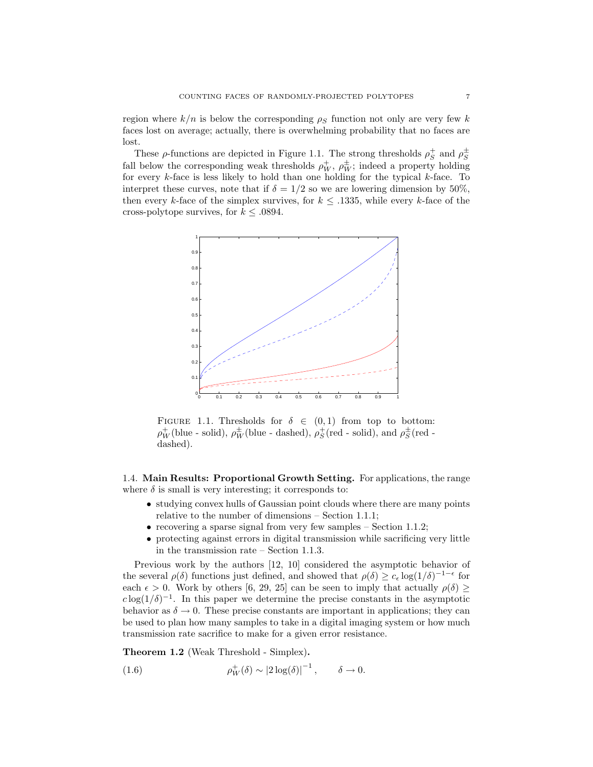region where $k/n$ is below the corresponding $\rho_S$ function not only are very few $k$ faces lost on average; actually, there is overwhelming probability that no faces are lost.

These $\rho$-functions are depicted in Figure 1.1. The strong thresholds $\rho_S^+$ and $\rho_S^\pm$ fall below the corresponding weak thresholds $\rho_W^+$, $\rho_W^\pm$; indeed a property holding for every $k$-face is less likely to hold than one holding for the typical $k$-face. To interpret these curves, note that if $\delta = 1/2$ so we are lowering dimension by 50%, then every $k$-face of the simplex survives, for $k \leq .1335$, while every $k$-face of the cross-polytope survives, for $k \leq .0894$.

FIGURE 1.1. Thresholds for $\delta \in (0, 1)$ from top to bottom: $\rho_W^+$(blue - solid), $\rho_W^\pm$(blue - dashed), $\rho_S^+$(red - solid), and $\rho_S^\pm$(red - dashed).

### 1.4. Main Results: Proportional Growth Setting.

For applications, the range where $\delta$ is small is very interesting; it corresponds to:

- studying convex hulls of Gaussian point clouds where there are many points relative to the number of dimensions – Section 1.1.1;
- recovering a sparse signal from very few samples – Section 1.1.2;
- protecting against errors in digital transmission while sacrificing very little in the transmission rate – Section 1.1.3.

Previous work by the authors [12, 10] considered the asymptotic behavior of the several $\rho(\delta)$ functions just defined, and showed that $\rho(\delta) \geq c_\epsilon \log(1/\delta)^{-1-\epsilon}$ for each $\epsilon > 0$. Work by others [6, 29, 25] can be seen to imply that actually $\rho(\delta) \geq c \log(1/\delta)^{-1}$. In this paper we determine the precise constants in the asymptotic behavior as $\delta \to 0$. These precise constants are important in applications; they can be used to plan how many samples to take in a digital imaging system or how much transmission rate sacrifice to make for a given error resistance.

**Theorem 1.2** (Weak Threshold - Simplex)**.**

$$\rho_W^+(\delta) \sim |2\log(\delta)|^{-1}, \qquad \delta \to 0. \tag{1.6}$$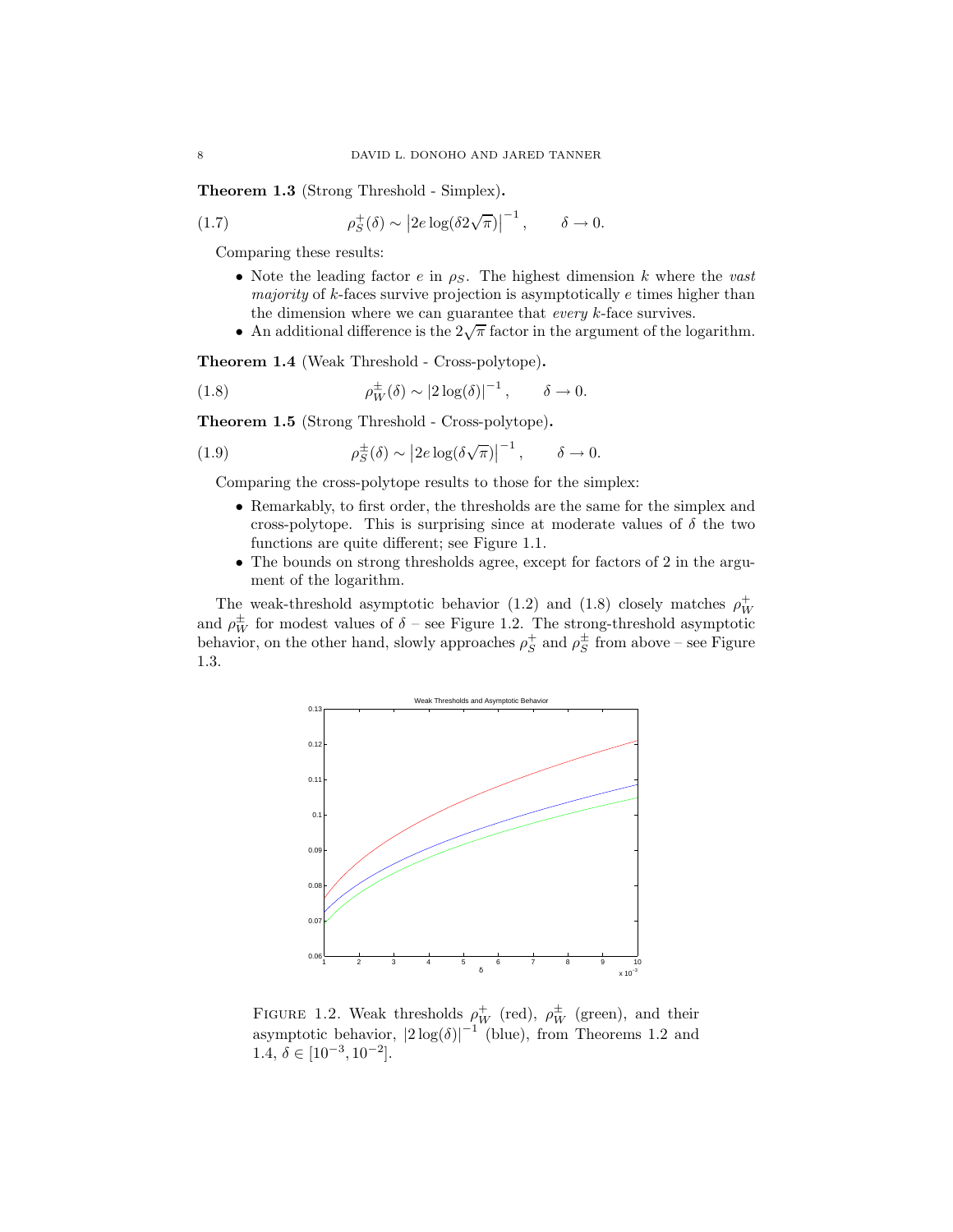**Theorem 1.3** (Strong Threshold - Simplex)**.**

$$\rho_S^+(\delta) \sim \left|2e \log(\delta 2\sqrt{\pi})\right|^{-1}, \qquad \delta \to 0. \tag{1.7}$$

Comparing these results:

- Note the leading factor $e$ in $\rho_S$. The highest dimension $k$ where the *vast majority* of $k$-faces survive projection is asymptotically $e$ times higher than the dimension where we can guarantee that *every* $k$-face survives.
- An additional difference is the $2\sqrt{\pi}$ factor in the argument of the logarithm.

**Theorem 1.4** (Weak Threshold - Cross-polytope)**.**

$$\rho_W^\pm(\delta) \sim \left|2 \log(\delta)\right|^{-1}, \qquad \delta \to 0. \tag{1.8}$$

**Theorem 1.5** (Strong Threshold - Cross-polytope)**.**

$$\rho_S^\pm(\delta) \sim \left|2e \log(\delta \sqrt{\pi})\right|^{-1}, \qquad \delta \to 0. \tag{1.9}$$

Comparing the cross-polytope results to those for the simplex:

- Remarkably, to first order, the thresholds are the same for the simplex and cross-polytope. This is surprising since at moderate values of $\delta$ the two functions are quite different; see Figure 1.1.
- The bounds on strong thresholds agree, except for factors of 2 in the argument of the logarithm.

The weak-threshold asymptotic behavior (1.2) and (1.8) closely matches $\rho_W^+$ and $\rho_W^\pm$ for modest values of $\delta$ – see Figure 1.2. The strong-threshold asymptotic behavior, on the other hand, slowly approaches $\rho_S^+$ and $\rho_S^\pm$ from above – see Figure 1.3.

FIGURE 1.2. Weak thresholds $\rho_W^+$ (red), $\rho_W^\pm$ (green), and their asymptotic behavior, $|2\log(\delta)|^{-1}$ (blue), from Theorems 1.2 and 1.4, $\delta \in [10^{-3}, 10^{-2}]$.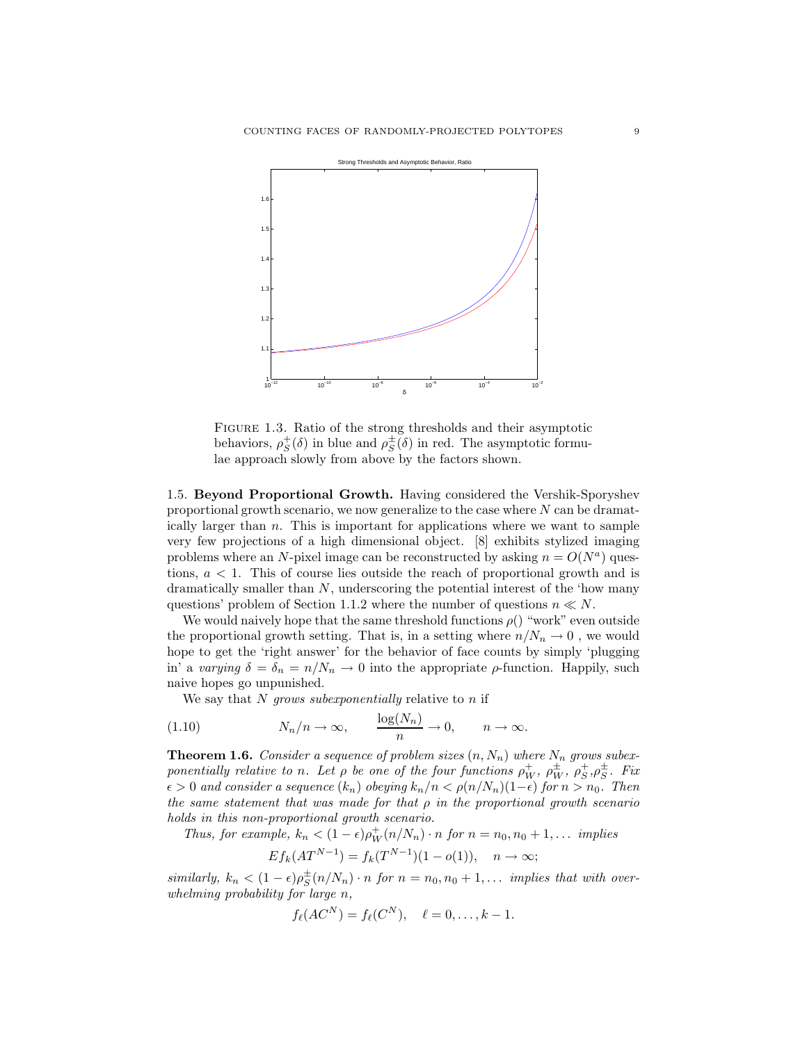FIGURE 1.3. Ratio of the strong thresholds and their asymptotic behaviors, $\rho_S^+(\delta)$ in blue and $\rho_S^\pm(\delta)$ in red. The asymptotic formulae approach slowly from above by the factors shown.

**1.5. Beyond Proportional Growth.** Having considered the Vershik-Sporyshev proportional growth scenario, we now generalize to the case where $N$ can be dramatically larger than $n$. This is important for applications where we want to sample very few projections of a high dimensional object. [8] exhibits stylized imaging problems where an $N$-pixel image can be reconstructed by asking $n = O(N^a)$ questions, $a < 1$. This of course lies outside the reach of proportional growth and is dramatically smaller than $N$, underscoring the potential interest of the 'how many questions' problem of Section 1.1.2 where the number of questions $n \ll N$.

We would naively hope that the same threshold functions $\rho()$ "work" even outside the proportional growth setting. That is, in a setting where $n/N_n \to 0$ , we would hope to get the 'right answer' for the behavior of face counts by simply 'plugging in' a *varying* $\delta = \delta_n = n/N_n \to 0$ into the appropriate $\rho$-function. Happily, such naive hopes go unpunished.

We say that $N$ *grows subexponentially* relative to $n$ if

$$N_n/n \to \infty, \qquad \frac{\log(N_n)}{n} \to 0, \qquad n \to \infty. \tag{1.10}$$

**Theorem 1.6.** *Consider a sequence of problem sizes $(n, N_n)$ where $N_n$ grows subexponentially relative to $n$. Let $\rho$ be one of the four functions $\rho_W^+$, $\rho_W^\pm$, $\rho_S^+$,$\rho_S^\pm$. Fix $\epsilon > 0$ and consider a sequence $(k_n)$ obeying $k_n/n < \rho(n/N_n)(1-\epsilon)$ for $n > n_0$. Then the same statement that was made for that $\rho$ in the proportional growth scenario holds in this non-proportional growth scenario.*

*Thus, for example, $k_n < (1-\epsilon)\rho_W^+(n/N_n) \cdot n$ for $n = n_0, n_0+1, \dots$ implies*

$$Ef_k(AT^{N-1}) = f_k(T^{N-1})(1 - o(1)), \quad n \to \infty;$$

*similarly, $k_n < (1-\epsilon)\rho_S^\pm(n/N_n) \cdot n$ for $n = n_0, n_0+1, \dots$ implies that with overwhelming probability for large $n$,*

$$f_\ell(AC^N) = f_\ell(C^N), \quad \ell = 0, \dots, k-1.$$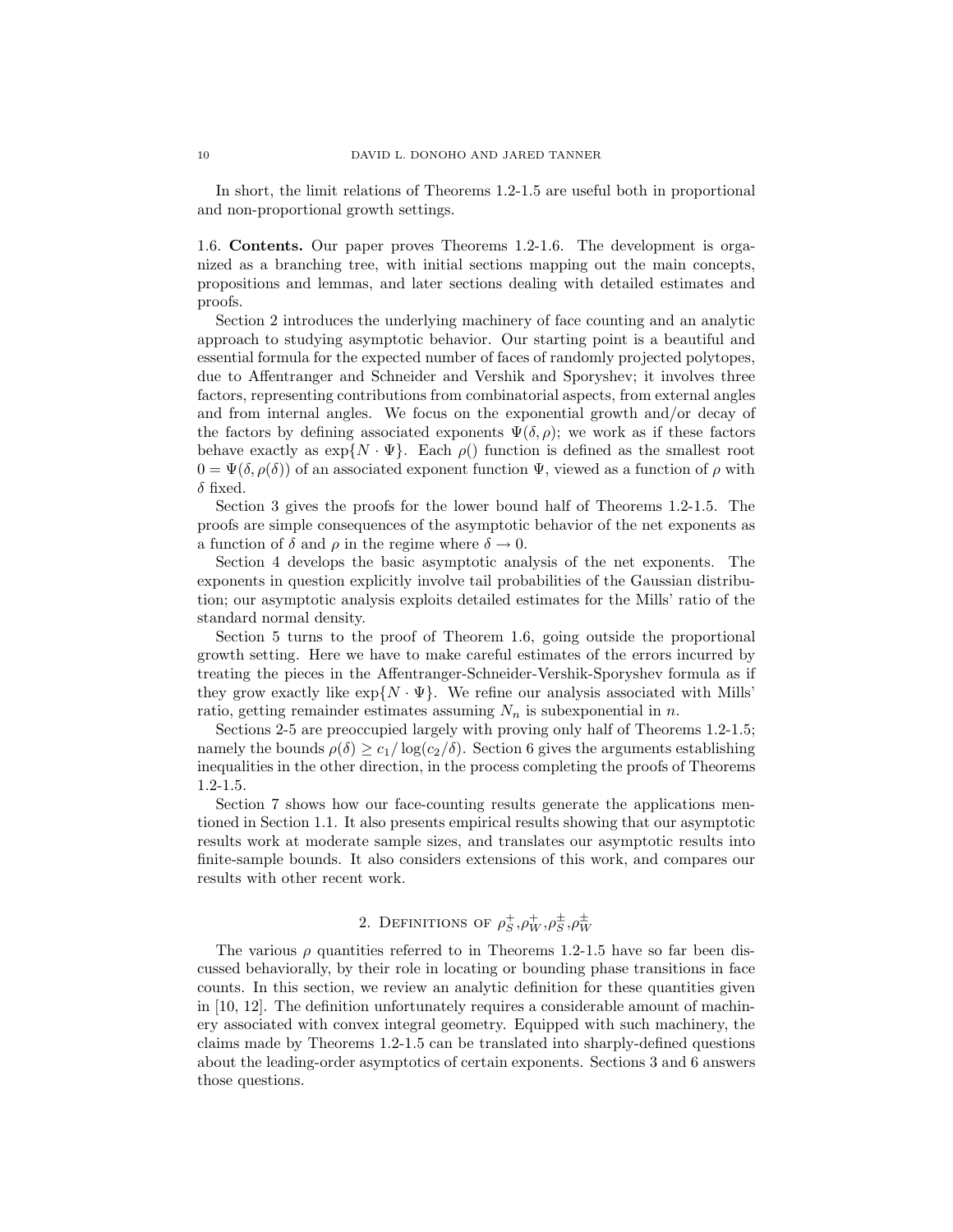In short, the limit relations of Theorems 1.2-1.5 are useful both in proportional and non-proportional growth settings.

**1.6. Contents.** Our paper proves Theorems 1.2-1.6. The development is organized as a branching tree, with initial sections mapping out the main concepts, propositions and lemmas, and later sections dealing with detailed estimates and proofs.

Section 2 introduces the underlying machinery of face counting and an analytic approach to studying asymptotic behavior. Our starting point is a beautiful and essential formula for the expected number of faces of randomly projected polytopes, due to Affentranger and Schneider and Vershik and Sporyshev; it involves three factors, representing contributions from combinatorial aspects, from external angles and from internal angles. We focus on the exponential growth and/or decay of the factors by defining associated exponents $\Psi(\delta,\rho)$; we work as if these factors behave exactly as $\exp\{N \cdot \Psi\}$. Each $\rho()$ function is defined as the smallest root $0 = \Psi(\delta, \rho(\delta))$ of an associated exponent function $\Psi$, viewed as a function of $\rho$ with $\delta$ fixed.

Section 3 gives the proofs for the lower bound half of Theorems 1.2-1.5. The proofs are simple consequences of the asymptotic behavior of the net exponents as a function of $\delta$ and $\rho$ in the regime where $\delta \to 0$.

Section 4 develops the basic asymptotic analysis of the net exponents. The exponents in question explicitly involve tail probabilities of the Gaussian distribution; our asymptotic analysis exploits detailed estimates for the Mills' ratio of the standard normal density.

Section 5 turns to the proof of Theorem 1.6, going outside the proportional growth setting. Here we have to make careful estimates of the errors incurred by treating the pieces in the Affentranger-Schneider-Vershik-Sporyshev formula as if they grow exactly like $\exp\{N \cdot \Psi\}$. We refine our analysis associated with Mills' ratio, getting remainder estimates assuming $N_n$ is subexponential in $n$.

Sections 2-5 are preoccupied largely with proving only half of Theorems 1.2-1.5; namely the bounds $\rho(\delta) \geq c_1/\log(c_2/\delta)$. Section 6 gives the arguments establishing inequalities in the other direction, in the process completing the proofs of Theorems 1.2-1.5.

Section 7 shows how our face-counting results generate the applications mentioned in Section 1.1. It also presents empirical results showing that our asymptotic results work at moderate sample sizes, and translates our asymptotic results into finite-sample bounds. It also considers extensions of this work, and compares our results with other recent work.

## 2. Definitions of $\rho_S^+, \rho_W^+, \rho_S^\pm, \rho_W^\pm$

The various $\rho$ quantities referred to in Theorems 1.2-1.5 have so far been discussed behaviorally, by their role in locating or bounding phase transitions in face counts. In this section, we review an analytic definition for these quantities given in [10, 12]. The definition unfortunately requires a considerable amount of machinery associated with convex integral geometry. Equipped with such machinery, the claims made by Theorems 1.2-1.5 can be translated into sharply-defined questions about the leading-order asymptotics of certain exponents. Sections 3 and 6 answers those questions.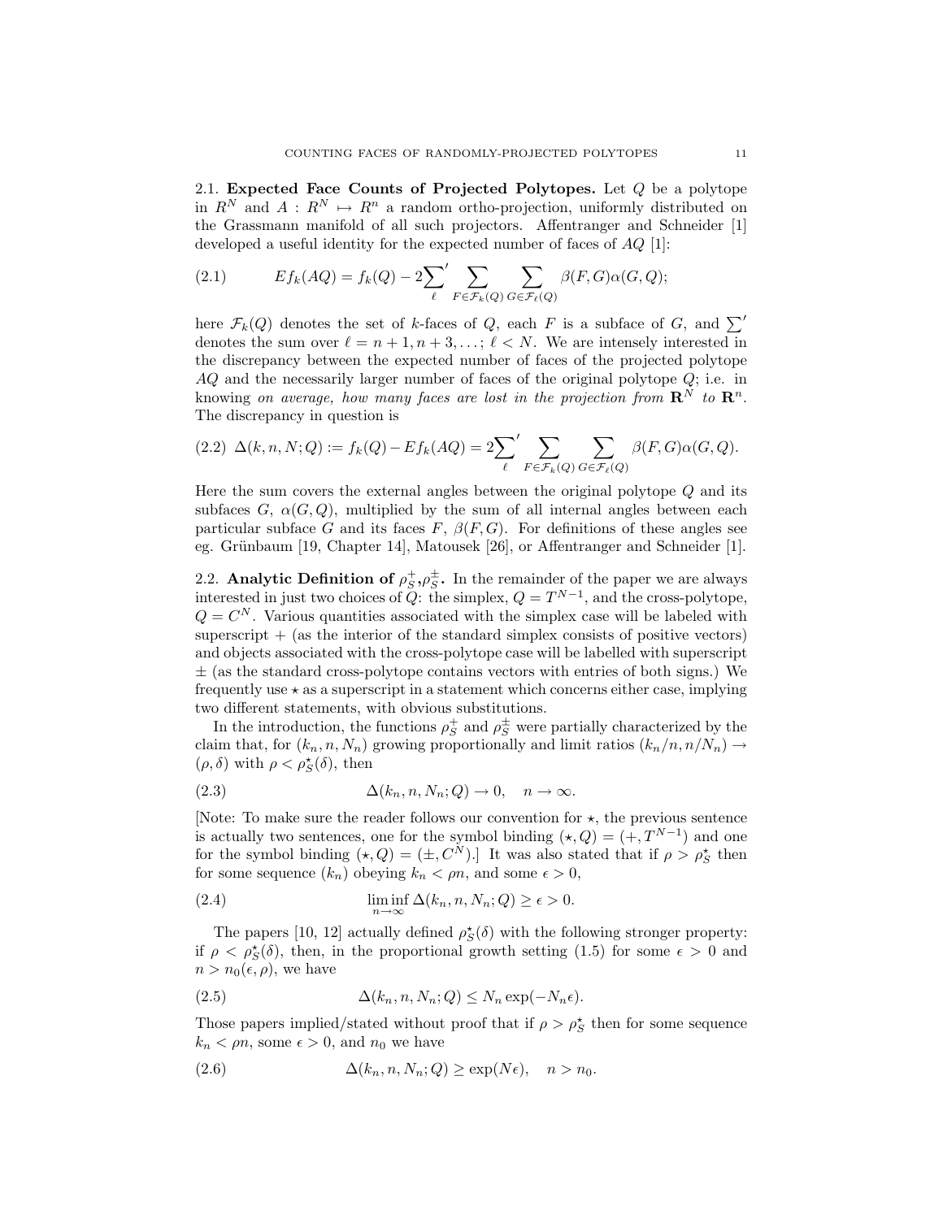**2.1. Expected Face Counts of Projected Polytopes.** Let $Q$ be a polytope in $R^N$ and $A : R^N \mapsto R^n$ a random ortho-projection, uniformly distributed on the Grassmann manifold of all such projectors. Affentranger and Schneider [1] developed a useful identity for the expected number of faces of $AQ$ [1]:

$$Ef_k(AQ) = f_k(Q) - 2{\sum_\ell}' \sum_{F \in \mathcal{F}_k(Q)} \sum_{G \in \mathcal{F}_\ell(Q)} \beta(F,G)\alpha(G,Q); \tag{2.1}$$

here $\mathcal{F}_k(Q)$ denotes the set of $k$-faces of $Q$, each $F$ is a subface of $G$, and $\sum'$ denotes the sum over $\ell = n+1, n+3, \ldots;\ \ell < N$. We are intensely interested in the discrepancy between the expected number of faces of the projected polytope $AQ$ and the necessarily larger number of faces of the original polytope $Q$; i.e. in knowing *on average, how many faces are lost in the projection from* $\mathbf{R}^N$ *to* $\mathbf{R}^n$. The discrepancy in question is

$$\Delta(k,n,N;Q) := f_k(Q) - Ef_k(AQ) = 2{\sum_\ell}' \sum_{F \in \mathcal{F}_k(Q)} \sum_{G \in \mathcal{F}_\ell(Q)} \beta(F,G)\alpha(G,Q). \tag{2.2}$$

Here the sum covers the external angles between the original polytope $Q$ and its subfaces $G$, $\alpha(G,Q)$, multiplied by the sum of all internal angles between each particular subface $G$ and its faces $F$, $\beta(F,G)$. For definitions of these angles see eg. Grünbaum [19, Chapter 14], Matousek [26], or Affentranger and Schneider [1].

**2.2. Analytic Definition of $\rho_S^+$, $\rho_S^\pm$.** In the remainder of the paper we are always interested in just two choices of $Q$: the simplex, $Q = T^{N-1}$, and the cross-polytope, $Q = C^N$. Various quantities associated with the simplex case will be labeled with superscript $+$ (as the interior of the standard simplex consists of positive vectors) and objects associated with the cross-polytope case will be labelled with superscript $\pm$ (as the standard cross-polytope contains vectors with entries of both signs.) We frequently use $\star$ as a superscript in a statement which concerns either case, implying two different statements, with obvious substitutions.

In the introduction, the functions $\rho_S^+$ and $\rho_S^\pm$ were partially characterized by the claim that, for $(k_n, n, N_n)$ growing proportionally and limit ratios $(k_n/n, n/N_n) \to (\rho, \delta)$ with $\rho < \rho_S^\star(\delta)$, then

$$\Delta(k_n, n, N_n; Q) \to 0, \quad n \to \infty. \tag{2.3}$$

[Note: To make sure the reader follows our convention for $\star$, the previous sentence is actually two sentences, one for the symbol binding $(\star, Q) = (+, T^{N-1})$ and one for the symbol binding $(\star, Q) = (\pm, C^N)$.] It was also stated that if $\rho > \rho_S^\star$ then for some sequence $(k_n)$ obeying $k_n < \rho n$, and some $\epsilon > 0$,

$$\liminf_{n \to \infty} \Delta(k_n, n, N_n; Q) \geq \epsilon > 0. \tag{2.4}$$

The papers [10, 12] actually defined $\rho_S^\star(\delta)$ with the following stronger property: if $\rho < \rho_S^\star(\delta)$, then, in the proportional growth setting (1.5) for some $\epsilon > 0$ and $n > n_0(\epsilon, \rho)$, we have

$$\Delta(k_n, n, N_n; Q) \leq N_n \exp(-N_n \epsilon). \tag{2.5}$$

Those papers implied/stated without proof that if $\rho > \rho_S^\star$ then for some sequence $k_n < \rho n$, some $\epsilon > 0$, and $n_0$ we have

$$\Delta(k_n, n, N_n; Q) \geq \exp(N\epsilon), \quad n > n_0. \tag{2.6}$$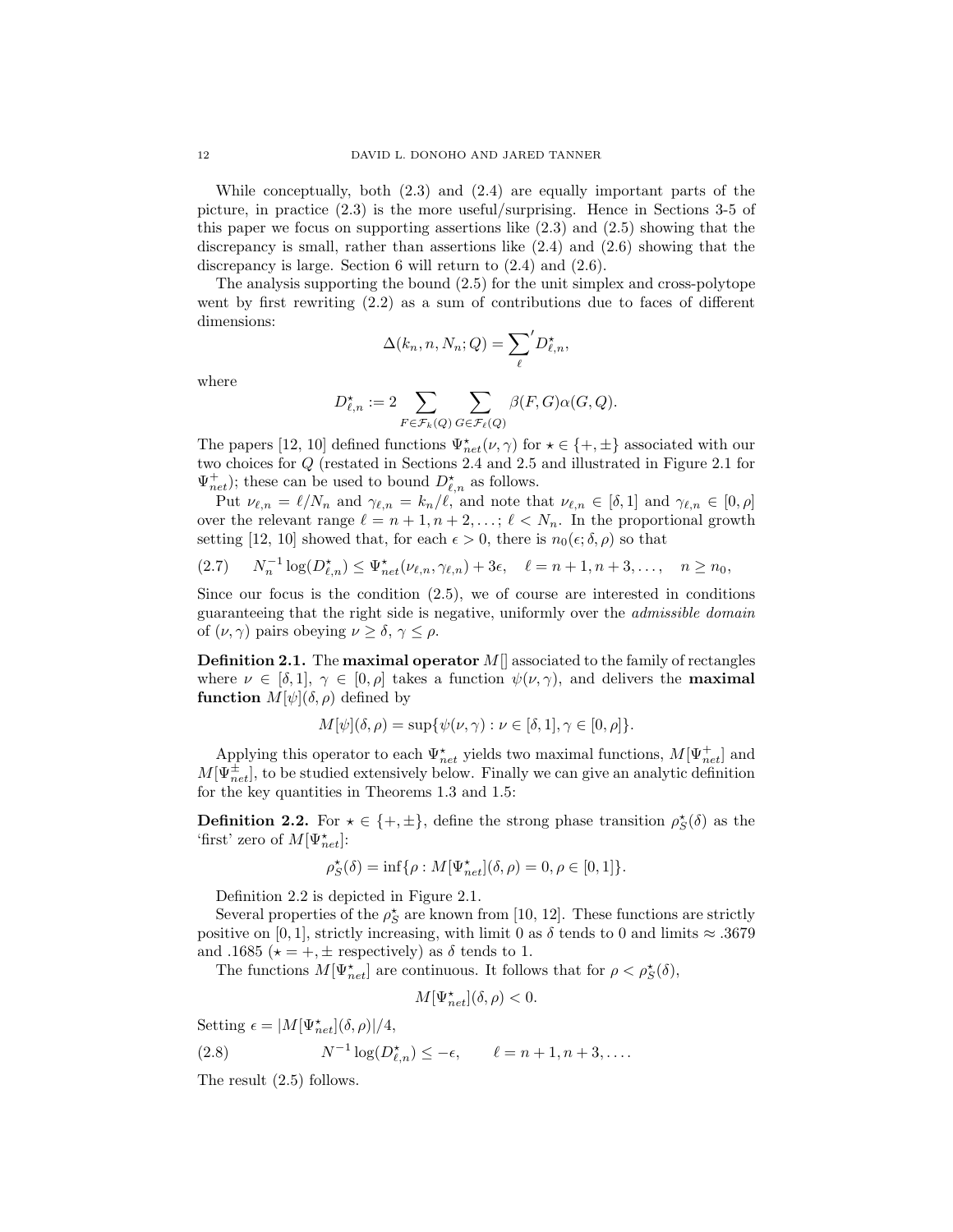While conceptually, both (2.3) and (2.4) are equally important parts of the picture, in practice (2.3) is the more useful/surprising. Hence in Sections 3-5 of this paper we focus on supporting assertions like (2.3) and (2.5) showing that the discrepancy is small, rather than assertions like (2.4) and (2.6) showing that the discrepancy is large. Section 6 will return to (2.4) and (2.6).

The analysis supporting the bound (2.5) for the unit simplex and cross-polytope went by first rewriting (2.2) as a sum of contributions due to faces of different dimensions:

$$\Delta(k_n, n, N_n; Q) = {\sum_{\ell}}' D^{\star}_{\ell,n},$$

where

$$D^{\star}_{\ell,n} := 2 \sum_{F \in \mathcal{F}_k(Q)} \sum_{G \in \mathcal{F}_\ell(Q)} \beta(F,G)\alpha(G,Q).$$

The papers [12, 10] defined functions $\Psi^{\star}_{net}(\nu,\gamma)$ for $\star \in \{+,\pm\}$ associated with our two choices for $Q$ (restated in Sections 2.4 and 2.5 and illustrated in Figure 2.1 for $\Psi^{+}_{net}$); these can be used to bound $D^{\star}_{\ell,n}$ as follows.

Put $\nu_{\ell,n} = \ell/N_n$ and $\gamma_{\ell,n} = k_n/\ell$, and note that $\nu_{\ell,n} \in [\delta, 1]$ and $\gamma_{\ell,n} \in [0, \rho]$ over the relevant range $\ell = n+1, n+2, \ldots; \ell < N_n$. In the proportional growth setting [12, 10] showed that, for each $\epsilon > 0$, there is $n_0(\epsilon; \delta, \rho)$ so that

$$N_n^{-1} \log(D^{\star}_{\ell,n}) \leq \Psi^{\star}_{net}(\nu_{\ell,n}, \gamma_{\ell,n}) + 3\epsilon, \quad \ell = n+1, n+3, \ldots, \quad n \geq n_0, \tag{2.7}$$

Since our focus is the condition (2.5), we of course are interested in conditions guaranteeing that the right side is negative, uniformly over the *admissible domain* of $(\nu, \gamma)$ pairs obeying $\nu \geq \delta$, $\gamma \leq \rho$.

**Definition 2.1.** The **maximal operator** $M[]$ associated to the family of rectangles where $\nu \in [\delta, 1]$, $\gamma \in [0, \rho]$ takes a function $\psi(\nu, \gamma)$, and delivers the **maximal function** $M[\psi](\delta, \rho)$ defined by

$$M[\psi](\delta, \rho) = \sup\{\psi(\nu, \gamma) : \nu \in [\delta, 1], \gamma \in [0, \rho]\}.$$

Applying this operator to each $\Psi^{\star}_{net}$ yields two maximal functions, $M[\Psi^{+}_{net}]$ and $M[\Psi^{\pm}_{net}]$, to be studied extensively below. Finally we can give an analytic definition for the key quantities in Theorems 1.3 and 1.5:

**Definition 2.2.** For $\star \in \{+, \pm\}$, define the strong phase transition $\rho^{\star}_S(\delta)$ as the 'first' zero of $M[\Psi^{\star}_{net}]$:

$$\rho^{\star}_S(\delta) = \inf\{\rho : M[\Psi^{\star}_{net}](\delta, \rho) = 0, \rho \in [0, 1]\}.$$

Definition 2.2 is depicted in Figure 2.1.

Several properties of the $\rho^{\star}_S$ are known from [10, 12]. These functions are strictly positive on $[0, 1]$, strictly increasing, with limit 0 as $\delta$ tends to 0 and limits $\approx .3679$ and $.1685$ ($\star = +, \pm$ respectively) as $\delta$ tends to 1.

The functions $M[\Psi^{\star}_{net}]$ are continuous. It follows that for $\rho < \rho^{\star}_S(\delta)$,

$$M[\Psi^{\star}_{net}](\delta, \rho) < 0.$$

Setting $\epsilon = |M[\Psi^{\star}_{net}](\delta, \rho)|/4$,

$$N^{-1} \log(D^{\star}_{\ell,n}) \leq -\epsilon, \qquad \ell = n+1, n+3, \ldots. \tag{2.8}$$

The result (2.5) follows.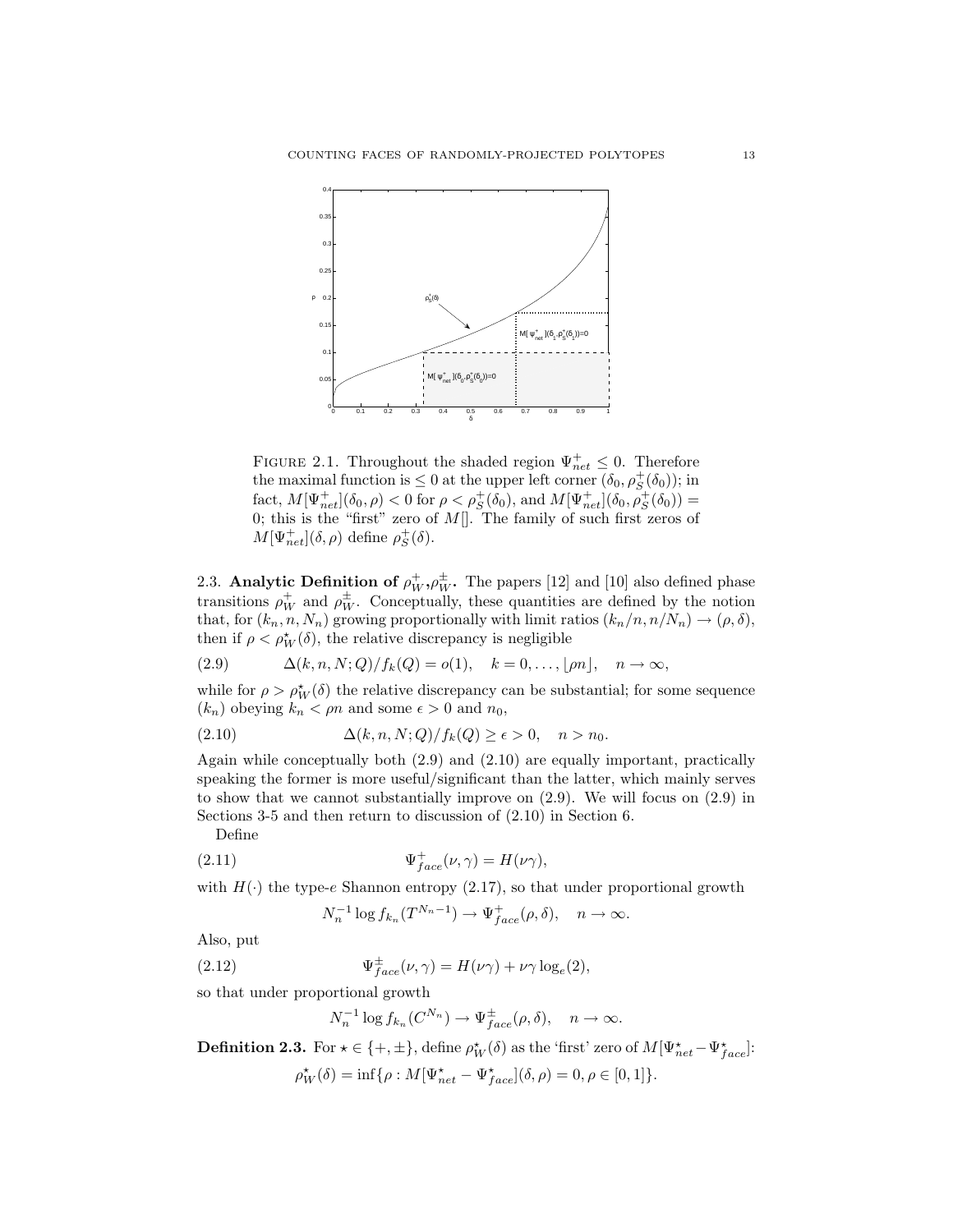FIGURE 2.1. Throughout the shaded region $\Psi^+_{net} \leq 0$. Therefore the maximal function is $\leq 0$ at the upper left corner $(\delta_0, \rho^+_S(\delta_0))$; in fact, $M[\Psi^+_{net}](\delta_0, \rho) < 0$ for $\rho < \rho^+_S(\delta_0)$, and $M[\Psi^+_{net}](\delta_0, \rho^+_S(\delta_0)) = 0$; this is the "first" zero of $M[]$. The family of such first zeros of $M[\Psi^+_{net}](\delta, \rho)$ define $\rho^+_S(\delta)$.

2.3. **Analytic Definition of $\rho^+_W$,$\rho^\pm_W$.** The papers [12] and [10] also defined phase transitions $\rho^+_W$ and $\rho^\pm_W$. Conceptually, these quantities are defined by the notion that, for $(k_n, n, N_n)$ growing proportionally with limit ratios $(k_n/n, n/N_n) \to (\rho, \delta)$, then if $\rho < \rho^\star_W(\delta)$, the relative discrepancy is negligible

$$\Delta(k, n, N; Q)/f_k(Q) = o(1), \quad k = 0, \ldots, \lfloor \rho n \rfloor, \quad n \to \infty, \tag{2.9}$$

while for $\rho > \rho^\star_W(\delta)$ the relative discrepancy can be substantial; for some sequence $(k_n)$ obeying $k_n < \rho n$ and some $\epsilon > 0$ and $n_0$,

$$\Delta(k, n, N; Q)/f_k(Q) \geq \epsilon > 0, \quad n > n_0. \tag{2.10}$$

Again while conceptually both (2.9) and (2.10) are equally important, practically speaking the former is more useful/significant than the latter, which mainly serves to show that we cannot substantially improve on (2.9). We will focus on (2.9) in Sections 3-5 and then return to discussion of (2.10) in Section 6.

Define

$$\Psi^+_{face}(\nu, \gamma) = H(\nu\gamma), \tag{2.11}$$

with $H(\cdot)$ the type-$e$ Shannon entropy (2.17), so that under proportional growth

$$N_n^{-1} \log f_{k_n}(T^{N_n - 1}) \to \Psi^+_{face}(\rho, \delta), \quad n \to \infty.$$

Also, put

$$\Psi^\pm_{face}(\nu, \gamma) = H(\nu\gamma) + \nu\gamma \log_e(2), \tag{2.12}$$

so that under proportional growth

$$N_n^{-1} \log f_{k_n}(C^{N_n}) \to \Psi^\pm_{face}(\rho, \delta), \quad n \to \infty.$$

**Definition 2.3.** For $\star \in \{+, \pm\}$, define $\rho^\star_W(\delta)$ as the 'first' zero of $M[\Psi^\star_{net} - \Psi^\star_{face}]$:

$$\rho^\star_W(\delta) = \inf\{\rho : M[\Psi^\star_{net} - \Psi^\star_{face}](\delta, \rho) = 0, \rho \in [0, 1]\}.$$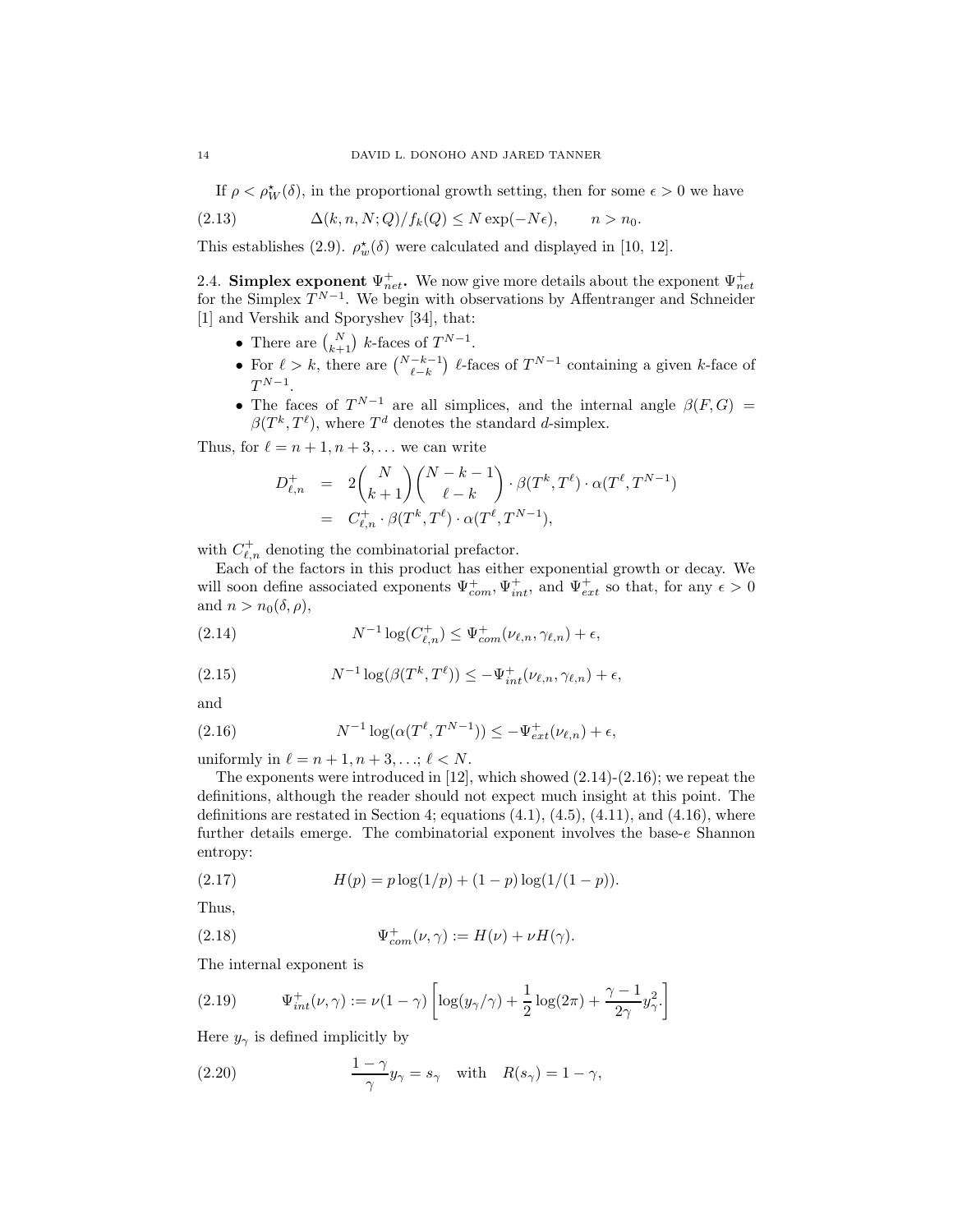If $\rho < \rho^\star_W(\delta)$, in the proportional growth setting, then for some $\epsilon > 0$ we have

$$\Delta(k, n, N; Q)/f_k(Q) \le N \exp(-N\epsilon), \qquad n > n_0. \tag{2.13}$$

This establishes (2.9). $\rho^\star_w(\delta)$ were calculated and displayed in [10, 12].

2.4. **Simplex exponent $\Psi^+_{net}$.** We now give more details about the exponent $\Psi^+_{net}$ for the Simplex $T^{N-1}$. We begin with observations by Affentranger and Schneider [1] and Vershik and Sporyshev [34], that:

- There are $\binom{N}{k+1}$ $k$-faces of $T^{N-1}$.
- For $\ell > k$, there are $\binom{N-k-1}{\ell-k}$ $\ell$-faces of $T^{N-1}$ containing a given $k$-face of $T^{N-1}$.
- The faces of $T^{N-1}$ are all simplices, and the internal angle $\beta(F,G) = \beta(T^k, T^\ell)$, where $T^d$ denotes the standard $d$-simplex.

Thus, for $\ell = n+1, n+3, \ldots$ we can write

$$\begin{aligned} D^+_{\ell,n} &= 2\binom{N}{k+1}\binom{N-k-1}{\ell-k} \cdot \beta(T^k, T^\ell) \cdot \alpha(T^\ell, T^{N-1}) \\ &= C^+_{\ell,n} \cdot \beta(T^k, T^\ell) \cdot \alpha(T^\ell, T^{N-1}), \end{aligned}$$

with $C^+_{\ell,n}$ denoting the combinatorial prefactor.

Each of the factors in this product has either exponential growth or decay. We will soon define associated exponents $\Psi^+_{com}, \Psi^+_{int}$, and $\Psi^+_{ext}$ so that, for any $\epsilon > 0$ and $n > n_0(\delta, \rho)$,

$$N^{-1}\log(C^+_{\ell,n}) \le \Psi^+_{com}(\nu_{\ell,n}, \gamma_{\ell,n}) + \epsilon, \tag{2.14}$$

$$N^{-1}\log(\beta(T^k, T^\ell)) \le -\Psi^+_{int}(\nu_{\ell,n}, \gamma_{\ell,n}) + \epsilon, \tag{2.15}$$

and

$$N^{-1}\log(\alpha(T^\ell, T^{N-1})) \le -\Psi^+_{ext}(\nu_{\ell,n}) + \epsilon, \tag{2.16}$$

uniformly in $\ell = n+1, n+3, \ldots; \ell < N$.

The exponents were introduced in [12], which showed (2.14)-(2.16); we repeat the definitions, although the reader should not expect much insight at this point. The definitions are restated in Section 4; equations (4.1), (4.5), (4.11), and (4.16), where further details emerge. The combinatorial exponent involves the base-$e$ Shannon entropy:

$$H(p) = p\log(1/p) + (1-p)\log(1/(1-p)). \tag{2.17}$$

Thus,

$$\Psi^+_{com}(\nu, \gamma) := H(\nu) + \nu H(\gamma). \tag{2.18}$$

The internal exponent is

$$\Psi^+_{int}(\nu, \gamma) := \nu(1-\gamma)\left[\log(y_\gamma/\gamma) + \frac{1}{2}\log(2\pi) + \frac{\gamma-1}{2\gamma}y_\gamma^2.\right] \tag{2.19}$$

Here $y_\gamma$ is defined implicitly by

$$\frac{1-\gamma}{\gamma}y_\gamma = s_\gamma \quad \text{with} \quad R(s_\gamma) = 1-\gamma, \tag{2.20}$$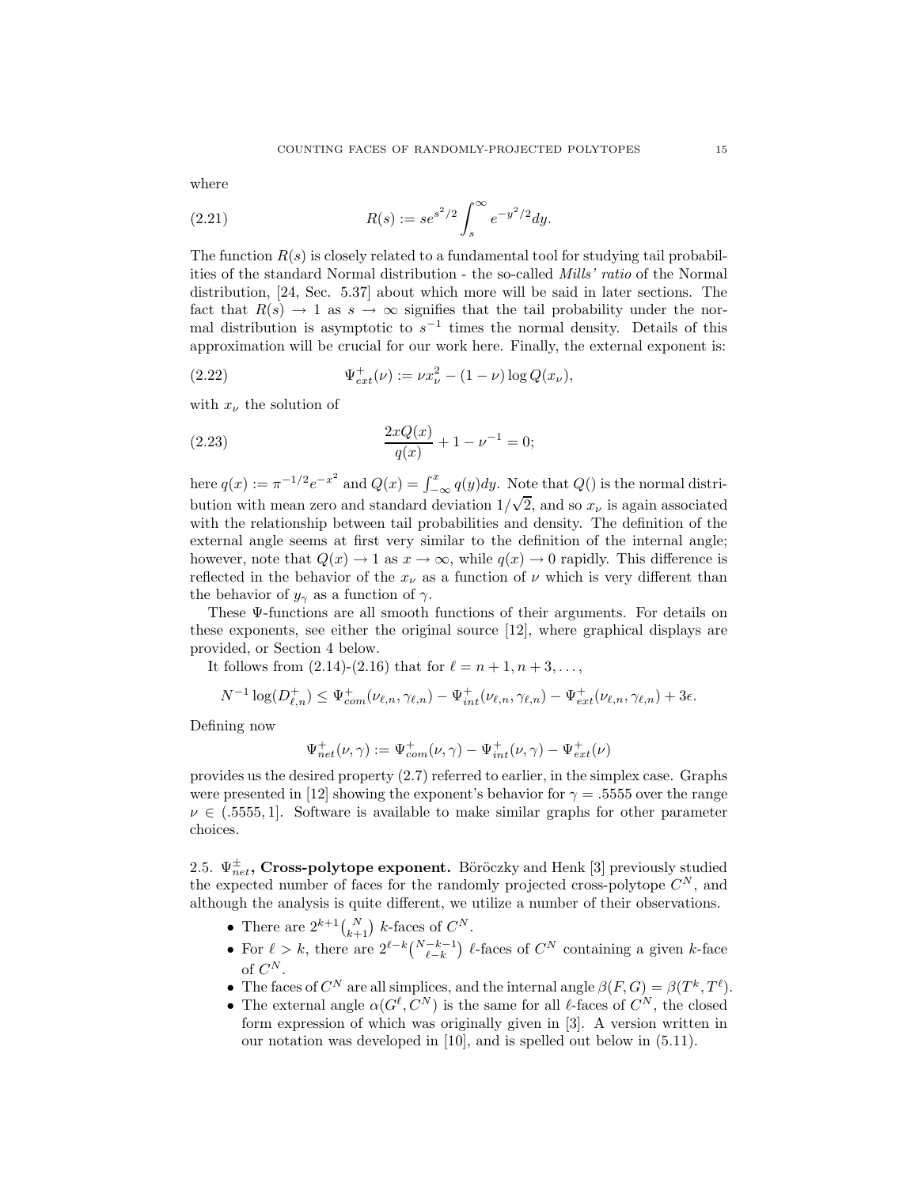where

$$R(s) := se^{s^2/2} \int_s^\infty e^{-y^2/2} dy. \tag{2.21}$$

The function $R(s)$ is closely related to a fundamental tool for studying tail probabilities of the standard Normal distribution - the so-called *Mills' ratio* of the Normal distribution, [24, Sec. 5.37] about which more will be said in later sections. The fact that $R(s) \to 1$ as $s \to \infty$ signifies that the tail probability under the normal distribution is asymptotic to $s^{-1}$ times the normal density. Details of this approximation will be crucial for our work here. Finally, the external exponent is:

$$\Psi^+_{ext}(\nu) := \nu x_\nu^2 - (1 - \nu) \log Q(x_\nu), \tag{2.22}$$

with $x_\nu$ the solution of

$$\frac{2xQ(x)}{q(x)} + 1 - \nu^{-1} = 0; \tag{2.23}$$

here $q(x) := \pi^{-1/2} e^{-x^2}$ and $Q(x) = \int_{-\infty}^x q(y)dy$. Note that $Q()$ is the normal distribution with mean zero and standard deviation $1/\sqrt{2}$, and so $x_\nu$ is again associated with the relationship between tail probabilities and density. The definition of the external angle seems at first very similar to the definition of the internal angle; however, note that $Q(x) \to 1$ as $x \to \infty$, while $q(x) \to 0$ rapidly. This difference is reflected in the behavior of the $x_\nu$ as a function of $\nu$ which is very different than the behavior of $y_\gamma$ as a function of $\gamma$.

These $\Psi$-functions are all smooth functions of their arguments. For details on these exponents, see either the original source [12], where graphical displays are provided, or Section 4 below.

It follows from (2.14)-(2.16) that for $\ell = n+1, n+3, \ldots$,

$$N^{-1} \log(D^+_{\ell,n}) \le \Psi^+_{com}(\nu_{\ell,n}, \gamma_{\ell,n}) - \Psi^+_{int}(\nu_{\ell,n}, \gamma_{\ell,n}) - \Psi^+_{ext}(\nu_{\ell,n}, \gamma_{\ell,n}) + 3\epsilon.$$

Defining now

$$\Psi^+_{net}(\nu, \gamma) := \Psi^+_{com}(\nu, \gamma) - \Psi^+_{int}(\nu, \gamma) - \Psi^+_{ext}(\nu)$$

provides us the desired property (2.7) referred to earlier, in the simplex case. Graphs were presented in [12] showing the exponent's behavior for $\gamma = .5555$ over the range $\nu \in (.5555, 1]$. Software is available to make similar graphs for other parameter choices.

### 2.5. $\Psi^\pm_{net}$, Cross-polytope exponent.

Böröczky and Henk [3] previously studied the expected number of faces for the randomly projected cross-polytope $C^N$, and although the analysis is quite different, we utilize a number of their observations.

- There are $2^{k+1}\binom{N}{k+1}$ $k$-faces of $C^N$.
- For $\ell > k$, there are $2^{\ell-k}\binom{N-k-1}{\ell-k}$ $\ell$-faces of $C^N$ containing a given $k$-face of $C^N$.
- The faces of $C^N$ are all simplices, and the internal angle $\beta(F, G) = \beta(T^k, T^\ell)$.
- The external angle $\alpha(G^\ell, C^N)$ is the same for all $\ell$-faces of $C^N$, the closed form expression of which was originally given in [3]. A version written in our notation was developed in [10], and is spelled out below in (5.11).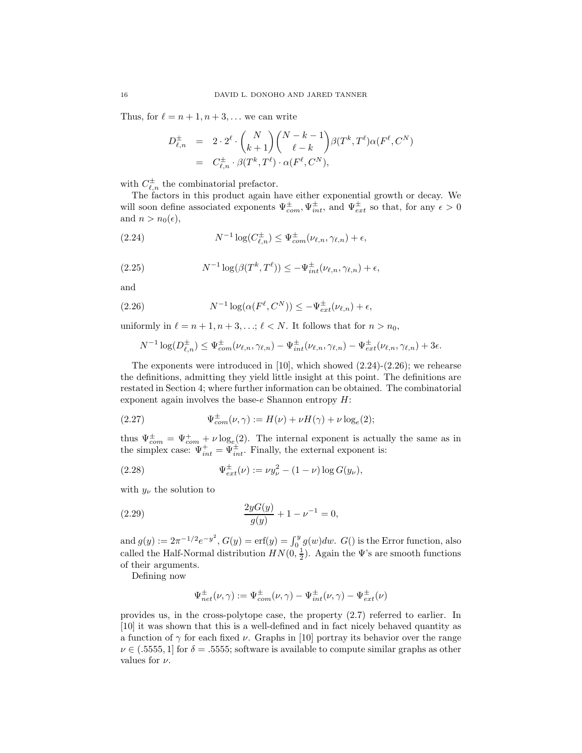Thus, for $\ell = n+1, n+3, \ldots$ we can write

$$
\begin{aligned}
D^{\pm}_{\ell,n} &= 2 \cdot 2^{\ell} \cdot \binom{N}{k+1} \binom{N-k-1}{\ell-k} \beta(T^k, T^\ell) \alpha(F^\ell, C^N) \\
&= C^{\pm}_{\ell,n} \cdot \beta(T^k, T^\ell) \cdot \alpha(F^\ell, C^N),
\end{aligned}
$$

with $C^{\pm}_{\ell,n}$ the combinatorial prefactor.

The factors in this product again have either exponential growth or decay. We will soon define associated exponents $\Psi^{\pm}_{com}, \Psi^{\pm}_{int}$, and $\Psi^{\pm}_{ext}$ so that, for any $\epsilon > 0$ and $n > n_0(\epsilon)$,

$$
N^{-1} \log(C^{\pm}_{\ell,n}) \leq \Psi^{\pm}_{com}(\nu_{\ell,n}, \gamma_{\ell,n}) + \epsilon, \tag{2.24}
$$

$$
N^{-1} \log(\beta(T^k, T^\ell)) \leq -\Psi^{\pm}_{int}(\nu_{\ell,n}, \gamma_{\ell,n}) + \epsilon, \tag{2.25}
$$

and

$$
N^{-1} \log(\alpha(F^\ell, C^N)) \leq -\Psi^{\pm}_{ext}(\nu_{\ell,n}) + \epsilon, \tag{2.26}
$$

uniformly in $\ell = n+1, n+3, \ldots$; $\ell < N$. It follows that for $n > n_0$,

$$
N^{-1} \log(D^{\pm}_{\ell,n}) \leq \Psi^{\pm}_{com}(\nu_{\ell,n}, \gamma_{\ell,n}) - \Psi^{\pm}_{int}(\nu_{\ell,n}, \gamma_{\ell,n}) - \Psi^{\pm}_{ext}(\nu_{\ell,n}, \gamma_{\ell,n}) + 3\epsilon.
$$

The exponents were introduced in [10], which showed (2.24)-(2.26); we rehearse the definitions, admitting they yield little insight at this point. The definitions are restated in Section 4; where further information can be obtained. The combinatorial exponent again involves the base-$e$ Shannon entropy $H$:

$$
\Psi^{\pm}_{com}(\nu, \gamma) := H(\nu) + \nu H(\gamma) + \nu \log_e(2); \tag{2.27}
$$

thus $\Psi^{\pm}_{com} = \Psi^{+}_{com} + \nu \log_e(2)$. The internal exponent is actually the same as in the simplex case: $\Psi^{+}_{int} = \Psi^{\pm}_{int}$. Finally, the external exponent is:

$$
\Psi^{\pm}_{ext}(\nu) := \nu y_\nu^2 - (1-\nu) \log G(y_\nu), \tag{2.28}
$$

with $y_\nu$ the solution to

$$
\frac{2yG(y)}{g(y)} + 1 - \nu^{-1} = 0, \tag{2.29}
$$

and $g(y) := 2\pi^{-1/2} e^{-y^2}$, $G(y) = \text{erf}(y) = \int_0^y g(w)dw$. $G()$ is the Error function, also called the Half-Normal distribution $HN(0, \frac{1}{2})$. Again the $\Psi$'s are smooth functions of their arguments.

Defining now

$$
\Psi^{\pm}_{net}(\nu, \gamma) := \Psi^{\pm}_{com}(\nu, \gamma) - \Psi^{\pm}_{int}(\nu, \gamma) - \Psi^{\pm}_{ext}(\nu)
$$

provides us, in the cross-polytope case, the property (2.7) referred to earlier. In [10] it was shown that this is a well-defined and in fact nicely behaved quantity as a function of $\gamma$ for each fixed $\nu$. Graphs in [10] portray its behavior over the range $\nu \in (.5555, 1]$ for $\delta = .5555$; software is available to compute similar graphs as other values for $\nu$.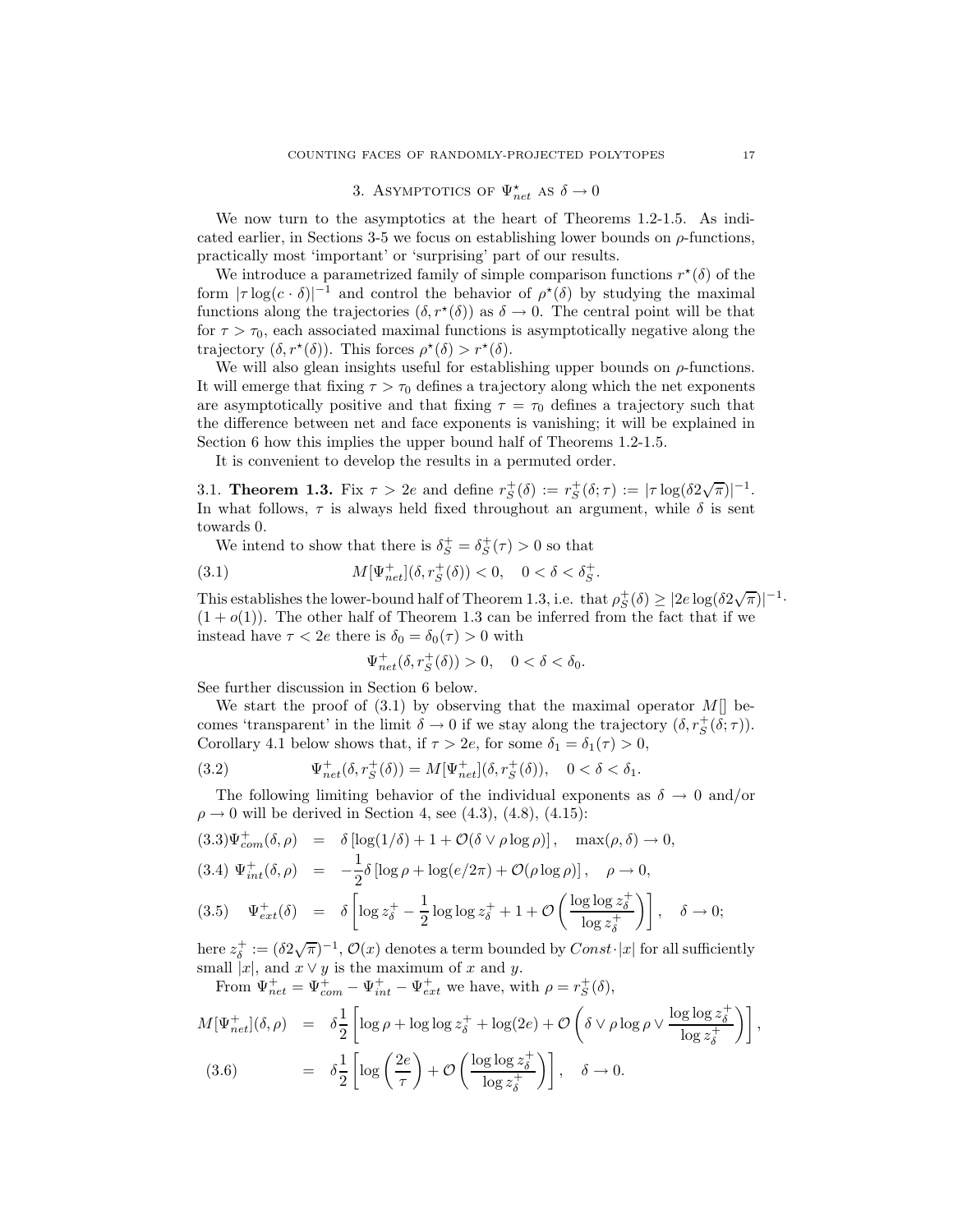## 3. Asymptotics of $\Psi^\star_{net}$ as $\delta \to 0$

We now turn to the asymptotics at the heart of Theorems 1.2-1.5. As indicated earlier, in Sections 3-5 we focus on establishing lower bounds on $\rho$-functions, practically most 'important' or 'surprising' part of our results.

We introduce a parametrized family of simple comparison functions $r^\star(\delta)$ of the form $|\tau \log(c \cdot \delta)|^{-1}$ and control the behavior of $\rho^\star(\delta)$ by studying the maximal functions along the trajectories $(\delta, r^\star(\delta))$ as $\delta \to 0$. The central point will be that for $\tau > \tau_0$, each associated maximal functions is asymptotically negative along the trajectory $(\delta, r^\star(\delta))$. This forces $\rho^\star(\delta) > r^\star(\delta)$.

We will also glean insights useful for establishing upper bounds on $\rho$-functions. It will emerge that fixing $\tau > \tau_0$ defines a trajectory along which the net exponents are asymptotically positive and that fixing $\tau = \tau_0$ defines a trajectory such that the difference between net and face exponents is vanishing; it will be explained in Section 6 how this implies the upper bound half of Theorems 1.2-1.5.

It is convenient to develop the results in a permuted order.

### 3.1. Theorem 1.3.

Fix $\tau > 2e$ and define $r_S^+(\delta) := r_S^+(\delta;\tau) := |\tau \log(\delta 2\sqrt{\pi})|^{-1}$. In what follows, $\tau$ is always held fixed throughout an argument, while $\delta$ is sent towards 0.

We intend to show that there is $\delta_S^+ = \delta_S^+(\tau) > 0$ so that

$$M[\Psi^+_{net}](\delta, r_S^+(\delta)) < 0, \quad 0 < \delta < \delta_S^+. \tag{3.1}$$

This establishes the lower-bound half of Theorem 1.3, i.e. that $\rho_S^+(\delta) \geq |2e\log(\delta 2\sqrt{\pi})|^{-1} \cdot (1 + o(1))$. The other half of Theorem 1.3 can be inferred from the fact that if we instead have $\tau < 2e$ there is $\delta_0 = \delta_0(\tau) > 0$ with

$$\Psi^+_{net}(\delta, r_S^+(\delta)) > 0, \quad 0 < \delta < \delta_0.$$

See further discussion in Section 6 below.

We start the proof of (3.1) by observing that the maximal operator $M[]$ becomes 'transparent' in the limit $\delta \to 0$ if we stay along the trajectory $(\delta, r_S^+(\delta;\tau))$. Corollary 4.1 below shows that, if $\tau > 2e$, for some $\delta_1 = \delta_1(\tau) > 0$,

$$\Psi^+_{net}(\delta, r_S^+(\delta)) = M[\Psi^+_{net}](\delta, r_S^+(\delta)), \quad 0 < \delta < \delta_1. \tag{3.2}$$

The following limiting behavior of the individual exponents as $\delta \to 0$ and/or $\rho \to 0$ will be derived in Section 4, see (4.3), (4.8), (4.15):

$$\Psi^+_{com}(\delta, \rho) = \delta\left[\log(1/\delta) + 1 + \mathcal{O}(\delta \vee \rho\log\rho)\right], \quad \max(\rho, \delta) \to 0, \tag{3.3}$$

$$\Psi^+_{int}(\delta, \rho) = -\frac{1}{2}\delta\left[\log\rho + \log(e/2\pi) + \mathcal{O}(\rho\log\rho)\right], \quad \rho \to 0, \tag{3.4}$$

$$\Psi^+_{ext}(\delta) = \delta\left[\log z_\delta^+ - \frac{1}{2}\log\log z_\delta^+ + 1 + \mathcal{O}\left(\frac{\log\log z_\delta^+}{\log z_\delta^+}\right)\right], \quad \delta \to 0; \tag{3.5}$$

here $z_\delta^+ := (\delta 2\sqrt{\pi})^{-1}$, $\mathcal{O}(x)$ denotes a term bounded by $Const \cdot |x|$ for all sufficiently small $|x|$, and $x \vee y$ is the maximum of $x$ and $y$.

From $\Psi^+_{net} = \Psi^+_{com} - \Psi^+_{int} - \Psi^+_{ext}$ we have, with $\rho = r_S^+(\delta)$,

$$
\begin{aligned}
M[\Psi^+_{net}](\delta, \rho) &= \delta\frac{1}{2}\left[\log\rho + \log\log z_\delta^+ + \log(2e) + \mathcal{O}\left(\delta \vee \rho\log\rho \vee \frac{\log\log z_\delta^+}{\log z_\delta^+}\right)\right], \\
&= \delta\frac{1}{2}\left[\log\left(\frac{2e}{\tau}\right) + \mathcal{O}\left(\frac{\log\log z_\delta^+}{\log z_\delta^+}\right)\right], \quad \delta \to 0. \qquad (3.6)
\end{aligned}
$$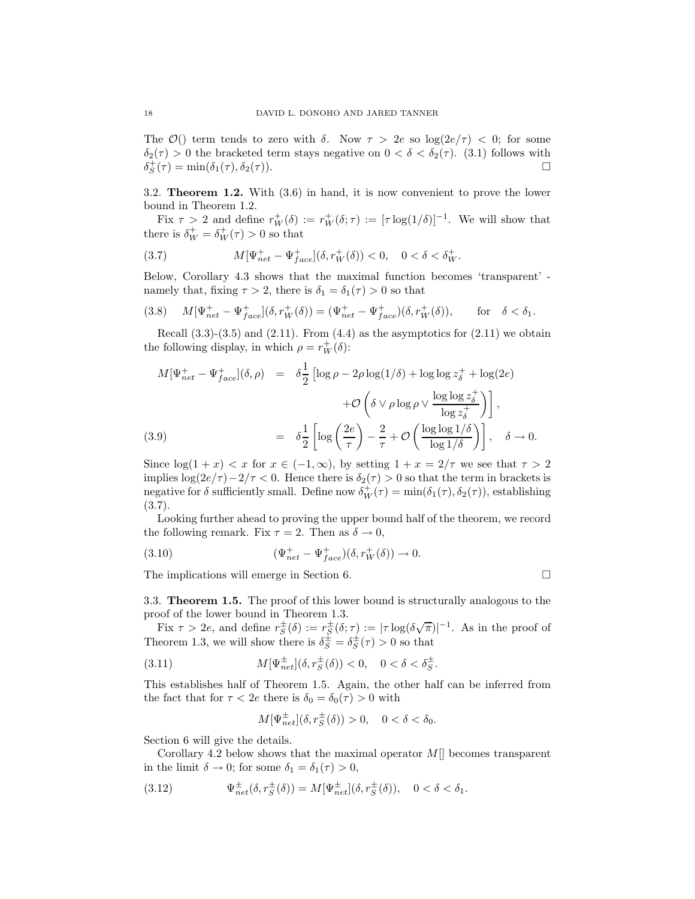The $\mathcal{O}()$ term tends to zero with $\delta$. Now $\tau > 2e$ so $\log(2e/\tau) < 0$; for some $\delta_2(\tau) > 0$ the bracketed term stays negative on $0 < \delta < \delta_2(\tau)$. (3.1) follows with $\delta_S^+(\tau) = \min(\delta_1(\tau), \delta_2(\tau))$. $\square$

3.2. **Theorem 1.2.** With (3.6) in hand, it is now convenient to prove the lower bound in Theorem 1.2.

Fix $\tau > 2$ and define $r_W^+(\delta) := r_W^+(\delta; \tau) := [\tau \log(1/\delta)]^{-1}$. We will show that there is $\delta_W^+ = \delta_W^+(\tau) > 0$ so that

$$M[\Psi_{net}^+ - \Psi_{face}^+](\delta, r_W^+(\delta)) < 0, \quad 0 < \delta < \delta_W^+. \tag{3.7}$$

Below, Corollary 4.3 shows that the maximal function becomes 'transparent' - namely that, fixing $\tau > 2$, there is $\delta_1 = \delta_1(\tau) > 0$ so that

$$M[\Psi_{net}^+ - \Psi_{face}^+](\delta, r_W^+(\delta)) = (\Psi_{net}^+ - \Psi_{face}^+)(\delta, r_W^+(\delta)), \qquad \text{for} \quad \delta < \delta_1. \tag{3.8}$$

Recall (3.3)-(3.5) and (2.11). From (4.4) as the asymptotics for (2.11) we obtain the following display, in which $\rho = r_W^+(\delta)$:

$$\begin{aligned}
M[\Psi_{net}^+ - \Psi_{face}^+](\delta, \rho) &= \delta \frac{1}{2} \Big[ \log \rho - 2\rho \log(1/\delta) + \log\log z_\delta^+ + \log(2e) \\
&\qquad + \mathcal{O}\left( \delta \vee \rho \log \rho \vee \frac{\log\log z_\delta^+}{\log z_\delta^+} \right) \Big], \\
&= \delta \frac{1}{2} \left[ \log\left(\frac{2e}{\tau}\right) - \frac{2}{\tau} + \mathcal{O}\left( \frac{\log\log 1/\delta}{\log 1/\delta} \right) \right], \quad \delta \to 0.
\end{aligned} \tag{3.9}$$

Since $\log(1 + x) < x$ for $x \in (-1, \infty)$, by setting $1 + x = 2/\tau$ we see that $\tau > 2$ implies $\log(2e/\tau) - 2/\tau < 0$. Hence there is $\delta_2(\tau) > 0$ so that the term in brackets is negative for $\delta$ sufficiently small. Define now $\delta_W^+(\tau) = \min(\delta_1(\tau), \delta_2(\tau))$, establishing (3.7).

Looking further ahead to proving the upper bound half of the theorem, we record the following remark. Fix $\tau = 2$. Then as $\delta \to 0$,

$$(\Psi_{net}^+ - \Psi_{face}^+)(\delta, r_W^+(\delta)) \to 0. \tag{3.10}$$

The implications will emerge in Section 6. $\square$

3.3. **Theorem 1.5.** The proof of this lower bound is structurally analogous to the proof of the lower bound in Theorem 1.3.

Fix $\tau > 2e$, and define $r_S^\pm(\delta) := r_S^\pm(\delta; \tau) := |\tau \log(\delta\sqrt{\pi})|^{-1}$. As in the proof of Theorem 1.3, we will show there is $\delta_S^\pm = \delta_S^\pm(\tau) > 0$ so that

$$M[\Psi_{net}^\pm](\delta, r_S^\pm(\delta)) < 0, \quad 0 < \delta < \delta_S^\pm. \tag{3.11}$$

This establishes half of Theorem 1.5. Again, the other half can be inferred from the fact that for $\tau < 2e$ there is $\delta_0 = \delta_0(\tau) > 0$ with

$$M[\Psi_{net}^\pm](\delta, r_S^\pm(\delta)) > 0, \quad 0 < \delta < \delta_0.$$

Section 6 will give the details.

Corollary 4.2 below shows that the maximal operator $M[]$ becomes transparent in the limit $\delta \to 0$; for some $\delta_1 = \delta_1(\tau) > 0$,

$$\Psi_{net}^\pm(\delta, r_S^\pm(\delta)) = M[\Psi_{net}^\pm](\delta, r_S^\pm(\delta)), \quad 0 < \delta < \delta_1. \tag{3.12}$$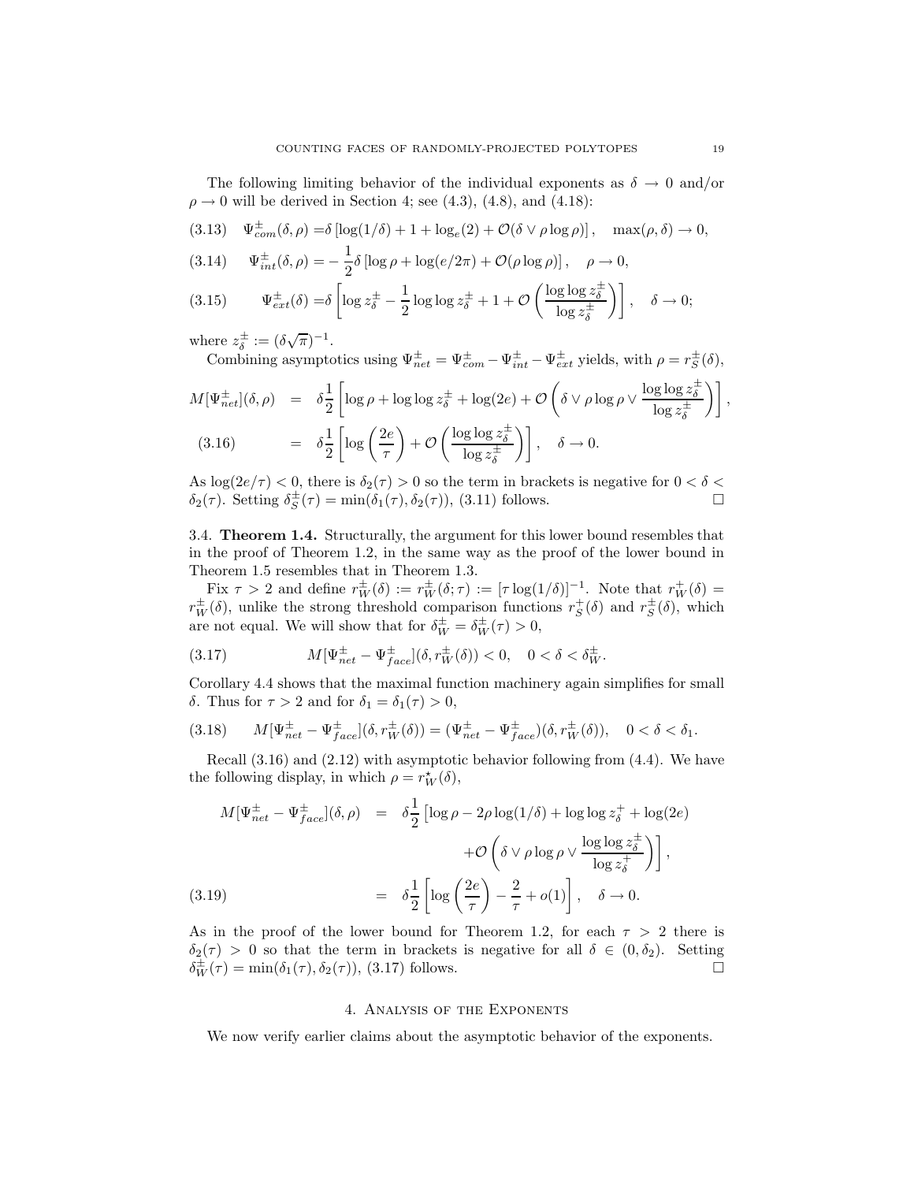The following limiting behavior of the individual exponents as $\delta \to 0$ and/or $\rho \to 0$ will be derived in Section 4; see (4.3), (4.8), and (4.18):

$$\Psi^{\pm}_{com}(\delta,\rho) = \delta\left[\log(1/\delta) + 1 + \log_e(2) + \mathcal{O}(\delta \vee \rho\log\rho)\right], \quad \max(\rho,\delta) \to 0, \tag{3.13}$$

$$\Psi^{\pm}_{int}(\delta,\rho) = -\frac{1}{2}\delta\left[\log\rho + \log(e/2\pi) + \mathcal{O}(\rho\log\rho)\right], \quad \rho \to 0, \tag{3.14}$$

$$\Psi^{\pm}_{ext}(\delta) = \delta\left[\log z^{\pm}_{\delta} - \frac{1}{2}\log\log z^{\pm}_{\delta} + 1 + \mathcal{O}\left(\frac{\log\log z^{\pm}_{\delta}}{\log z^{\pm}_{\delta}}\right)\right], \quad \delta \to 0; \tag{3.15}$$

where $z^{\pm}_{\delta} := (\delta\sqrt{\pi})^{-1}$.

Combining asymptotics using $\Psi^{\pm}_{net} = \Psi^{\pm}_{com} - \Psi^{\pm}_{int} - \Psi^{\pm}_{ext}$ yields, with $\rho = r^{\pm}_{S}(\delta)$,

$$\begin{aligned}
M[\Psi^{\pm}_{net}](\delta,\rho) &= \delta\frac{1}{2}\left[\log\rho + \log\log z^{\pm}_{\delta} + \log(2e) + \mathcal{O}\left(\delta \vee \rho\log\rho \vee \frac{\log\log z^{\pm}_{\delta}}{\log z^{\pm}_{\delta}}\right)\right], \\
&= \delta\frac{1}{2}\left[\log\left(\frac{2e}{\tau}\right) + \mathcal{O}\left(\frac{\log\log z^{\pm}_{\delta}}{\log z^{\pm}_{\delta}}\right)\right], \quad \delta \to 0.
\end{aligned} \tag{3.16}$$

As $\log(2e/\tau) < 0$, there is $\delta_2(\tau) > 0$ so the term in brackets is negative for $0 < \delta < \delta_2(\tau)$. Setting $\delta^{\pm}_{S}(\tau) = \min(\delta_1(\tau), \delta_2(\tau))$, (3.11) follows. $\square$

### 3.4. Theorem 1.4.

Structurally, the argument for this lower bound resembles that in the proof of Theorem 1.2, in the same way as the proof of the lower bound in Theorem 1.5 resembles that in Theorem 1.3.

Fix $\tau > 2$ and define $r^{\pm}_{W}(\delta) := r^{\pm}_{W}(\delta;\tau) := [\tau\log(1/\delta)]^{-1}$. Note that $r^{+}_{W}(\delta) = r^{\pm}_{W}(\delta)$, unlike the strong threshold comparison functions $r^{+}_{S}(\delta)$ and $r^{\pm}_{S}(\delta)$, which are not equal. We will show that for $\delta^{\pm}_{W} = \delta^{\pm}_{W}(\tau) > 0$,

$$M[\Psi^{\pm}_{net} - \Psi^{\pm}_{face}](\delta, r^{\pm}_{W}(\delta)) < 0, \quad 0 < \delta < \delta^{\pm}_{W}. \tag{3.17}$$

Corollary 4.4 shows that the maximal function machinery again simplifies for small $\delta$. Thus for $\tau > 2$ and for $\delta_1 = \delta_1(\tau) > 0$,

$$M[\Psi^{\pm}_{net} - \Psi^{\pm}_{face}](\delta, r^{\pm}_{W}(\delta)) = (\Psi^{\pm}_{net} - \Psi^{\pm}_{face})(\delta, r^{\pm}_{W}(\delta)), \quad 0 < \delta < \delta_1. \tag{3.18}$$

Recall (3.16) and (2.12) with asymptotic behavior following from (4.4). We have the following display, in which $\rho = r^{\star}_{W}(\delta)$,

$$\begin{aligned}
M[\Psi^{\pm}_{net} - \Psi^{\pm}_{face}](\delta,\rho) &= \delta\frac{1}{2}\Big[\log\rho - 2\rho\log(1/\delta) + \log\log z^{+}_{\delta} + \log(2e) \\
&\qquad + \mathcal{O}\left(\delta \vee \rho\log\rho \vee \frac{\log\log z^{\pm}_{\delta}}{\log z^{+}_{\delta}}\right)\Big], \\
&= \delta\frac{1}{2}\left[\log\left(\frac{2e}{\tau}\right) - \frac{2}{\tau} + o(1)\right], \quad \delta \to 0.
\end{aligned} \tag{3.19}$$

As in the proof of the lower bound for Theorem 1.2, for each $\tau > 2$ there is $\delta_2(\tau) > 0$ so that the term in brackets is negative for all $\delta \in (0, \delta_2)$. Setting $\delta^{\pm}_{W}(\tau) = \min(\delta_1(\tau), \delta_2(\tau))$, (3.17) follows. $\square$

## 4. Analysis of the Exponents

We now verify earlier claims about the asymptotic behavior of the exponents.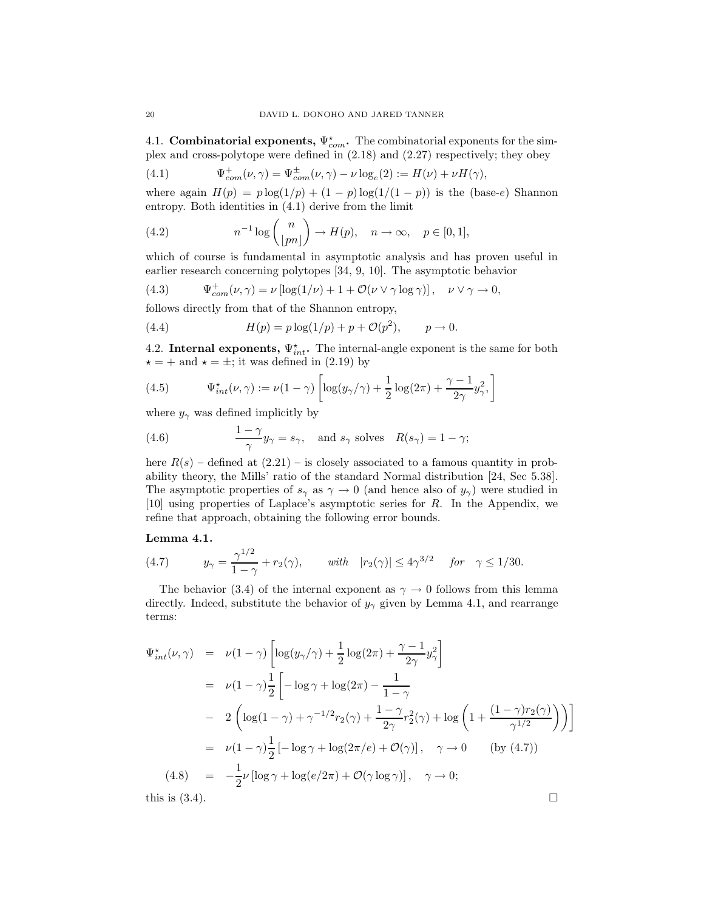### 4.1. Combinatorial exponents, $\Psi^\star_{com}$.

The combinatorial exponents for the simplex and cross-polytope were defined in (2.18) and (2.27) respectively; they obey

$$\Psi^+_{com}(\nu,\gamma) = \Psi^\pm_{com}(\nu,\gamma) - \nu\log_e(2) := H(\nu) + \nu H(\gamma), \tag{4.1}$$

where again $H(p) = p\log(1/p) + (1-p)\log(1/(1-p))$ is the (base-$e$) Shannon entropy. Both identities in (4.1) derive from the limit

$$n^{-1}\log\binom{n}{\lfloor pn\rfloor} \to H(p), \quad n\to\infty, \quad p\in[0,1], \tag{4.2}$$

which of course is fundamental in asymptotic analysis and has proven useful in earlier research concerning polytopes [34, 9, 10]. The asymptotic behavior

$$\Psi^+_{com}(\nu,\gamma) = \nu\left[\log(1/\nu) + 1 + \mathcal{O}(\nu\vee\gamma\log\gamma)\right], \quad \nu\vee\gamma\to 0, \tag{4.3}$$

follows directly from that of the Shannon entropy,

$$H(p) = p\log(1/p) + p + \mathcal{O}(p^2), \qquad p\to 0. \tag{4.4}$$

### 4.2. Internal exponents, $\Psi^\star_{int}$.

The internal-angle exponent is the same for both $\star = +$ and $\star = \pm$; it was defined in (2.19) by

$$\Psi^\star_{int}(\nu,\gamma) := \nu(1-\gamma)\left[\log(y_\gamma/\gamma) + \frac{1}{2}\log(2\pi) + \frac{\gamma-1}{2\gamma}y_\gamma^2,\right] \tag{4.5}$$

where $y_\gamma$ was defined implicitly by

$$\frac{1-\gamma}{\gamma}y_\gamma = s_\gamma, \quad \text{and } s_\gamma \text{ solves} \quad R(s_\gamma) = 1-\gamma; \tag{4.6}$$

here $R(s)$ – defined at (2.21) – is closely associated to a famous quantity in probability theory, the Mills' ratio of the standard Normal distribution [24, Sec 5.38]. The asymptotic properties of $s_\gamma$ as $\gamma\to 0$ (and hence also of $y_\gamma$) were studied in [10] using properties of Laplace's asymptotic series for $R$. In the Appendix, we refine that approach, obtaining the following error bounds.

**Lemma 4.1.**

$$y_\gamma = \frac{\gamma^{1/2}}{1-\gamma} + r_2(\gamma), \qquad \textit{with} \quad |r_2(\gamma)| \le 4\gamma^{3/2} \quad \textit{for} \quad \gamma\le 1/30. \tag{4.7}$$

The behavior (3.4) of the internal exponent as $\gamma\to 0$ follows from this lemma directly. Indeed, substitute the behavior of $y_\gamma$ given by Lemma 4.1, and rearrange terms:

$$\begin{aligned}
\Psi^\star_{int}(\nu,\gamma) &= \nu(1-\gamma)\left[\log(y_\gamma/\gamma) + \frac{1}{2}\log(2\pi) + \frac{\gamma-1}{2\gamma}y_\gamma^2\right] \\
&= \nu(1-\gamma)\frac{1}{2}\left[-\log\gamma + \log(2\pi) - \frac{1}{1-\gamma}\right. \\
&\quad \left. - \ 2\left(\log(1-\gamma) + \gamma^{-1/2}r_2(\gamma) + \frac{1-\gamma}{2\gamma}r_2^2(\gamma) + \log\left(1 + \frac{(1-\gamma)r_2(\gamma)}{\gamma^{1/2}}\right)\right)\right] \\
&= \nu(1-\gamma)\frac{1}{2}\left[-\log\gamma + \log(2\pi/e) + \mathcal{O}(\gamma)\right], \quad \gamma\to 0 \qquad \text{(by (4.7))} \\
&= -\frac{1}{2}\nu\left[\log\gamma + \log(e/2\pi) + \mathcal{O}(\gamma\log\gamma)\right], \quad \gamma\to 0; \qquad (4.8)
\end{aligned}$$

this is (3.4). $\square$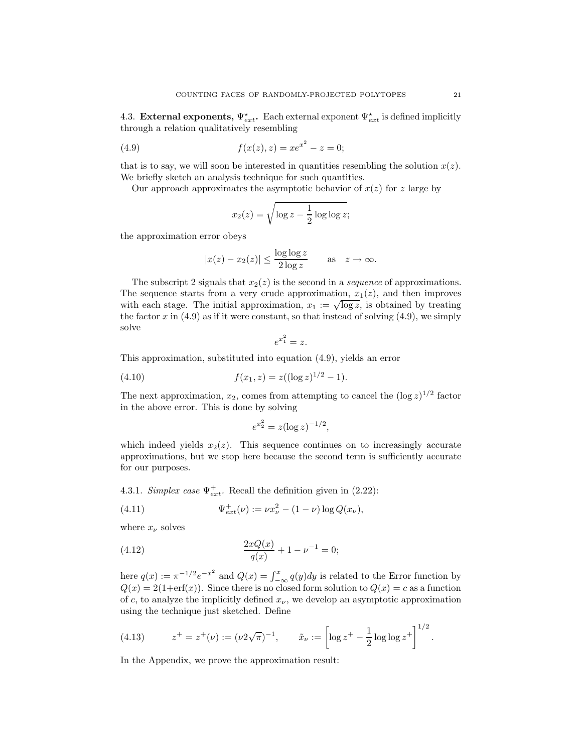### 4.3. External exponents, $\Psi^\star_{ext}$.

Each external exponent $\Psi^\star_{ext}$ is defined implicitly through a relation qualitatively resembling

$$f(x(z), z) = xe^{x^2} - z = 0; \tag{4.9}$$

that is to say, we will soon be interested in quantities resembling the solution $x(z)$. We briefly sketch an analysis technique for such quantities.

Our approach approximates the asymptotic behavior of $x(z)$ for $z$ large by

$$x_2(z) = \sqrt{\log z - \frac{1}{2}\log\log z};$$

the approximation error obeys

$$|x(z) - x_2(z)| \leq \frac{\log\log z}{2\log z} \qquad \text{as} \quad z \to \infty.$$

The subscript 2 signals that $x_2(z)$ is the second in a *sequence* of approximations. The sequence starts from a very crude approximation, $x_1(z)$, and then improves with each stage. The initial approximation, $x_1 := \sqrt{\log z}$, is obtained by treating the factor $x$ in (4.9) as if it were constant, so that instead of solving (4.9), we simply solve

$$e^{x_1^2} = z.$$

This approximation, substituted into equation (4.9), yields an error

$$f(x_1, z) = z((\log z)^{1/2} - 1). \tag{4.10}$$

The next approximation, $x_2$, comes from attempting to cancel the $(\log z)^{1/2}$ factor in the above error. This is done by solving

$$e^{x_2^2} = z(\log z)^{-1/2},$$

which indeed yields $x_2(z)$. This sequence continues on to increasingly accurate approximations, but we stop here because the second term is sufficiently accurate for our purposes.

#### 4.3.1. *Simplex case* $\Psi^+_{ext}$.

Recall the definition given in (2.22):

$$\Psi^+_{ext}(\nu) := \nu x_\nu^2 - (1-\nu)\log Q(x_\nu), \tag{4.11}$$

where $x_\nu$ solves

$$\frac{2xQ(x)}{q(x)} + 1 - \nu^{-1} = 0; \tag{4.12}$$

here $q(x) := \pi^{-1/2}e^{-x^2}$ and $Q(x) = \int_{-\infty}^x q(y)dy$ is related to the Error function by $Q(x) = 2(1+\text{erf}(x))$. Since there is no closed form solution to $Q(x) = c$ as a function of $c$, to analyze the implicitly defined $x_\nu$, we develop an asymptotic approximation using the technique just sketched. Define

$$z^+ = z^+(\nu) := (\nu 2\sqrt{\pi})^{-1}, \qquad \tilde{x}_\nu := \left[\log z^+ - \frac{1}{2}\log\log z^+\right]^{1/2}. \tag{4.13}$$

In the Appendix, we prove the approximation result: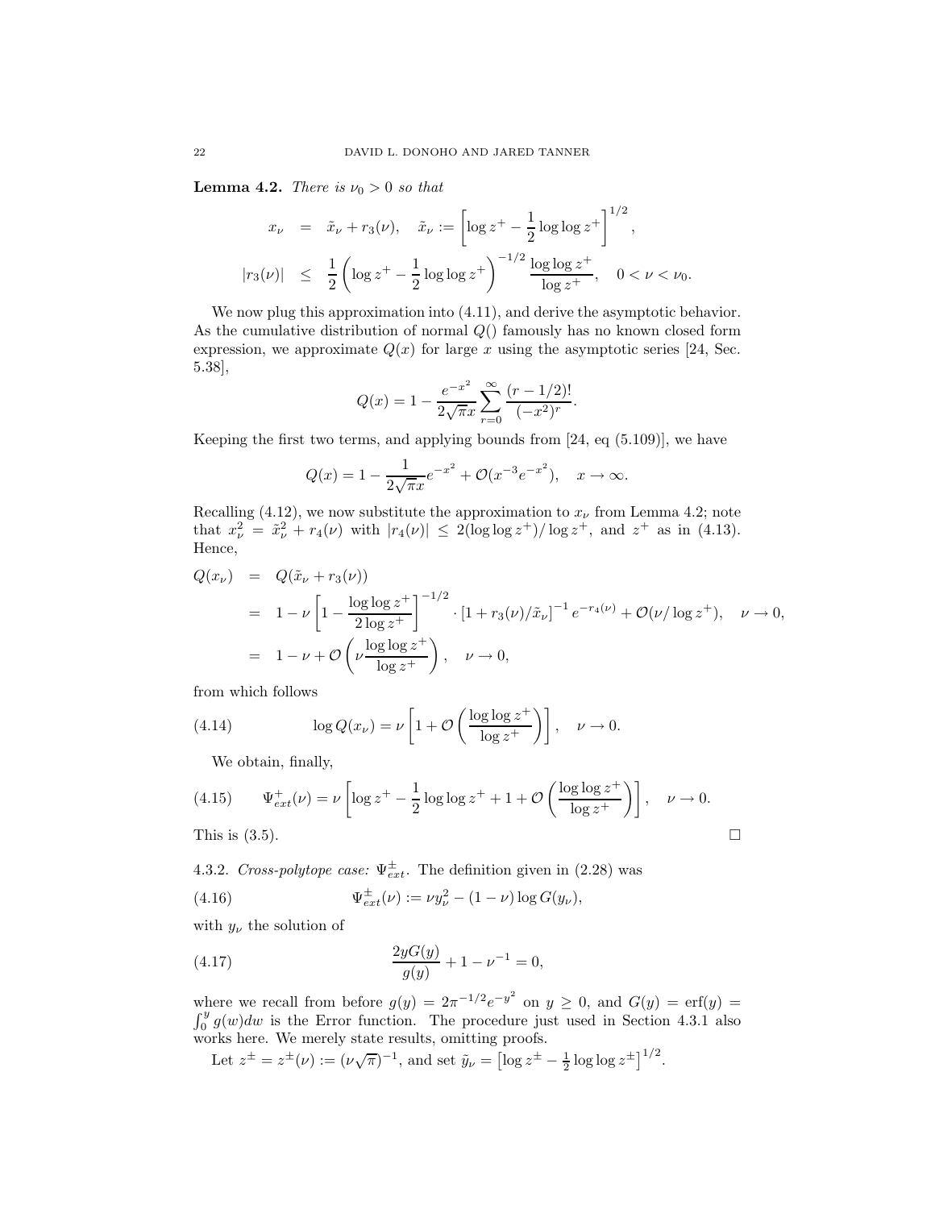**Lemma 4.2.** *There is $\nu_0 > 0$ so that*

$$
\begin{aligned}
x_\nu &= \tilde{x}_\nu + r_3(\nu), \quad \tilde{x}_\nu := \left[\log z^+ - \frac{1}{2}\log\log z^+\right]^{1/2}, \\
|r_3(\nu)| &\leq \frac{1}{2}\left(\log z^+ - \frac{1}{2}\log\log z^+\right)^{-1/2} \frac{\log\log z^+}{\log z^+}, \quad 0 < \nu < \nu_0.
\end{aligned}
$$

We now plug this approximation into (4.11), and derive the asymptotic behavior. As the cumulative distribution of normal $Q()$ famously has no known closed form expression, we approximate $Q(x)$ for large $x$ using the asymptotic series [24, Sec. 5.38],

$$
Q(x) = 1 - \frac{e^{-x^2}}{2\sqrt{\pi}x}\sum_{r=0}^{\infty}\frac{(r-1/2)!}{(-x^2)^r}.
$$

Keeping the first two terms, and applying bounds from [24, eq (5.109)], we have

$$
Q(x) = 1 - \frac{1}{2\sqrt{\pi}x}e^{-x^2} + \mathcal{O}(x^{-3}e^{-x^2}), \quad x \to \infty.
$$

Recalling (4.12), we now substitute the approximation to $x_\nu$ from Lemma 4.2; note that $x_\nu^2 = \tilde{x}_\nu^2 + r_4(\nu)$ with $|r_4(\nu)| \leq 2(\log\log z^+)/\log z^+$, and $z^+$ as in (4.13). Hence,

$$
\begin{aligned}
Q(x_\nu) &= Q(\tilde{x}_\nu + r_3(\nu)) \\
&= 1 - \nu\left[1 - \frac{\log\log z^+}{2\log z^+}\right]^{-1/2} \cdot \left[1 + r_3(\nu)/\tilde{x}_\nu\right]^{-1} e^{-r_4(\nu)} + \mathcal{O}(\nu/\log z^+), \quad \nu \to 0, \\
&= 1 - \nu + \mathcal{O}\left(\nu\frac{\log\log z^+}{\log z^+}\right), \quad \nu \to 0,
\end{aligned}
$$

from which follows

$$
\log Q(x_\nu) = \nu\left[1 + \mathcal{O}\left(\frac{\log\log z^+}{\log z^+}\right)\right], \quad \nu \to 0. \tag{4.14}
$$

We obtain, finally,

$$
\Psi_{ext}^+(\nu) = \nu\left[\log z^+ - \frac{1}{2}\log\log z^+ + 1 + \mathcal{O}\left(\frac{\log\log z^+}{\log z^+}\right)\right], \quad \nu \to 0. \tag{4.15}
$$

This is (3.5). $\square$

4.3.2. *Cross-polytope case: $\Psi_{ext}^{\pm}$.* The definition given in (2.28) was

$$
\Psi_{ext}^{\pm}(\nu) := \nu y_\nu^2 - (1-\nu)\log G(y_\nu), \tag{4.16}
$$

with $y_\nu$ the solution of

$$
\frac{2yG(y)}{g(y)} + 1 - \nu^{-1} = 0, \tag{4.17}
$$

where we recall from before $g(y) = 2\pi^{-1/2}e^{-y^2}$ on $y \geq 0$, and $G(y) = \mathrm{erf}(y) = \int_0^y g(w)dw$ is the Error function. The procedure just used in Section 4.3.1 also works here. We merely state results, omitting proofs.

Let $z^{\pm} = z^{\pm}(\nu) := (\nu\sqrt{\pi})^{-1}$, and set $\tilde{y}_\nu = \left[\log z^{\pm} - \frac{1}{2}\log\log z^{\pm}\right]^{1/2}$.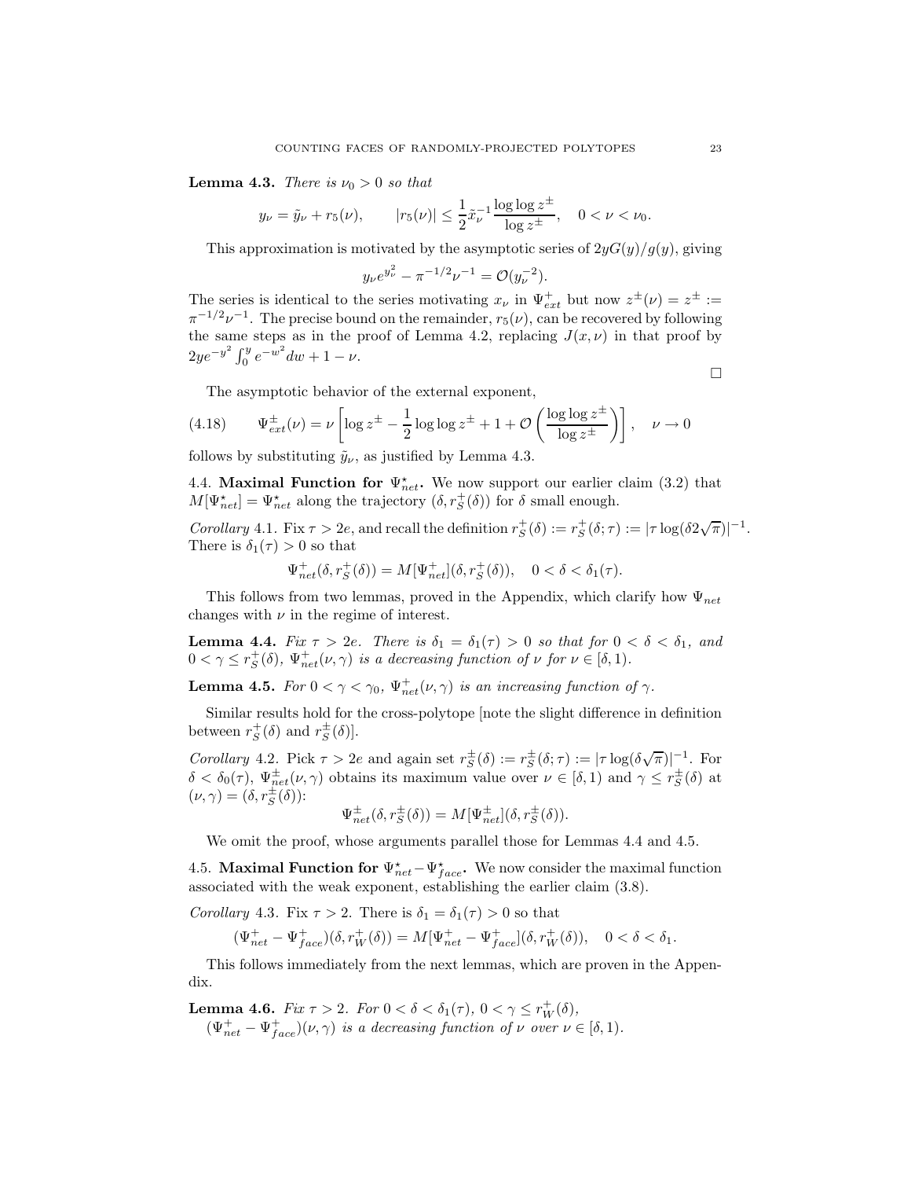**Lemma 4.3.** *There is $\nu_0 > 0$ so that*

$$y_\nu = \tilde{y}_\nu + r_5(\nu), \qquad |r_5(\nu)| \le \frac{1}{2}\tilde{x}_\nu^{-1}\frac{\log\log z^\pm}{\log z^\pm}, \quad 0 < \nu < \nu_0.$$

This approximation is motivated by the asymptotic series of $2yG(y)/g(y)$, giving

$$y_\nu e^{y_\nu^2} - \pi^{-1/2}\nu^{-1} = \mathcal{O}(y_\nu^{-2}).$$

The series is identical to the series motivating $x_\nu$ in $\Psi^+_{ext}$ but now $z^\pm(\nu) = z^\pm := \pi^{-1/2}\nu^{-1}$. The precise bound on the remainder, $r_5(\nu)$, can be recovered by following the same steps as in the proof of Lemma 4.2, replacing $J(x,\nu)$ in that proof by $2ye^{-y^2}\int_0^y e^{-w^2}dw + 1 - \nu$.

□

The asymptotic behavior of the external exponent,

$$\Psi^\pm_{ext}(\nu) = \nu\left[\log z^\pm - \frac{1}{2}\log\log z^\pm + 1 + \mathcal{O}\left(\frac{\log\log z^\pm}{\log z^\pm}\right)\right], \quad \nu \to 0 \tag{4.18}$$

follows by substituting $\tilde{y}_\nu$, as justified by Lemma 4.3.

## 4.4. Maximal Function for $\Psi^\star_{net}$.

We now support our earlier claim (3.2) that $M[\Psi^\star_{net}] = \Psi^\star_{net}$ along the trajectory $(\delta, r^+_S(\delta))$ for $\delta$ small enough.

*Corollary* 4.1. Fix $\tau > 2e$, and recall the definition $r^+_S(\delta) := r^+_S(\delta;\tau) := |\tau\log(\delta 2\sqrt{\pi})|^{-1}$. There is $\delta_1(\tau) > 0$ so that

$$\Psi^+_{net}(\delta, r^+_S(\delta)) = M[\Psi^+_{net}](\delta, r^+_S(\delta)), \quad 0 < \delta < \delta_1(\tau).$$

This follows from two lemmas, proved in the Appendix, which clarify how $\Psi_{net}$ changes with $\nu$ in the regime of interest.

**Lemma 4.4.** *Fix $\tau > 2e$. There is $\delta_1 = \delta_1(\tau) > 0$ so that for $0 < \delta < \delta_1$, and $0 < \gamma \le r^+_S(\delta)$, $\Psi^+_{net}(\nu,\gamma)$ is a decreasing function of $\nu$ for $\nu \in [\delta, 1)$.*

**Lemma 4.5.** *For $0 < \gamma < \gamma_0$, $\Psi^+_{net}(\nu,\gamma)$ is an increasing function of $\gamma$.*

Similar results hold for the cross-polytope [note the slight difference in definition between $r^+_S(\delta)$ and $r^\pm_S(\delta)$].

*Corollary* 4.2. Pick $\tau > 2e$ and again set $r^\pm_S(\delta) := r^\pm_S(\delta;\tau) := |\tau\log(\delta\sqrt{\pi})|^{-1}$. For $\delta < \delta_0(\tau)$, $\Psi^\pm_{net}(\nu,\gamma)$ obtains its maximum value over $\nu \in [\delta, 1)$ and $\gamma \le r^\pm_S(\delta)$ at $(\nu,\gamma) = (\delta, r^\pm_S(\delta))$:

$$\Psi^\pm_{net}(\delta, r^\pm_S(\delta)) = M[\Psi^\pm_{net}](\delta, r^\pm_S(\delta)).$$

We omit the proof, whose arguments parallel those for Lemmas 4.4 and 4.5.

## 4.5. Maximal Function for $\Psi^\star_{net} - \Psi^\star_{face}$.

We now consider the maximal function associated with the weak exponent, establishing the earlier claim (3.8).

*Corollary* 4.3. Fix $\tau > 2$. There is $\delta_1 = \delta_1(\tau) > 0$ so that

$$(\Psi^+_{net} - \Psi^+_{face})(\delta, r^+_W(\delta)) = M[\Psi^+_{net} - \Psi^+_{face}](\delta, r^+_W(\delta)), \quad 0 < \delta < \delta_1.$$

This follows immediately from the next lemmas, which are proven in the Appendix.

**Lemma 4.6.** *Fix $\tau > 2$. For $0 < \delta < \delta_1(\tau)$, $0 < \gamma \le r^+_W(\delta)$, $(\Psi^+_{net} - \Psi^+_{face})(\nu,\gamma)$ is a decreasing function of $\nu$ over $\nu \in [\delta, 1)$.*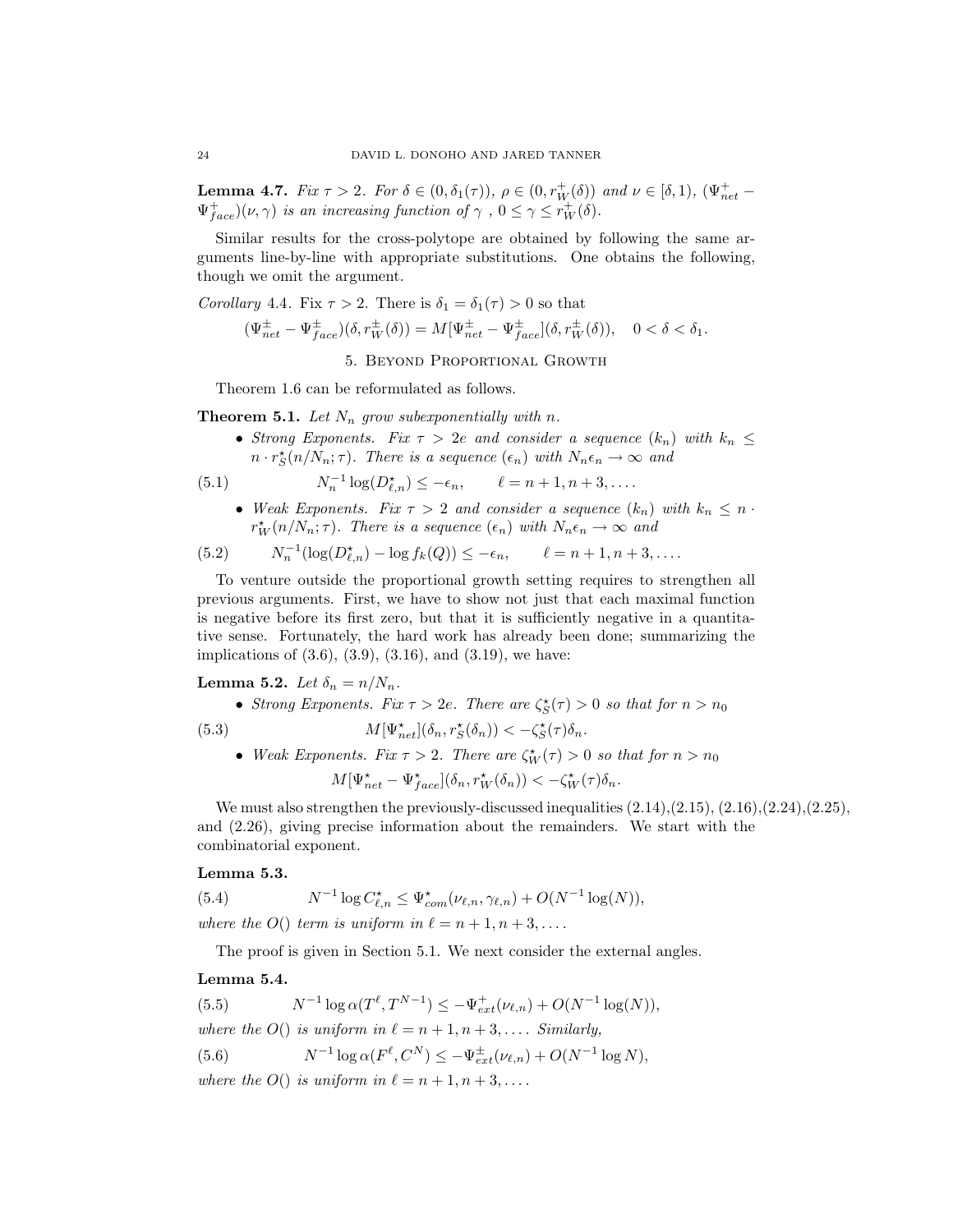**Lemma 4.7.** *Fix $\tau > 2$. For $\delta \in (0, \delta_1(\tau))$, $\rho \in (0, r_W^+(\delta))$ and $\nu \in [\delta, 1)$, $(\Psi_{net}^+ - \Psi_{face}^+)(\nu, \gamma)$ is an increasing function of $\gamma$ , $0 \leq \gamma \leq r_W^+(\delta)$.*

Similar results for the cross-polytope are obtained by following the same arguments line-by-line with appropriate substitutions. One obtains the following, though we omit the argument.

*Corollary* 4.4. Fix $\tau > 2$. There is $\delta_1 = \delta_1(\tau) > 0$ so that

$$(\Psi_{net}^{\pm} - \Psi_{face}^{\pm})(\delta, r_W^{\pm}(\delta)) = M[\Psi_{net}^{\pm} - \Psi_{face}^{\pm}](\delta, r_W^{\pm}(\delta)), \quad 0 < \delta < \delta_1.$$

## 5. Beyond Proportional Growth

Theorem 1.6 can be reformulated as follows.

**Theorem 5.1.** *Let $N_n$ grow subexponentially with $n$.*

- *Strong Exponents. Fix $\tau > 2e$ and consider a sequence $(k_n)$ with $k_n \leq n \cdot r_S^\star(n/N_n; \tau)$. There is a sequence $(\epsilon_n)$ with $N_n\epsilon_n \to \infty$ and*

$$N_n^{-1} \log(D_{\ell,n}^\star) \leq -\epsilon_n, \qquad \ell = n+1, n+3, \ldots. \tag{5.1}$$

- *Weak Exponents. Fix $\tau > 2$ and consider a sequence $(k_n)$ with $k_n \leq n \cdot r_W^\star(n/N_n; \tau)$. There is a sequence $(\epsilon_n)$ with $N_n\epsilon_n \to \infty$ and*

$$N_n^{-1}(\log(D_{\ell,n}^\star) - \log f_k(Q)) \leq -\epsilon_n, \qquad \ell = n+1, n+3, \ldots. \tag{5.2}$$

To venture outside the proportional growth setting requires to strengthen all previous arguments. First, we have to show not just that each maximal function is negative before its first zero, but that it is sufficiently negative in a quantitative sense. Fortunately, the hard work has already been done; summarizing the implications of (3.6), (3.9), (3.16), and (3.19), we have:

**Lemma 5.2.** *Let $\delta_n = n/N_n$.*

- *Strong Exponents. Fix $\tau > 2e$. There are $\zeta_S^\star(\tau) > 0$ so that for $n > n_0$*

$$M[\Psi_{net}^\star](\delta_n, r_S^\star(\delta_n)) < -\zeta_S^\star(\tau)\delta_n. \tag{5.3}$$

- *Weak Exponents. Fix $\tau > 2$. There are $\zeta_W^\star(\tau) > 0$ so that for $n > n_0$*

$$M[\Psi_{net}^\star - \Psi_{face}^\star](\delta_n, r_W^\star(\delta_n)) < -\zeta_W^\star(\tau)\delta_n.$$

We must also strengthen the previously-discussed inequalities (2.14),(2.15), (2.16),(2.24),(2.25), and (2.26), giving precise information about the remainders. We start with the combinatorial exponent.

**Lemma 5.3.**

$$N^{-1} \log C_{\ell,n}^\star \leq \Psi_{com}^\star(\nu_{\ell,n}, \gamma_{\ell,n}) + O(N^{-1}\log(N)), \tag{5.4}$$

*where the $O()$ term is uniform in $\ell = n+1, n+3, \ldots$.*

The proof is given in Section 5.1. We next consider the external angles.

**Lemma 5.4.**

$$N^{-1} \log \alpha(T^\ell, T^{N-1}) \leq -\Psi_{ext}^+(\nu_{\ell,n}) + O(N^{-1}\log(N)), \tag{5.5}$$

*where the $O()$ is uniform in $\ell = n+1, n+3, \ldots$. Similarly,*

$$N^{-1} \log \alpha(F^\ell, C^N) \leq -\Psi_{ext}^{\pm}(\nu_{\ell,n}) + O(N^{-1}\log N), \tag{5.6}$$

*where the $O()$ is uniform in $\ell = n+1, n+3, \ldots$.*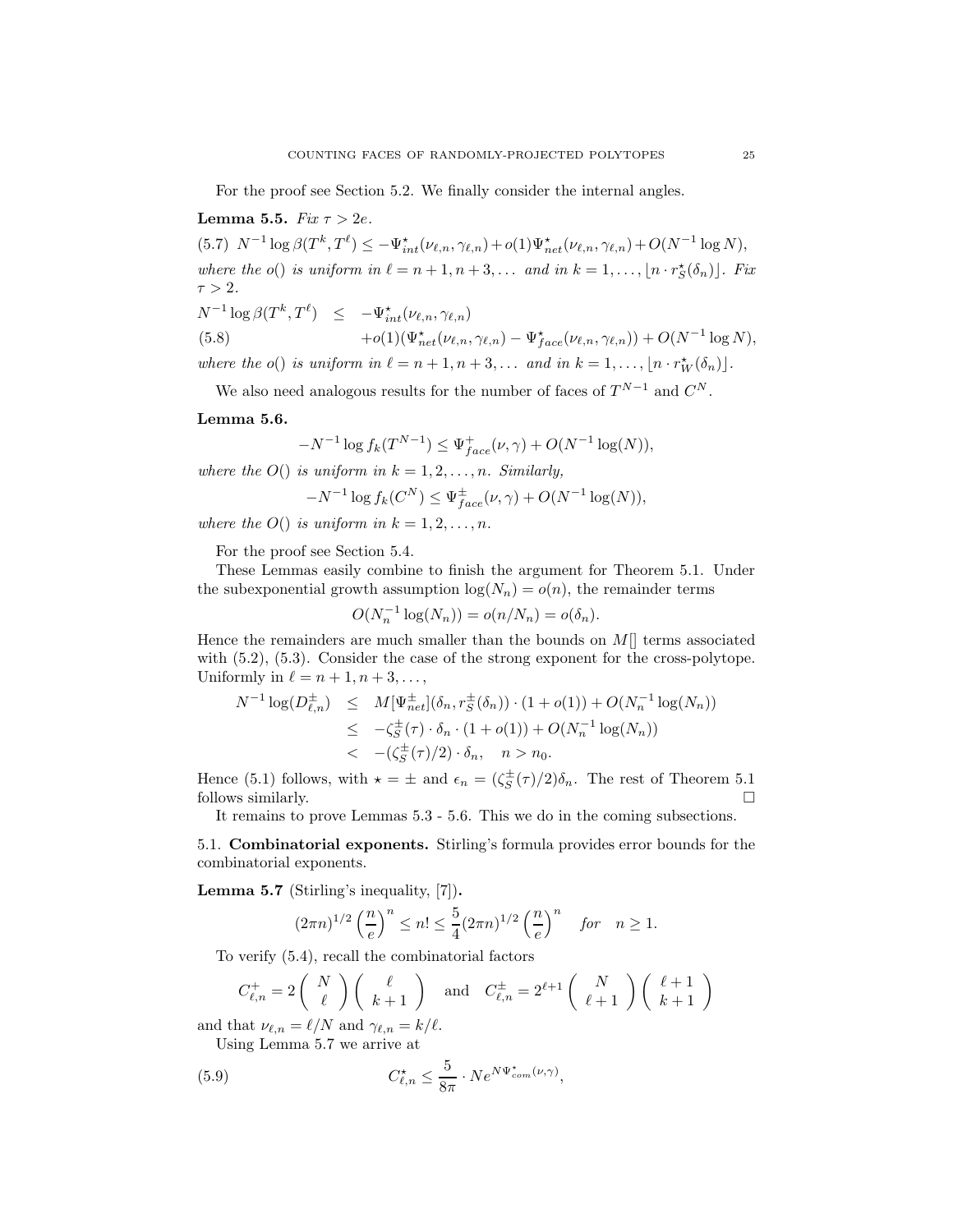For the proof see Section 5.2. We finally consider the internal angles.

**Lemma 5.5.** *Fix $\tau > 2e$.*

$$N^{-1} \log \beta(T^k, T^\ell) \leq -\Psi^\star_{int}(\nu_{\ell,n}, \gamma_{\ell,n}) + o(1)\Psi^\star_{net}(\nu_{\ell,n}, \gamma_{\ell,n}) + O(N^{-1} \log N), \tag{5.7}$$

*where the $o()$ is uniform in $\ell = n+1, n+3, \dots$ and in $k = 1, \dots, \lfloor n \cdot r^\star_S(\delta_n) \rfloor$. Fix $\tau > 2$.*

$$\begin{aligned} N^{-1} \log \beta(T^k, T^\ell) &\leq -\Psi^\star_{int}(\nu_{\ell,n}, \gamma_{\ell,n}) \\ &\quad + o(1)(\Psi^\star_{net}(\nu_{\ell,n}, \gamma_{\ell,n}) - \Psi^\star_{face}(\nu_{\ell,n}, \gamma_{\ell,n})) + O(N^{-1} \log N), \end{aligned} \tag{5.8}$$

*where the $o()$ is uniform in $\ell = n+1, n+3, \dots$ and in $k = 1, \dots, \lfloor n \cdot r^\star_W(\delta_n) \rfloor$.*

We also need analogous results for the number of faces of $T^{N-1}$ and $C^N$.

**Lemma 5.6.**

$$-N^{-1} \log f_k(T^{N-1}) \leq \Psi^+_{face}(\nu, \gamma) + O(N^{-1} \log(N)),$$

*where the $O()$ is uniform in $k = 1, 2, \dots, n$. Similarly,*

$$-N^{-1} \log f_k(C^N) \leq \Psi^\pm_{face}(\nu, \gamma) + O(N^{-1} \log(N)),$$

*where the $O()$ is uniform in $k = 1, 2, \dots, n$.*

For the proof see Section 5.4.

These Lemmas easily combine to finish the argument for Theorem 5.1. Under the subexponential growth assumption $\log(N_n) = o(n)$, the remainder terms

$$O(N_n^{-1} \log(N_n)) = o(n/N_n) = o(\delta_n).$$

Hence the remainders are much smaller than the bounds on $M[]$ terms associated with (5.2), (5.3). Consider the case of the strong exponent for the cross-polytope. Uniformly in $\ell = n+1, n+3, \dots,$

$$\begin{aligned} N^{-1} \log(D^\pm_{\ell,n}) &\leq M[\Psi^\pm_{net}](\delta_n, r^\pm_S(\delta_n)) \cdot (1 + o(1)) + O(N_n^{-1} \log(N_n)) \\ &\leq -\zeta^\pm_S(\tau) \cdot \delta_n \cdot (1 + o(1)) + O(N_n^{-1} \log(N_n)) \\ &< -(\zeta^\pm_S(\tau)/2) \cdot \delta_n, \quad n > n_0. \end{aligned}$$

Hence (5.1) follows, with $\star = \pm$ and $\epsilon_n = (\zeta^\pm_S(\tau)/2)\delta_n$. The rest of Theorem 5.1 follows similarly. $\square$

It remains to prove Lemmas 5.3 - 5.6. This we do in the coming subsections.

## 5.1. Combinatorial exponents.

Stirling's formula provides error bounds for the combinatorial exponents.

**Lemma 5.7** (Stirling's inequality, [7])**.**

$$(2\pi n)^{1/2} \left(\frac{n}{e}\right)^n \leq n! \leq \frac{5}{4}(2\pi n)^{1/2} \left(\frac{n}{e}\right)^n \quad \textit{for} \quad n \geq 1.$$

To verify (5.4), recall the combinatorial factors

$$C^+_{\ell,n} = 2 \binom{N}{\ell} \binom{\ell}{k+1} \quad \text{and} \quad C^\pm_{\ell,n} = 2^{\ell+1} \binom{N}{\ell+1} \binom{\ell+1}{k+1}$$

and that $\nu_{\ell,n} = \ell/N$ and $\gamma_{\ell,n} = k/\ell$.

Using Lemma 5.7 we arrive at

$$C^\star_{\ell,n} \leq \frac{5}{8\pi} \cdot N e^{N \Psi^\star_{com}(\nu,\gamma)}, \tag{5.9}$$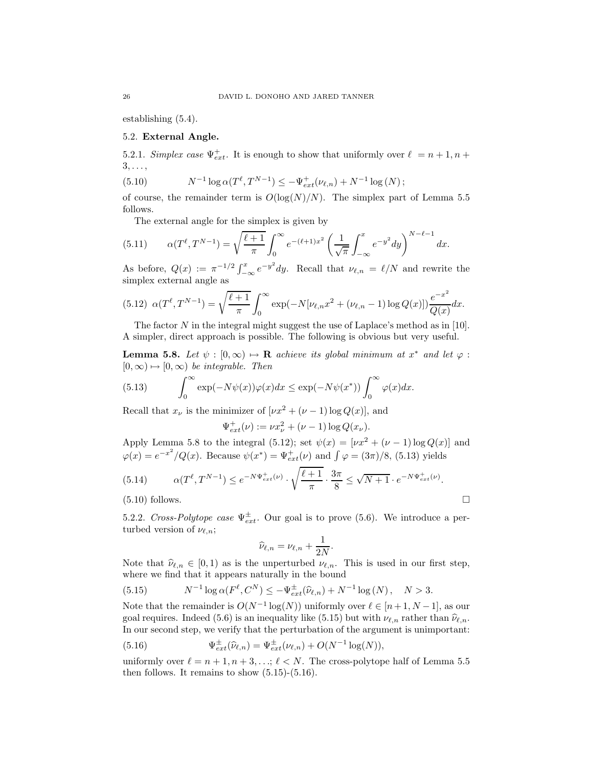establishing (5.4).

### 5.2. External Angle.

5.2.1. *Simplex case* $\Psi^+_{ext}$. It is enough to show that uniformly over $\ell = n+1, n+3, \ldots,$

$$N^{-1} \log \alpha(T^\ell, T^{N-1}) \le -\Psi^+_{ext}(\nu_{\ell,n}) + N^{-1} \log(N); \tag{5.10}$$

of course, the remainder term is $O(\log(N)/N)$. The simplex part of Lemma 5.5 follows.

The external angle for the simplex is given by

$$\alpha(T^\ell, T^{N-1}) = \sqrt{\frac{\ell+1}{\pi}} \int_0^\infty e^{-(\ell+1)x^2} \left( \frac{1}{\sqrt{\pi}} \int_{-\infty}^x e^{-y^2} dy \right)^{N-\ell-1} dx. \tag{5.11}$$

As before, $Q(x) := \pi^{-1/2} \int_{-\infty}^x e^{-y^2} dy$. Recall that $\nu_{\ell,n} = \ell/N$ and rewrite the simplex external angle as

$$\alpha(T^\ell, T^{N-1}) = \sqrt{\frac{\ell+1}{\pi}} \int_0^\infty \exp(-N[\nu_{\ell,n} x^2 + (\nu_{\ell,n} - 1)\log Q(x)]) \frac{e^{-x^2}}{Q(x)} dx. \tag{5.12}$$

The factor $N$ in the integral might suggest the use of Laplace's method as in [10]. A simpler, direct approach is possible. The following is obvious but very useful.

**Lemma 5.8.** *Let $\psi : [0,\infty) \mapsto \mathbf{R}$ achieve its global minimum at $x^*$ and let $\varphi : [0,\infty) \mapsto [0,\infty)$ be integrable. Then*

$$\int_0^\infty \exp(-N\psi(x))\varphi(x) dx \le \exp(-N\psi(x^*)) \int_0^\infty \varphi(x) dx. \tag{5.13}$$

Recall that $x_\nu$ is the minimizer of $[\nu x^2 + (\nu - 1)\log Q(x)]$, and

$$\Psi^+_{ext}(\nu) := \nu x_\nu^2 + (\nu - 1)\log Q(x_\nu).$$

Apply Lemma 5.8 to the integral (5.12); set $\psi(x) = [\nu x^2 + (\nu-1)\log Q(x)]$ and $\varphi(x) = e^{-x^2}/Q(x)$. Because $\psi(x^*) = \Psi^+_{ext}(\nu)$ and $\int \varphi = (3\pi)/8$, (5.13) yields

$$\alpha(T^\ell, T^{N-1}) \le e^{-N\Psi^+_{ext}(\nu)} \cdot \sqrt{\frac{\ell+1}{\pi}} \cdot \frac{3\pi}{8} \le \sqrt{N+1} \cdot e^{-N\Psi^+_{ext}(\nu)}. \tag{5.14}$$

(5.10) follows. $\square$

5.2.2. *Cross-Polytope case* $\Psi^\pm_{ext}$. Our goal is to prove (5.6). We introduce a perturbed version of $\nu_{\ell,n}$;

$$\widehat{\nu}_{\ell,n} = \nu_{\ell,n} + \frac{1}{2N}.$$

Note that $\widehat{\nu}_{\ell,n} \in [0,1)$ as is the unperturbed $\nu_{\ell,n}$. This is used in our first step, where we find that it appears naturally in the bound

$$N^{-1} \log \alpha(F^\ell, C^N) \le -\Psi^\pm_{ext}(\widehat{\nu}_{\ell,n}) + N^{-1} \log(N), \quad N > 3. \tag{5.15}$$

Note that the remainder is $O(N^{-1}\log(N))$ uniformly over $\ell \in [n+1, N-1]$, as our goal requires. Indeed (5.6) is an inequality like (5.15) but with $\nu_{\ell,n}$ rather than $\widehat{\nu}_{\ell,n}$. In our second step, we verify that the perturbation of the argument is unimportant:

$$\Psi^\pm_{ext}(\widehat{\nu}_{\ell,n}) = \Psi^\pm_{ext}(\nu_{\ell,n}) + O(N^{-1}\log(N)), \tag{5.16}$$

uniformly over $\ell = n+1, n+3, \ldots; \ell < N$. The cross-polytope half of Lemma 5.5 then follows. It remains to show (5.15)-(5.16).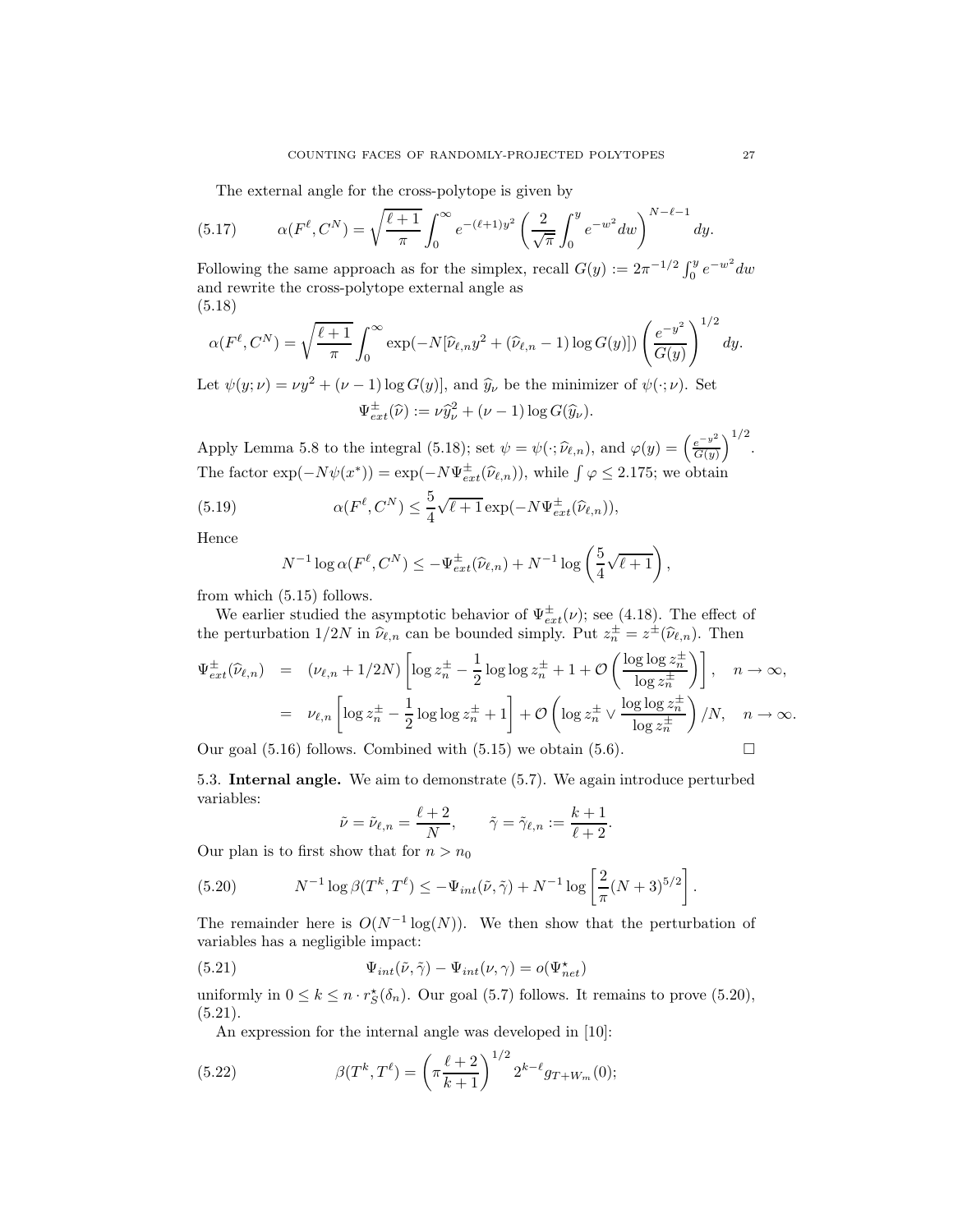The external angle for the cross-polytope is given by

$$\alpha(F^\ell, C^N) = \sqrt{\frac{\ell+1}{\pi}} \int_0^\infty e^{-(\ell+1)y^2} \left( \frac{2}{\sqrt{\pi}} \int_0^y e^{-w^2} dw \right)^{N-\ell-1} dy. \tag{5.17}$$

Following the same approach as for the simplex, recall $G(y) := 2\pi^{-1/2} \int_0^y e^{-w^2} dw$ and rewrite the cross-polytope external angle as

$$\alpha(F^\ell, C^N) = \sqrt{\frac{\ell+1}{\pi}} \int_0^\infty \exp(-N[\widehat{\nu}_{\ell,n} y^2 + (\widehat{\nu}_{\ell,n} - 1)\log G(y)]) \left( \frac{e^{-y^2}}{G(y)} \right)^{1/2} dy. \tag{5.18}$$

Let $\psi(y; \nu) = \nu y^2 + (\nu - 1)\log G(y)]$, and $\widehat{y}_\nu$ be the minimizer of $\psi(\cdot; \nu)$. Set

$$\Psi^{\pm}_{ext}(\widehat{\nu}) := \nu \widehat{y}_\nu^2 + (\nu - 1)\log G(\widehat{y}_\nu).$$

Apply Lemma 5.8 to the integral (5.18); set $\psi = \psi(\cdot; \widehat{\nu}_{\ell,n})$, and $\varphi(y) = \left(\frac{e^{-y^2}}{G(y)}\right)^{1/2}$. The factor $\exp(-N\psi(x^*)) = \exp(-N\Psi^{\pm}_{ext}(\widehat{\nu}_{\ell,n}))$, while $\int \varphi \leq 2.175$; we obtain

$$\alpha(F^\ell, C^N) \leq \frac{5}{4}\sqrt{\ell+1}\exp(-N\Psi^{\pm}_{ext}(\widehat{\nu}_{\ell,n})), \tag{5.19}$$

Hence

$$N^{-1}\log \alpha(F^\ell, C^N) \leq -\Psi^{\pm}_{ext}(\widehat{\nu}_{\ell,n}) + N^{-1}\log\left(\frac{5}{4}\sqrt{\ell+1}\right),$$

from which (5.15) follows.

We earlier studied the asymptotic behavior of $\Psi^{\pm}_{ext}(\nu)$; see (4.18). The effect of the perturbation $1/2N$ in $\widehat{\nu}_{\ell,n}$ can be bounded simply. Put $z^{\pm}_n = z^{\pm}(\widehat{\nu}_{\ell,n})$. Then

$$\begin{aligned}
\Psi^{\pm}_{ext}(\widehat{\nu}_{\ell,n}) &= (\nu_{\ell,n} + 1/2N)\left[\log z^{\pm}_n - \frac{1}{2}\log\log z^{\pm}_n + 1 + \mathcal{O}\left(\frac{\log\log z^{\pm}_n}{\log z^{\pm}_n}\right)\right], \quad n \to \infty, \\
&= \nu_{\ell,n}\left[\log z^{\pm}_n - \frac{1}{2}\log\log z^{\pm}_n + 1\right] + \mathcal{O}\left(\log z^{\pm}_n \vee \frac{\log\log z^{\pm}_n}{\log z^{\pm}_n}\right)/N, \quad n \to \infty.
\end{aligned}$$

Our goal (5.16) follows. Combined with (5.15) we obtain (5.6). $\square$

## 5.3. Internal angle.

We aim to demonstrate (5.7). We again introduce perturbed variables:

$$\tilde{\nu} = \tilde{\nu}_{\ell,n} = \frac{\ell+2}{N}, \qquad \tilde{\gamma} = \tilde{\gamma}_{\ell,n} := \frac{k+1}{\ell+2}.$$

Our plan is to first show that for $n > n_0$

$$N^{-1}\log \beta(T^k, T^\ell) \leq -\Psi_{int}(\tilde{\nu}, \tilde{\gamma}) + N^{-1}\log\left[\frac{2}{\pi}(N+3)^{5/2}\right]. \tag{5.20}$$

The remainder here is $O(N^{-1}\log(N))$. We then show that the perturbation of variables has a negligible impact:

$$\Psi_{int}(\tilde{\nu}, \tilde{\gamma}) - \Psi_{int}(\nu, \gamma) = o(\Psi^\star_{net}) \tag{5.21}$$

uniformly in $0 \leq k \leq n \cdot r^\star_S(\delta_n)$. Our goal (5.7) follows. It remains to prove (5.20), (5.21).

An expression for the internal angle was developed in [10]:

$$\beta(T^k, T^\ell) = \left(\pi\frac{\ell+2}{k+1}\right)^{1/2} 2^{k-\ell} g_{T+W_m}(0); \tag{5.22}$$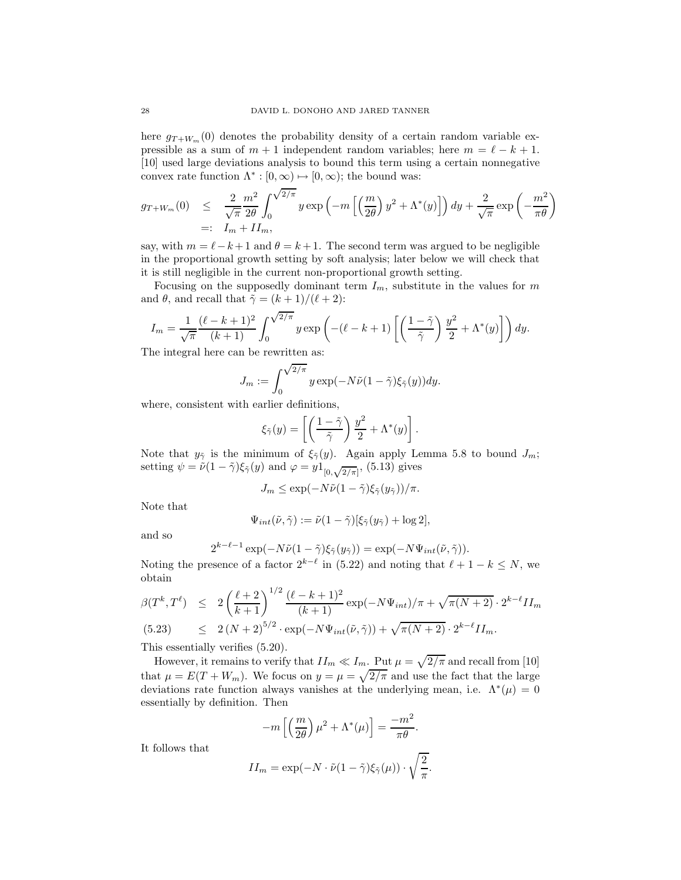here $g_{T+W_m}(0)$ denotes the probability density of a certain random variable expressible as a sum of $m+1$ independent random variables; here $m = \ell - k + 1$. [10] used large deviations analysis to bound this term using a certain nonnegative convex rate function $\Lambda^* : [0,\infty) \mapsto [0,\infty)$; the bound was:

$$
\begin{aligned}
g_{T+W_m}(0) &\leq \frac{2}{\sqrt{\pi}} \frac{m^2}{2\theta} \int_0^{\sqrt{2/\pi}} y \exp\left(-m\left[\left(\frac{m}{2\theta}\right) y^2 + \Lambda^*(y)\right]\right) dy + \frac{2}{\sqrt{\pi}} \exp\left(-\frac{m^2}{\pi\theta}\right) \\
&=: I_m + II_m,
\end{aligned}
$$

say, with $m = \ell - k + 1$ and $\theta = k+1$. The second term was argued to be negligible in the proportional growth setting by soft analysis; later below we will check that it is still negligible in the current non-proportional growth setting.

Focusing on the supposedly dominant term $I_m$, substitute in the values for $m$ and $\theta$, and recall that $\tilde{\gamma} = (k+1)/(\ell+2)$:

$$
I_m = \frac{1}{\sqrt{\pi}} \frac{(\ell-k+1)^2}{(k+1)} \int_0^{\sqrt{2/\pi}} y \exp\left(-(\ell-k+1)\left[\left(\frac{1-\tilde{\gamma}}{\tilde{\gamma}}\right)\frac{y^2}{2} + \Lambda^*(y)\right]\right) dy.
$$

The integral here can be rewritten as:

$$
J_m := \int_0^{\sqrt{2/\pi}} y \exp(-N\tilde{\nu}(1-\tilde{\gamma})\xi_{\tilde{\gamma}}(y)) dy.
$$

where, consistent with earlier definitions,

$$
\xi_{\tilde{\gamma}}(y) = \left[\left(\frac{1-\tilde{\gamma}}{\tilde{\gamma}}\right)\frac{y^2}{2} + \Lambda^*(y)\right].
$$

Note that $y_{\tilde{\gamma}}$ is the minimum of $\xi_{\tilde{\gamma}}(y)$. Again apply Lemma 5.8 to bound $J_m$; setting $\psi = \tilde{\nu}(1-\tilde{\gamma})\xi_{\tilde{\gamma}}(y)$ and $\varphi = y 1_{[0,\sqrt{2/\pi}]}$, (5.13) gives

$$
J_m \leq \exp(-N\tilde{\nu}(1-\tilde{\gamma})\xi_{\tilde{\gamma}}(y_{\tilde{\gamma}}))/\pi.
$$

Note that

$$
\Psi_{int}(\tilde{\nu},\tilde{\gamma}) := \tilde{\nu}(1-\tilde{\gamma})[\xi_{\tilde{\gamma}}(y_{\tilde{\gamma}}) + \log 2],
$$

and so

$$
2^{k-\ell-1}\exp(-N\tilde{\nu}(1-\tilde{\gamma})\xi_{\tilde{\gamma}}(y_{\tilde{\gamma}})) = \exp(-N\Psi_{int}(\tilde{\nu},\tilde{\gamma})).
$$

Noting the presence of a factor $2^{k-\ell}$ in (5.22) and noting that $\ell + 1 - k \leq N$, we obtain

$$
\begin{aligned}
\beta(T^k, T^\ell) &\leq 2\left(\frac{\ell+2}{k+1}\right)^{1/2} \frac{(\ell-k+1)^2}{(k+1)} \exp(-N\Psi_{int})/\pi + \sqrt{\pi(N+2)}\cdot 2^{k-\ell} II_m \\
&\leq 2\,(N+2)^{5/2}\cdot\exp(-N\Psi_{int}(\tilde{\nu},\tilde{\gamma})) + \sqrt{\pi(N+2)}\cdot 2^{k-\ell} II_m. \qquad (5.23)
\end{aligned}
$$

This essentially verifies (5.20).

However, it remains to verify that $II_m \ll I_m$. Put $\mu = \sqrt{2/\pi}$ and recall from [10] that $\mu = E(T + W_m)$. We focus on $y = \mu = \sqrt{2/\pi}$ and use the fact that the large deviations rate function always vanishes at the underlying mean, i.e. $\Lambda^*(\mu) = 0$ essentially by definition. Then

$$
-m\left[\left(\frac{m}{2\theta}\right)\mu^2 + \Lambda^*(\mu)\right] = \frac{-m^2}{\pi\theta}.
$$

It follows that

$$
II_m = \exp(-N\cdot\tilde{\nu}(1-\tilde{\gamma})\xi_{\tilde{\gamma}}(\mu))\cdot\sqrt{\frac{2}{\pi}}.
$$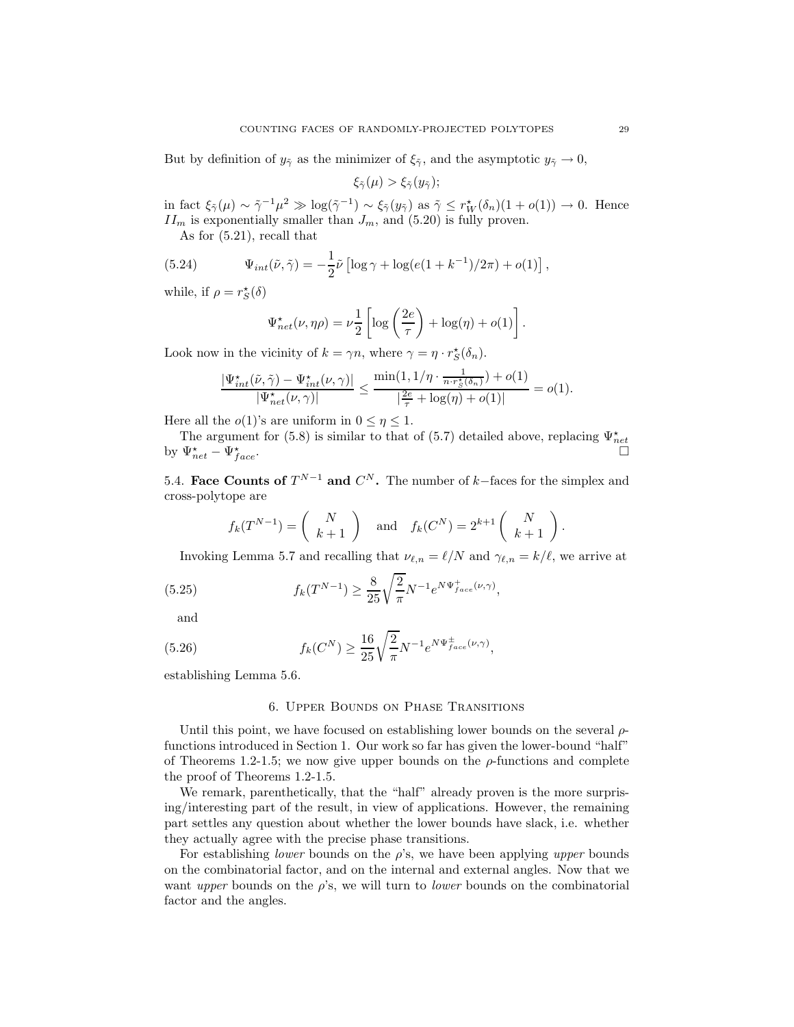But by definition of $y_{\tilde{\gamma}}$ as the minimizer of $\xi_{\tilde{\gamma}}$, and the asymptotic $y_{\tilde{\gamma}} \to 0$,

$$\xi_{\tilde{\gamma}}(\mu) > \xi_{\tilde{\gamma}}(y_{\tilde{\gamma}});$$

in fact $\xi_{\tilde{\gamma}}(\mu) \sim \tilde{\gamma}^{-1}\mu^2 \gg \log(\tilde{\gamma}^{-1}) \sim \xi_{\tilde{\gamma}}(y_{\tilde{\gamma}})$ as $\tilde{\gamma} \leq r_W^\star(\delta_n)(1+o(1)) \to 0$. Hence $II_m$ is exponentially smaller than $J_m$, and (5.20) is fully proven.

As for (5.21), recall that

$$\Psi_{int}(\tilde{\nu}, \tilde{\gamma}) = -\frac{1}{2}\tilde{\nu}\left[\log\gamma + \log(e(1+k^{-1})/2\pi) + o(1)\right], \tag{5.24}$$

while, if $\rho = r_S^\star(\delta)$

$$\Psi_{net}^\star(\nu, \eta\rho) = \nu\frac{1}{2}\left[\log\left(\frac{2e}{\tau}\right) + \log(\eta) + o(1)\right].$$

Look now in the vicinity of $k = \gamma n$, where $\gamma = \eta \cdot r_S^\star(\delta_n)$.

$$\frac{|\Psi_{int}^\star(\tilde{\nu}, \tilde{\gamma}) - \Psi_{int}^\star(\nu, \gamma)|}{|\Psi_{net}^\star(\nu, \gamma)|} \leq \frac{\min(1, 1/\eta \cdot \frac{1}{n \cdot r_S^\star(\delta_n)}) + o(1)}{|\frac{2e}{\tau} + \log(\eta) + o(1)|} = o(1).$$

Here all the $o(1)$'s are uniform in $0 \leq \eta \leq 1$.

The argument for (5.8) is similar to that of (5.7) detailed above, replacing $\Psi_{net}^\star$ by $\Psi_{net}^\star - \Psi_{face}^\star$. $\square$

### 5.4. Face Counts of $T^{N-1}$ and $C^N$.

The number of $k-$faces for the simplex and cross-polytope are

$$f_k(T^{N-1}) = \binom{N}{k+1} \quad \text{and} \quad f_k(C^N) = 2^{k+1}\binom{N}{k+1}.$$

Invoking Lemma 5.7 and recalling that $\nu_{\ell,n} = \ell/N$ and $\gamma_{\ell,n} = k/\ell$, we arrive at

$$f_k(T^{N-1}) \geq \frac{8}{25}\sqrt{\frac{2}{\pi}}N^{-1}e^{N\Psi_{face}^+(\nu,\gamma)}, \tag{5.25}$$

and

$$f_k(C^N) \geq \frac{16}{25}\sqrt{\frac{2}{\pi}}N^{-1}e^{N\Psi_{face}^\pm(\nu,\gamma)}, \tag{5.26}$$

establishing Lemma 5.6.

## 6. Upper Bounds on Phase Transitions

Until this point, we have focused on establishing lower bounds on the several $\rho$-functions introduced in Section 1. Our work so far has given the lower-bound "half" of Theorems 1.2-1.5; we now give upper bounds on the $\rho$-functions and complete the proof of Theorems 1.2-1.5.

We remark, parenthetically, that the "half" already proven is the more surprising/interesting part of the result, in view of applications. However, the remaining part settles any question about whether the lower bounds have slack, i.e. whether they actually agree with the precise phase transitions.

For establishing *lower* bounds on the $\rho$'s, we have been applying *upper* bounds on the combinatorial factor, and on the internal and external angles. Now that we want *upper* bounds on the $\rho$'s, we will turn to *lower* bounds on the combinatorial factor and the angles.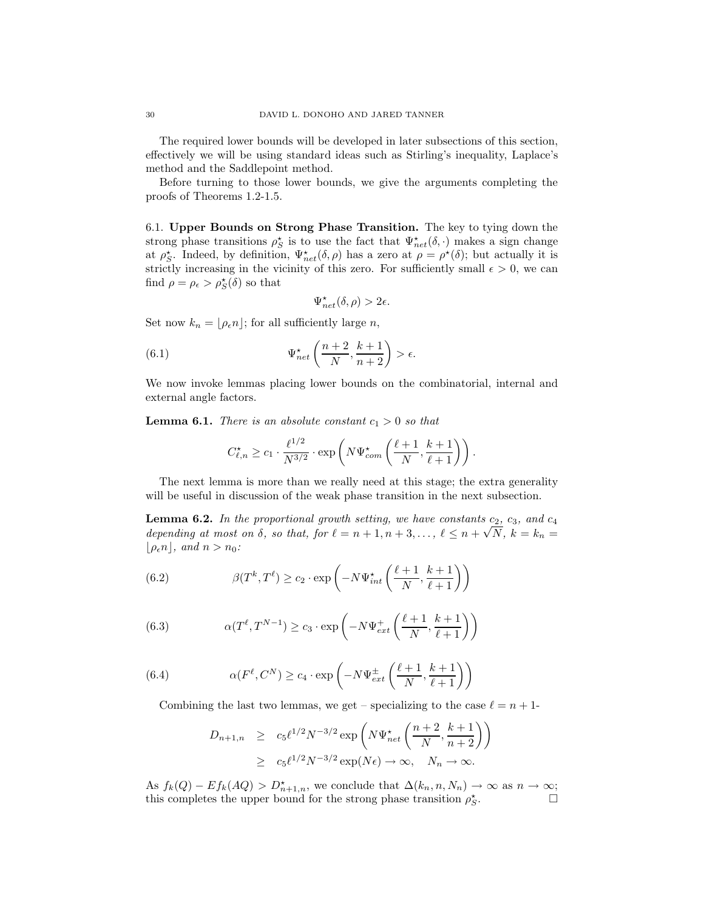The required lower bounds will be developed in later subsections of this section, effectively we will be using standard ideas such as Stirling's inequality, Laplace's method and the Saddlepoint method.

Before turning to those lower bounds, we give the arguments completing the proofs of Theorems 1.2-1.5.

### 6.1. Upper Bounds on Strong Phase Transition.

The key to tying down the strong phase transitions $\rho_S^\star$ is to use the fact that $\Psi_{net}^\star(\delta,\cdot)$ makes a sign change at $\rho_S^\star$. Indeed, by definition, $\Psi_{net}^\star(\delta,\rho)$ has a zero at $\rho = \rho^\star(\delta)$; but actually it is strictly increasing in the vicinity of this zero. For sufficiently small $\epsilon > 0$, we can find $\rho = \rho_\epsilon > \rho_S^\star(\delta)$ so that

$$\Psi_{net}^\star(\delta,\rho) > 2\epsilon.$$

Set now $k_n = \lfloor \rho_\epsilon n \rfloor$; for all sufficiently large $n$,

$$\Psi_{net}^\star\left(\frac{n+2}{N}, \frac{k+1}{n+2}\right) > \epsilon. \tag{6.1}$$

We now invoke lemmas placing lower bounds on the combinatorial, internal and external angle factors.

**Lemma 6.1.** *There is an absolute constant $c_1 > 0$ so that*

$$C_{\ell,n}^\star \geq c_1 \cdot \frac{\ell^{1/2}}{N^{3/2}} \cdot \exp\left(N\Psi_{com}^\star\left(\frac{\ell+1}{N}, \frac{k+1}{\ell+1}\right)\right).$$

The next lemma is more than we really need at this stage; the extra generality will be useful in discussion of the weak phase transition in the next subsection.

**Lemma 6.2.** *In the proportional growth setting, we have constants $c_2$, $c_3$, and $c_4$ depending at most on $\delta$, so that, for $\ell = n+1, n+3, \ldots$, $\ell \leq n + \sqrt{N}$, $k = k_n = \lfloor \rho_\epsilon n \rfloor$, and $n > n_0$:*

$$\beta(T^k, T^\ell) \geq c_2 \cdot \exp\left(-N\Psi_{int}^\star\left(\frac{\ell+1}{N}, \frac{k+1}{\ell+1}\right)\right) \tag{6.2}$$

$$\alpha(T^\ell, T^{N-1}) \geq c_3 \cdot \exp\left(-N\Psi_{ext}^+\left(\frac{\ell+1}{N}, \frac{k+1}{\ell+1}\right)\right) \tag{6.3}$$

$$\alpha(F^\ell, C^N) \geq c_4 \cdot \exp\left(-N\Psi_{ext}^\pm\left(\frac{\ell+1}{N}, \frac{k+1}{\ell+1}\right)\right) \tag{6.4}$$

Combining the last two lemmas, we get – specializing to the case $\ell = n+1$-

$$\begin{aligned} D_{n+1,n} &\geq c_5 \ell^{1/2} N^{-3/2} \exp\left(N\Psi_{net}^\star\left(\frac{n+2}{N}, \frac{k+1}{n+2}\right)\right) \\ &\geq c_5 \ell^{1/2} N^{-3/2} \exp(N\epsilon) \to \infty, \quad N_n \to \infty. \end{aligned}$$

As $f_k(Q) - Ef_k(AQ) > D_{n+1,n}^\star$, we conclude that $\Delta(k_n, n, N_n) \to \infty$ as $n \to \infty$; this completes the upper bound for the strong phase transition $\rho_S^\star$. $\square$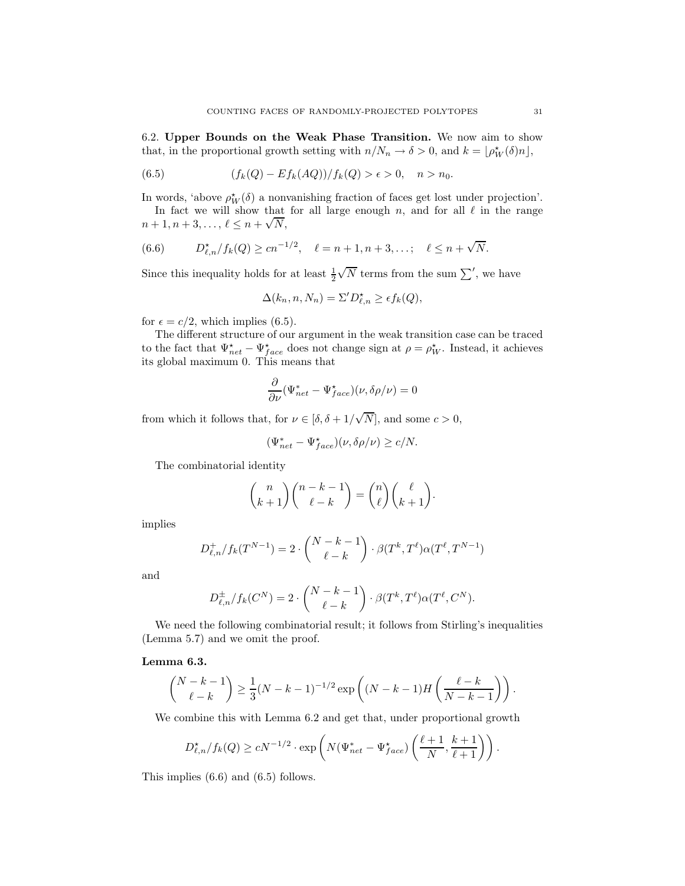6.2. **Upper Bounds on the Weak Phase Transition.** We now aim to show that, in the proportional growth setting with $n/N_n \to \delta > 0$, and $k = \lfloor \rho_W^\star(\delta) n \rfloor$,

$$(f_k(Q) - Ef_k(AQ))/f_k(Q) > \epsilon > 0, \quad n > n_0. \tag{6.5}$$

In words, 'above $\rho_W^\star(\delta)$ a nonvanishing fraction of faces get lost under projection'.

In fact we will show that for all large enough $n$, and for all $\ell$ in the range $n+1, n+3, \ldots, \ell \le n + \sqrt{N}$,

$$D_{\ell,n}^\star / f_k(Q) \ge c n^{-1/2}, \quad \ell = n+1, n+3, \ldots; \quad \ell \le n + \sqrt{N}. \tag{6.6}$$

Since this inequality holds for at least $\frac{1}{2}\sqrt{N}$ terms from the sum $\sum'$, we have

$$\Delta(k_n, n, N_n) = \Sigma' D_{\ell,n}^\star \ge \epsilon f_k(Q),$$

for $\epsilon = c/2$, which implies (6.5).

The different structure of our argument in the weak transition case can be traced to the fact that $\Psi_{net}^\star - \Psi_{face}^\star$ does not change sign at $\rho = \rho_W^\star$. Instead, it achieves its global maximum 0. This means that

$$\frac{\partial}{\partial \nu}(\Psi_{net}^* - \Psi_{face}^\star)(\nu, \delta\rho/\nu) = 0$$

from which it follows that, for $\nu \in [\delta, \delta + 1/\sqrt{N}]$, and some $c > 0$,

$$(\Psi_{net}^* - \Psi_{face}^\star)(\nu, \delta\rho/\nu) \ge c/N.$$

The combinatorial identity

$$\binom{n}{k+1}\binom{n-k-1}{\ell-k} = \binom{n}{\ell}\binom{\ell}{k+1}.$$

implies

$$D_{\ell,n}^+/f_k(T^{N-1}) = 2 \cdot \binom{N-k-1}{\ell-k} \cdot \beta(T^k, T^\ell)\alpha(T^\ell, T^{N-1})$$

and

$$D_{\ell,n}^\pm/f_k(C^N) = 2 \cdot \binom{N-k-1}{\ell-k} \cdot \beta(T^k, T^\ell)\alpha(T^\ell, C^N).$$

We need the following combinatorial result; it follows from Stirling's inequalities (Lemma 5.7) and we omit the proof.

**Lemma 6.3.**

$$\binom{N-k-1}{\ell-k} \ge \frac{1}{3}(N-k-1)^{-1/2} \exp\left((N-k-1) H\left(\frac{\ell-k}{N-k-1}\right)\right).$$

We combine this with Lemma 6.2 and get that, under proportional growth

$$D_{\ell,n}^\star/f_k(Q) \ge cN^{-1/2} \cdot \exp\left(N(\Psi_{net}^* - \Psi_{face}^\star)\left(\frac{\ell+1}{N}, \frac{k+1}{\ell+1}\right)\right).$$

This implies (6.6) and (6.5) follows.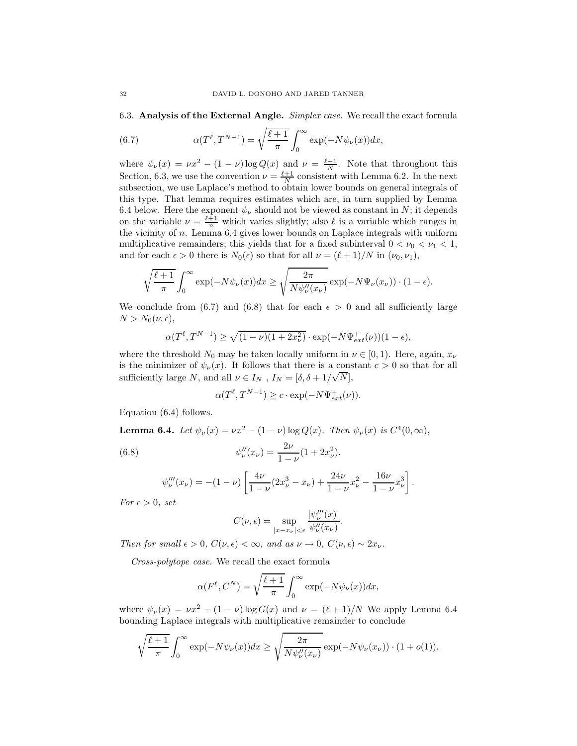6.3. **Analysis of the External Angle.** *Simplex case.* We recall the exact formula

$$\alpha(T^\ell, T^{N-1}) = \sqrt{\frac{\ell+1}{\pi}} \int_0^\infty \exp(-N\psi_\nu(x))dx, \tag{6.7}$$

where $\psi_\nu(x) = \nu x^2 - (1-\nu)\log Q(x)$ and $\nu = \frac{\ell+1}{N}$. Note that throughout this Section, 6.3, we use the convention $\nu = \frac{\ell+1}{N}$ consistent with Lemma 6.2. In the next subsection, we use Laplace's method to obtain lower bounds on general integrals of this type. That lemma requires estimates which are, in turn supplied by Lemma 6.4 below. Here the exponent $\psi_\nu$ should not be viewed as constant in $N$; it depends on the variable $\nu = \frac{\ell+1}{n}$ which varies slightly; also $\ell$ is a variable which ranges in the vicinity of $n$. Lemma 6.4 gives lower bounds on Laplace integrals with uniform multiplicative remainders; this yields that for a fixed subinterval $0 < \nu_0 < \nu_1 < 1$, and for each $\epsilon > 0$ there is $N_0(\epsilon)$ so that for all $\nu = (\ell+1)/N$ in $(\nu_0, \nu_1)$,

$$\sqrt{\frac{\ell+1}{\pi}} \int_0^\infty \exp(-N\psi_\nu(x))dx \geq \sqrt{\frac{2\pi}{N\psi''_\nu(x_\nu)}} \exp(-N\Psi_\nu(x_\nu)) \cdot (1-\epsilon).$$

We conclude from (6.7) and (6.8) that for each $\epsilon > 0$ and all sufficiently large $N > N_0(\nu, \epsilon)$,

$$\alpha(T^\ell, T^{N-1}) \geq \sqrt{(1-\nu)(1+2x_\nu^2)} \cdot \exp(-N\Psi^+_{ext}(\nu))(1-\epsilon),$$

where the threshold $N_0$ may be taken locally uniform in $\nu \in [0,1)$. Here, again, $x_\nu$ is the minimizer of $\psi_\nu(x)$. It follows that there is a constant $c > 0$ so that for all sufficiently large $N$, and all $\nu \in I_N$ , $I_N = [\delta, \delta + 1/\sqrt{N}]$,

$$\alpha(T^\ell, T^{N-1}) \geq c \cdot \exp(-N\Psi^+_{ext}(\nu)).$$

Equation (6.4) follows.

**Lemma 6.4.** *Let $\psi_\nu(x) = \nu x^2 - (1-\nu)\log Q(x)$. Then $\psi_\nu(x)$ is $C^4(0,\infty)$,*

$$\psi''_\nu(x_\nu) = \frac{2\nu}{1-\nu}(1+2x_\nu^2). \tag{6.8}$$

$$\psi'''_\nu(x_\nu) = -(1-\nu)\left[\frac{4\nu}{1-\nu}(2x_\nu^3 - x_\nu) + \frac{24\nu}{1-\nu}x_\nu^2 - \frac{16\nu}{1-\nu}x_\nu^3\right].$$

*For $\epsilon > 0$, set*

$$C(\nu, \epsilon) = \sup_{|x - x_\nu| < \epsilon} \frac{|\psi'''_\nu(x)|}{\psi''_\nu(x_\nu)}.$$

*Then for small $\epsilon > 0$, $C(\nu, \epsilon) < \infty$, and as $\nu \to 0$, $C(\nu, \epsilon) \sim 2x_\nu$.*

*Cross-polytope case.* We recall the exact formula

$$\alpha(F^\ell, C^N) = \sqrt{\frac{\ell+1}{\pi}} \int_0^\infty \exp(-N\psi_\nu(x))dx,$$

where $\psi_\nu(x) = \nu x^2 - (1-\nu)\log G(x)$ and $\nu = (\ell+1)/N$ We apply Lemma 6.4 bounding Laplace integrals with multiplicative remainder to conclude

$$\sqrt{\frac{\ell+1}{\pi}} \int_0^\infty \exp(-N\psi_\nu(x))dx \geq \sqrt{\frac{2\pi}{N\psi''_\nu(x_\nu)}} \exp(-N\psi_\nu(x_\nu)) \cdot (1+o(1)).$$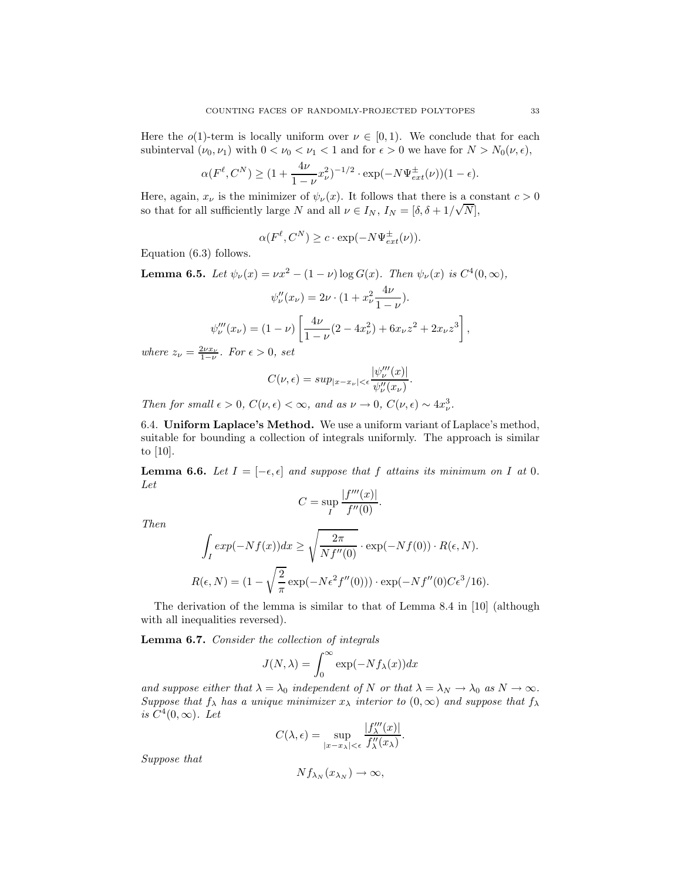Here the $o(1)$-term is locally uniform over $\nu \in [0, 1)$. We conclude that for each subinterval $(\nu_0, \nu_1)$ with $0 < \nu_0 < \nu_1 < 1$ and for $\epsilon > 0$ we have for $N > N_0(\nu, \epsilon)$,

$$\alpha(F^\ell, C^N) \geq (1 + \frac{4\nu}{1-\nu} x_\nu^2)^{-1/2} \cdot \exp(-N\Psi_{ext}^{\pm}(\nu))(1 - \epsilon).$$

Here, again, $x_\nu$ is the minimizer of $\psi_\nu(x)$. It follows that there is a constant $c > 0$ so that for all sufficiently large $N$ and all $\nu \in I_N$, $I_N = [\delta, \delta + 1/\sqrt{N}]$,

$$\alpha(F^\ell, C^N) \geq c \cdot \exp(-N\Psi_{ext}^{\pm}(\nu)).$$

Equation (6.3) follows.

**Lemma 6.5.** *Let $\psi_\nu(x) = \nu x^2 - (1-\nu)\log G(x)$. Then $\psi_\nu(x)$ is $C^4(0, \infty)$,*

$$\psi_\nu''(x_\nu) = 2\nu \cdot (1 + x_\nu^2 \frac{4\nu}{1-\nu}).$$

$$\psi_\nu'''(x_\nu) = (1-\nu)\left[\frac{4\nu}{1-\nu}(2 - 4x_\nu^2) + 6x_\nu z^2 + 2x_\nu z^3\right],$$

*where $z_\nu = \frac{2\nu x_\nu}{1-\nu}$. For $\epsilon > 0$, set*

$$C(\nu, \epsilon) = sup_{|x - x_\nu| < \epsilon} \frac{|\psi_\nu'''(x)|}{\psi_\nu''(x_\nu)}.$$

*Then for small $\epsilon > 0$, $C(\nu, \epsilon) < \infty$, and as $\nu \to 0$, $C(\nu, \epsilon) \sim 4x_\nu^3$.*

6.4. **Uniform Laplace's Method.** We use a uniform variant of Laplace's method, suitable for bounding a collection of integrals uniformly. The approach is similar to [10].

**Lemma 6.6.** *Let $I = [-\epsilon, \epsilon]$ and suppose that $f$ attains its minimum on $I$ at 0. Let*

$$C = \sup_I \frac{|f'''(x)|}{f''(0)}.$$

*Then*

$$\int_I exp(-Nf(x))dx \geq \sqrt{\frac{2\pi}{Nf''(0)}} \cdot \exp(-Nf(0)) \cdot R(\epsilon, N).$$

$$R(\epsilon, N) = (1 - \sqrt{\frac{2}{\pi}} \exp(-N\epsilon^2 f''(0))) \cdot \exp(-Nf''(0)C\epsilon^3/16).$$

The derivation of the lemma is similar to that of Lemma 8.4 in [10] (although with all inequalities reversed).

**Lemma 6.7.** *Consider the collection of integrals*

$$J(N, \lambda) = \int_0^\infty \exp(-Nf_\lambda(x))dx$$

*and suppose either that $\lambda = \lambda_0$ independent of $N$ or that $\lambda = \lambda_N \to \lambda_0$ as $N \to \infty$. Suppose that $f_\lambda$ has a unique minimizer $x_\lambda$ interior to $(0, \infty)$ and suppose that $f_\lambda$ is $C^4(0, \infty)$. Let*

$$C(\lambda, \epsilon) = \sup_{|x - x_\lambda| < \epsilon} \frac{|f_\lambda'''(x)|}{f_\lambda''(x_\lambda)}.$$

*Suppose that*

$$Nf_{\lambda_N}(x_{\lambda_N}) \to \infty,$$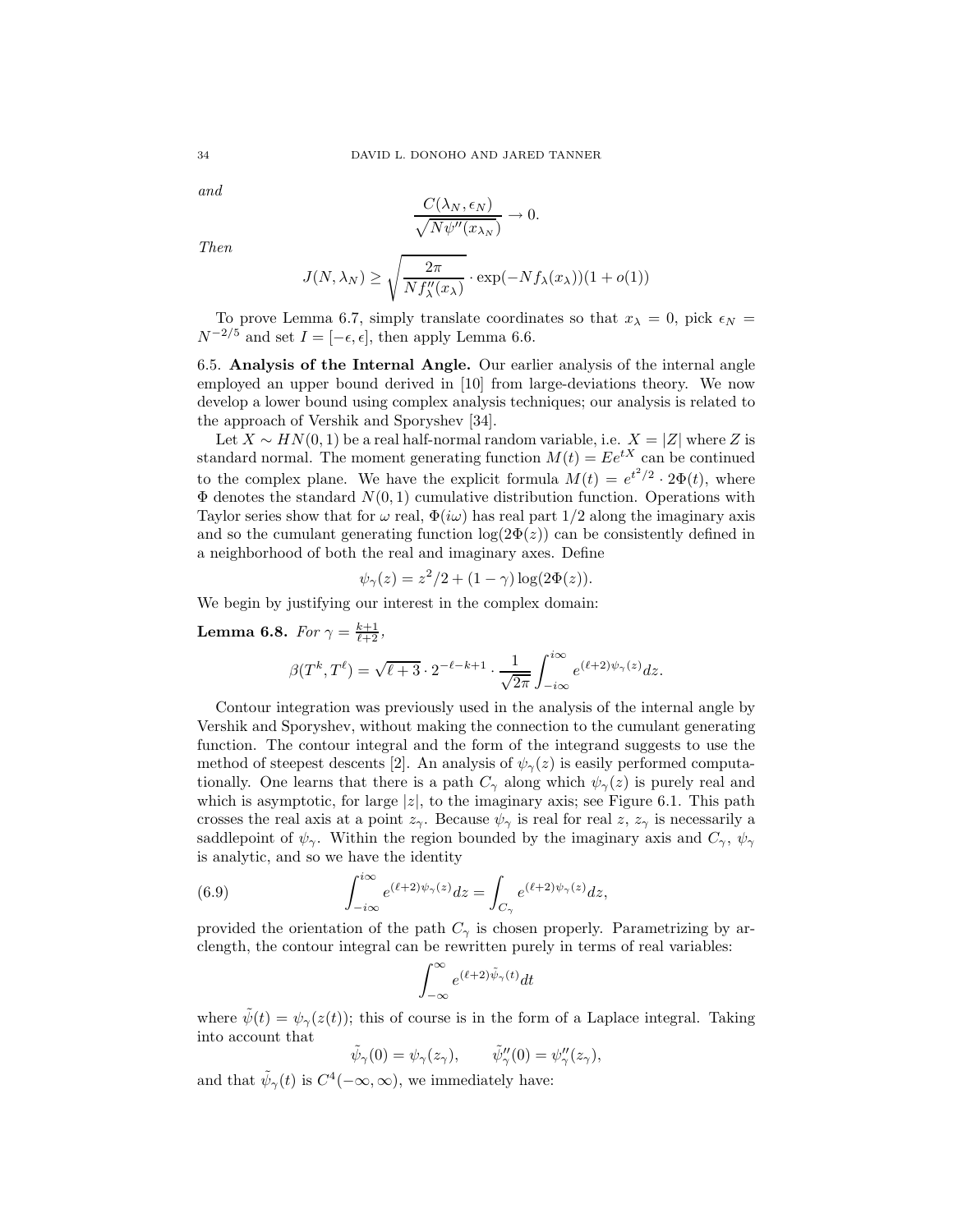*and*

$$\frac{C(\lambda_N, \epsilon_N)}{\sqrt{N\psi''(x_{\lambda_N})}} \to 0.$$

*Then*

$$J(N, \lambda_N) \geq \sqrt{\frac{2\pi}{Nf''_\lambda(x_\lambda)}} \cdot \exp(-Nf_\lambda(x_\lambda))(1 + o(1))$$

To prove Lemma 6.7, simply translate coordinates so that $x_\lambda = 0$, pick $\epsilon_N = N^{-2/5}$ and set $I = [-\epsilon, \epsilon]$, then apply Lemma 6.6.

## 6.5. Analysis of the Internal Angle.

Our earlier analysis of the internal angle employed an upper bound derived in [10] from large-deviations theory. We now develop a lower bound using complex analysis techniques; our analysis is related to the approach of Vershik and Sporyshev [34].

Let $X \sim HN(0, 1)$ be a real half-normal random variable, i.e. $X = |Z|$ where $Z$ is standard normal. The moment generating function $M(t) = Ee^{tX}$ can be continued to the complex plane. We have the explicit formula $M(t) = e^{t^2/2} \cdot 2\Phi(t)$, where $\Phi$ denotes the standard $N(0, 1)$ cumulative distribution function. Operations with Taylor series show that for $\omega$ real, $\Phi(i\omega)$ has real part $1/2$ along the imaginary axis and so the cumulant generating function $\log(2\Phi(z))$ can be consistently defined in a neighborhood of both the real and imaginary axes. Define

$$\psi_\gamma(z) = z^2/2 + (1 - \gamma) \log(2\Phi(z)).$$

We begin by justifying our interest in the complex domain:

**Lemma 6.8.** *For* $\gamma = \frac{k+1}{\ell+2}$,

$$\beta(T^k, T^\ell) = \sqrt{\ell + 3} \cdot 2^{-\ell-k+1} \cdot \frac{1}{\sqrt{2\pi}} \int_{-i\infty}^{i\infty} e^{(\ell+2)\psi_\gamma(z)} dz.$$

Contour integration was previously used in the analysis of the internal angle by Vershik and Sporyshev, without making the connection to the cumulant generating function. The contour integral and the form of the integrand suggests to use the method of steepest descents [2]. An analysis of $\psi_\gamma(z)$ is easily performed computationally. One learns that there is a path $C_\gamma$ along which $\psi_\gamma(z)$ is purely real and which is asymptotic, for large $|z|$, to the imaginary axis; see Figure 6.1. This path crosses the real axis at a point $z_\gamma$. Because $\psi_\gamma$ is real for real $z$, $z_\gamma$ is necessarily a saddlepoint of $\psi_\gamma$. Within the region bounded by the imaginary axis and $C_\gamma$, $\psi_\gamma$ is analytic, and so we have the identity

$$\int_{-i\infty}^{i\infty} e^{(\ell+2)\psi_\gamma(z)} dz = \int_{C_\gamma} e^{(\ell+2)\psi_\gamma(z)} dz, \tag{6.9}$$

provided the orientation of the path $C_\gamma$ is chosen properly. Parametrizing by arclength, the contour integral can be rewritten purely in terms of real variables:

$$\int_{-\infty}^{\infty} e^{(\ell+2)\tilde{\psi}_\gamma(t)} dt$$

where $\tilde{\psi}(t) = \psi_\gamma(z(t))$; this of course is in the form of a Laplace integral. Taking into account that

$$\tilde{\psi}_\gamma(0) = \psi_\gamma(z_\gamma), \qquad \tilde{\psi}''_\gamma(0) = \psi''_\gamma(z_\gamma),$$

and that $\tilde{\psi}_\gamma(t)$ is $C^4(-\infty, \infty)$, we immediately have: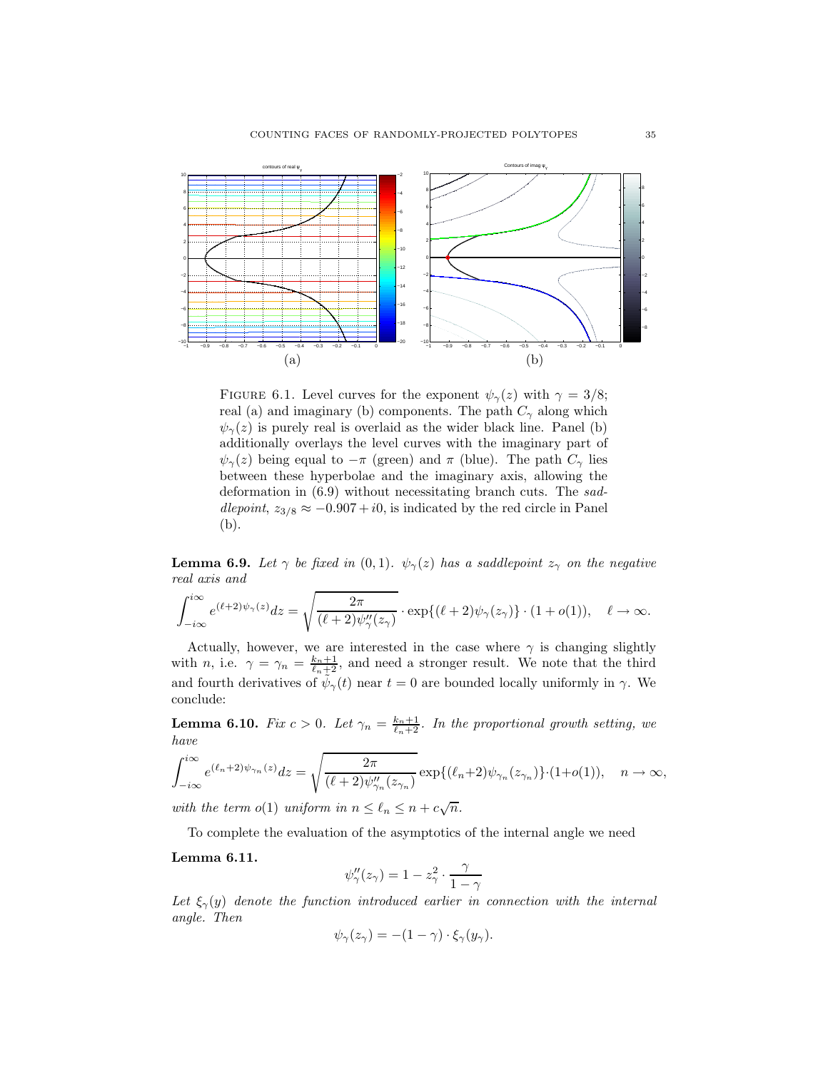FIGURE 6.1. Level curves for the exponent $\psi_\gamma(z)$ with $\gamma = 3/8$; real (a) and imaginary (b) components. The path $C_\gamma$ along which $\psi_\gamma(z)$ is purely real is overlaid as the wider black line. Panel (b) additionally overlays the level curves with the imaginary part of $\psi_\gamma(z)$ being equal to $-\pi$ (green) and $\pi$ (blue). The path $C_\gamma$ lies between these hyperbolae and the imaginary axis, allowing the deformation in (6.9) without necessitating branch cuts. The *saddlepoint*, $z_{3/8} \approx -0.907 + i0$, is indicated by the red circle in Panel (b).

**Lemma 6.9.** *Let $\gamma$ be fixed in $(0, 1)$. $\psi_\gamma(z)$ has a saddlepoint $z_\gamma$ on the negative real axis and*

$$\int_{-i\infty}^{i\infty} e^{(\ell+2)\psi_\gamma(z)} dz = \sqrt{\frac{2\pi}{(\ell+2)\psi_\gamma''(z_\gamma)}} \cdot \exp\{(\ell+2)\psi_\gamma(z_\gamma)\} \cdot (1 + o(1)), \quad \ell \to \infty.$$

Actually, however, we are interested in the case where $\gamma$ is changing slightly with $n$, i.e. $\gamma = \gamma_n = \frac{k_n+1}{\ell_n+2}$, and need a stronger result. We note that the third and fourth derivatives of $\psi_\gamma(t)$ near $t = 0$ are bounded locally uniformly in $\gamma$. We conclude:

**Lemma 6.10.** *Fix $c > 0$. Let $\gamma_n = \frac{k_n+1}{\ell_n+2}$. In the proportional growth setting, we have*

$$\int_{-i\infty}^{i\infty} e^{(\ell_n+2)\psi_{\gamma_n}(z)} dz = \sqrt{\frac{2\pi}{(\ell+2)\psi_{\gamma_n}''(z_{\gamma_n})}} \exp\{(\ell_n+2)\psi_{\gamma_n}(z_{\gamma_n})\} \cdot (1+o(1)), \quad n \to \infty,$$

*with the term $o(1)$ uniform in $n \le \ell_n \le n + c\sqrt{n}$.*

To complete the evaluation of the asymptotics of the internal angle we need

**Lemma 6.11.**

$$\psi_\gamma''(z_\gamma) = 1 - z_\gamma^2 \cdot \frac{\gamma}{1-\gamma}$$

*Let $\xi_\gamma(y)$ denote the function introduced earlier in connection with the internal angle. Then*

$$\psi_\gamma(z_\gamma) = -(1-\gamma) \cdot \xi_\gamma(y_\gamma).$$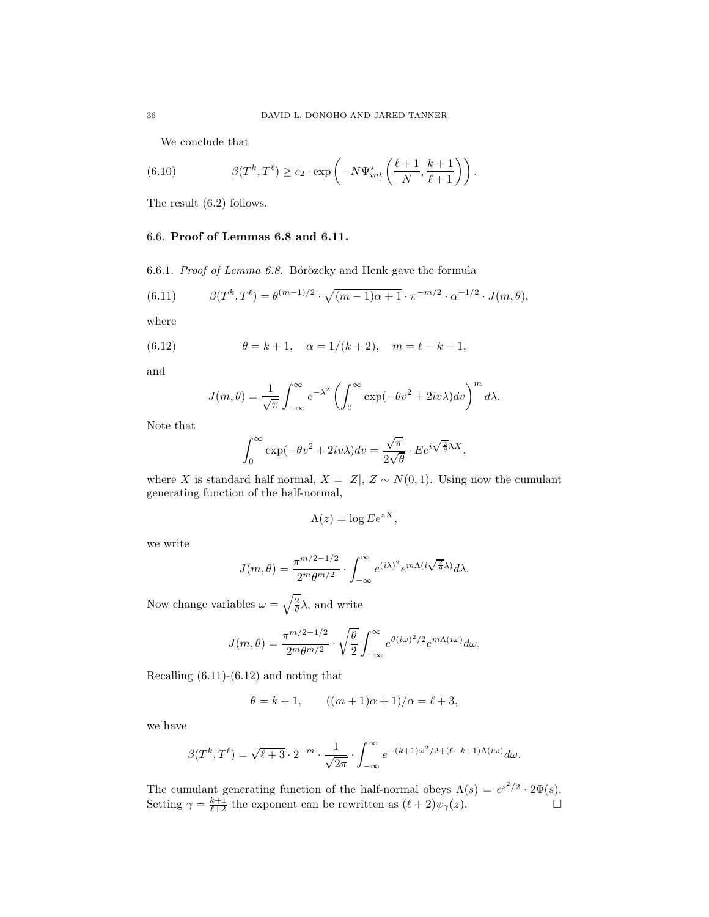We conclude that

$$\beta(T^k, T^\ell) \geq c_2 \cdot \exp\left(-N\Psi_{int}^\star\left(\frac{\ell+1}{N}, \frac{k+1}{\ell+1}\right)\right). \tag{6.10}$$

The result (6.2) follows.

### 6.6. **Proof of Lemmas 6.8 and 6.11.**

6.6.1. *Proof of Lemma 6.8.* Böröczky and Henk gave the formula

$$\beta(T^k, T^\ell) = \theta^{(m-1)/2} \cdot \sqrt{(m-1)\alpha + 1} \cdot \pi^{-m/2} \cdot \alpha^{-1/2} \cdot J(m, \theta), \tag{6.11}$$

where

$$\theta = k+1, \quad \alpha = 1/(k+2), \quad m = \ell - k + 1, \tag{6.12}$$

and

$$J(m, \theta) = \frac{1}{\sqrt{\pi}} \int_{-\infty}^{\infty} e^{-\lambda^2} \left( \int_0^\infty \exp(-\theta v^2 + 2iv\lambda) dv \right)^m d\lambda.$$

Note that

$$\int_0^\infty \exp(-\theta v^2 + 2iv\lambda) dv = \frac{\sqrt{\pi}}{2\sqrt{\theta}} \cdot E e^{i\sqrt{\frac{2}{\theta}}\lambda X},$$

where $X$ is standard half normal, $X = |Z|$, $Z \sim N(0,1)$. Using now the cumulant generating function of the half-normal,

$$\Lambda(z) = \log E e^{zX},$$

we write

$$J(m, \theta) = \frac{\pi^{m/2 - 1/2}}{2^m \theta^{m/2}} \cdot \int_{-\infty}^{\infty} e^{(i\lambda)^2} e^{m\Lambda(i\sqrt{\frac{2}{\theta}}\lambda)} d\lambda.$$

Now change variables $\omega = \sqrt{\frac{2}{\theta}}\lambda$, and write

$$J(m, \theta) = \frac{\pi^{m/2 - 1/2}}{2^m \theta^{m/2}} \cdot \sqrt{\frac{\theta}{2}} \int_{-\infty}^{\infty} e^{\theta(i\omega)^2/2} e^{m\Lambda(i\omega)} d\omega.$$

Recalling (6.11)-(6.12) and noting that

$$\theta = k+1, \qquad ((m+1)\alpha + 1)/\alpha = \ell + 3,$$

we have

$$\beta(T^k, T^\ell) = \sqrt{\ell + 3} \cdot 2^{-m} \cdot \frac{1}{\sqrt{2\pi}} \cdot \int_{-\infty}^{\infty} e^{-(k+1)\omega^2/2 + (\ell - k + 1)\Lambda(i\omega)} d\omega.$$

The cumulant generating function of the half-normal obeys $\Lambda(s) = e^{s^2/2} \cdot 2\Phi(s)$. Setting $\gamma = \frac{k+1}{\ell+2}$ the exponent can be rewritten as $(\ell+2)\psi_\gamma(z)$. $\square$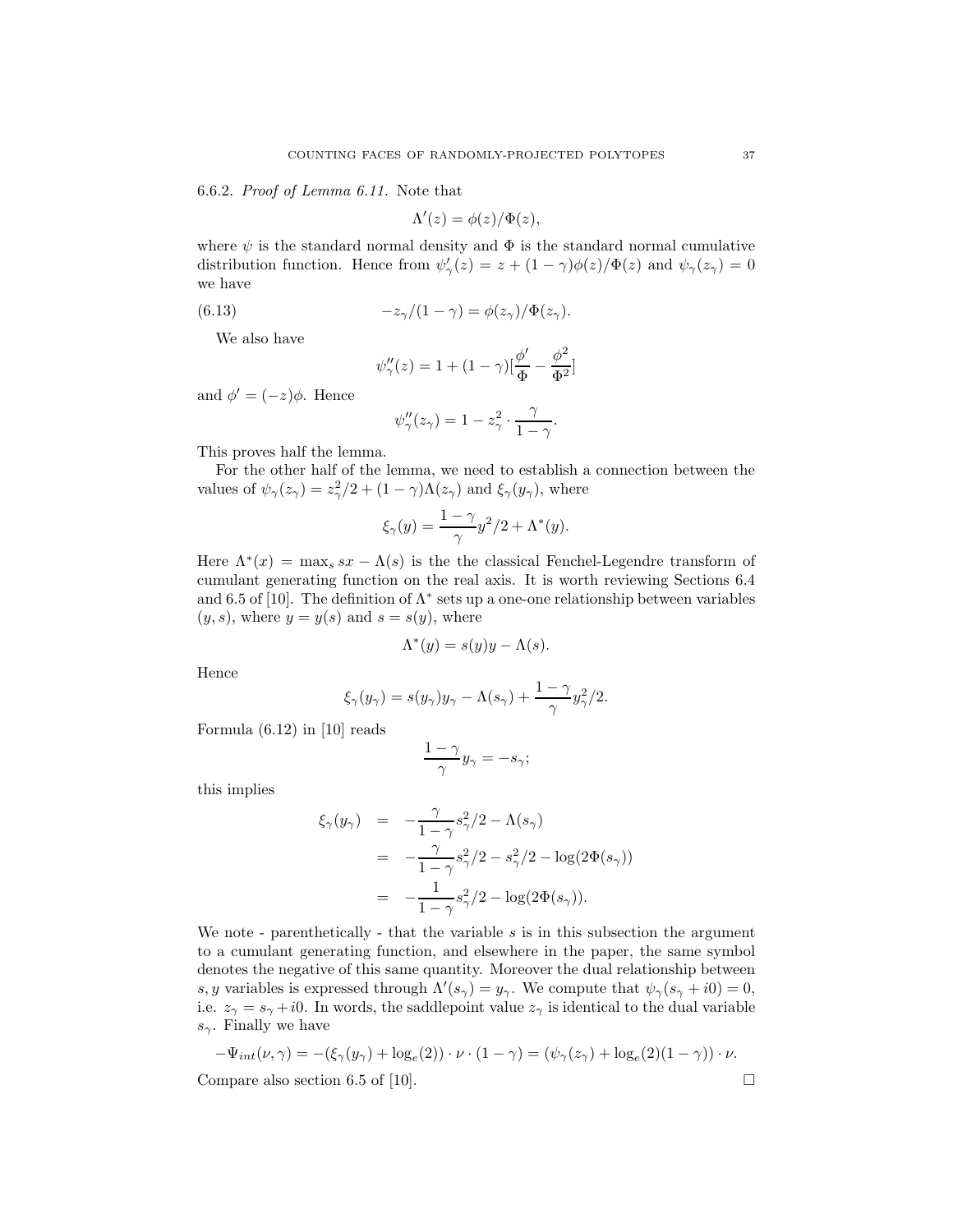6.6.2. *Proof of Lemma 6.11.* Note that

$$\Lambda'(z) = \phi(z)/\Phi(z),$$

where $\psi$ is the standard normal density and $\Phi$ is the standard normal cumulative distribution function. Hence from $\psi'_\gamma(z) = z + (1-\gamma)\phi(z)/\Phi(z)$ and $\psi_\gamma(z_\gamma) = 0$ we have

$$-z_\gamma/(1-\gamma) = \phi(z_\gamma)/\Phi(z_\gamma). \tag{6.13}$$

We also have

$$\psi''_\gamma(z) = 1 + (1-\gamma)[\frac{\phi'}{\Phi} - \frac{\phi^2}{\Phi^2}]$$

and $\phi' = (-z)\phi$. Hence

$$\psi''_\gamma(z_\gamma) = 1 - z_\gamma^2 \cdot \frac{\gamma}{1-\gamma}.$$

This proves half the lemma.

For the other half of the lemma, we need to establish a connection between the values of $\psi_\gamma(z_\gamma) = z_\gamma^2/2 + (1-\gamma)\Lambda(z_\gamma)$ and $\xi_\gamma(y_\gamma)$, where

$$\xi_\gamma(y) = \frac{1-\gamma}{\gamma} y^2/2 + \Lambda^*(y).$$

Here $\Lambda^*(x) = \max_s sx - \Lambda(s)$ is the the classical Fenchel-Legendre transform of cumulant generating function on the real axis. It is worth reviewing Sections 6.4 and 6.5 of [10]. The definition of $\Lambda^*$ sets up a one-one relationship between variables $(y, s)$, where $y = y(s)$ and $s = s(y)$, where

$$\Lambda^*(y) = s(y)y - \Lambda(s).$$

Hence

$$\xi_\gamma(y_\gamma) = s(y_\gamma)y_\gamma - \Lambda(s_\gamma) + \frac{1-\gamma}{\gamma} y_\gamma^2/2.$$

Formula (6.12) in [10] reads

$$\frac{1-\gamma}{\gamma} y_\gamma = -s_\gamma;$$

this implies

$$\begin{aligned}
\xi_\gamma(y_\gamma) &= -\frac{\gamma}{1-\gamma} s_\gamma^2/2 - \Lambda(s_\gamma) \\
&= -\frac{\gamma}{1-\gamma} s_\gamma^2/2 - s_\gamma^2/2 - \log(2\Phi(s_\gamma)) \\
&= -\frac{1}{1-\gamma} s_\gamma^2/2 - \log(2\Phi(s_\gamma)).
\end{aligned}$$

We note - parenthetically - that the variable $s$ is in this subsection the argument to a cumulant generating function, and elsewhere in the paper, the same symbol denotes the negative of this same quantity. Moreover the dual relationship between $s, y$ variables is expressed through $\Lambda'(s_\gamma) = y_\gamma$. We compute that $\psi_\gamma(s_\gamma + i0) = 0$, i.e. $z_\gamma = s_\gamma + i0$. In words, the saddlepoint value $z_\gamma$ is identical to the dual variable $s_\gamma$. Finally we have

$$-\Psi_{int}(\nu, \gamma) = -(\xi_\gamma(y_\gamma) + \log_e(2)) \cdot \nu \cdot (1-\gamma) = (\psi_\gamma(z_\gamma) + \log_e(2)(1-\gamma)) \cdot \nu.$$

Compare also section 6.5 of [10]. □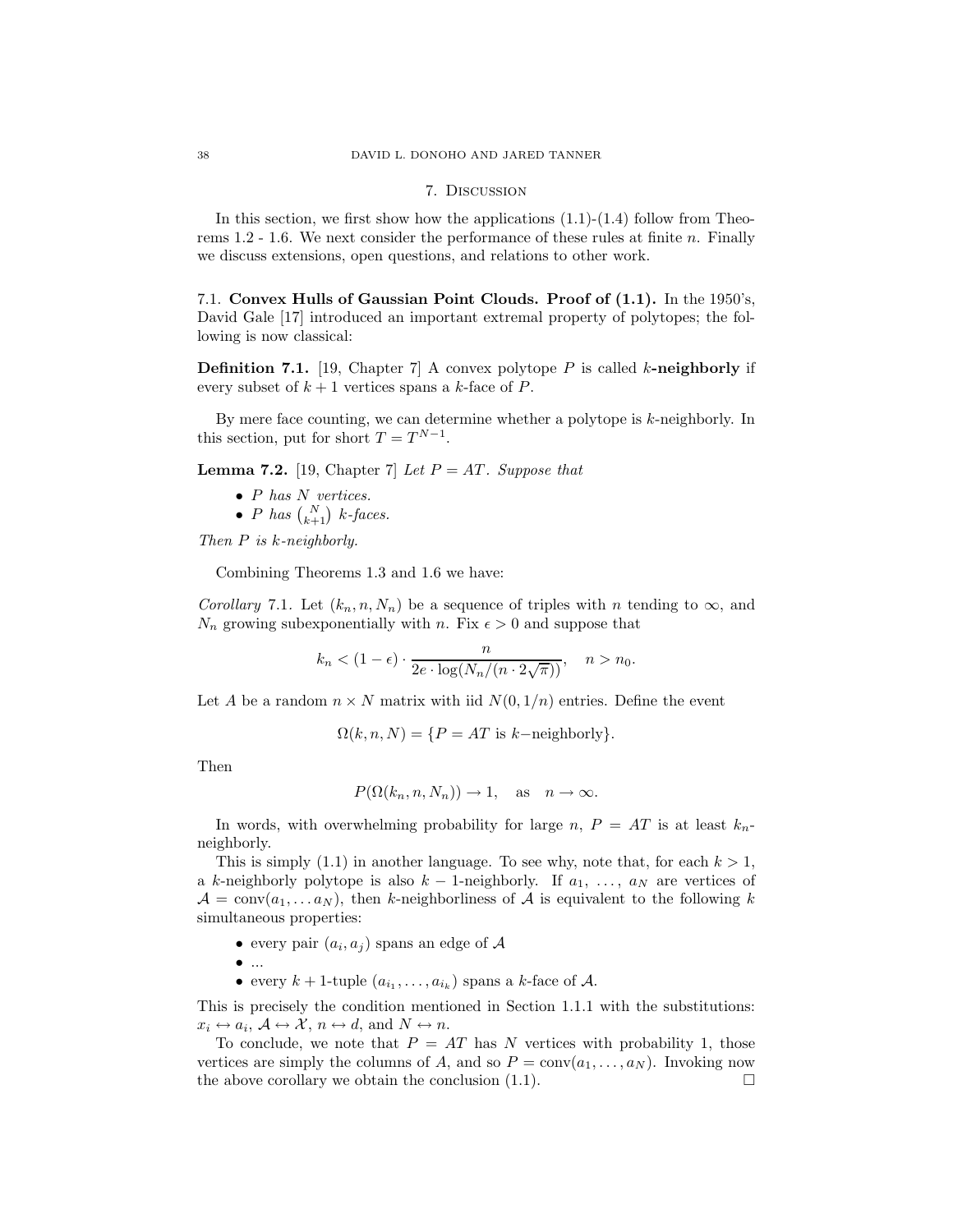## 7. Discussion

In this section, we first show how the applications (1.1)-(1.4) follow from Theorems 1.2 - 1.6. We next consider the performance of these rules at finite $n$. Finally we discuss extensions, open questions, and relations to other work.

### 7.1. Convex Hulls of Gaussian Point Clouds. Proof of (1.1).

In the 1950's, David Gale [17] introduced an important extremal property of polytopes; the following is now classical:

**Definition 7.1.** [19, Chapter 7] A convex polytope $P$ is called $k$**-neighborly** if every subset of $k+1$ vertices spans a $k$-face of $P$.

By mere face counting, we can determine whether a polytope is $k$-neighborly. In this section, put for short $T = T^{N-1}$.

**Lemma 7.2.** [19, Chapter 7] *Let $P = AT$. Suppose that*

- *$P$ has $N$ vertices.*
- *$P$ has $\binom{N}{k+1}$ $k$-faces.*

*Then $P$ is $k$-neighborly.*

Combining Theorems 1.3 and 1.6 we have:

*Corollary* 7.1. Let $(k_n, n, N_n)$ be a sequence of triples with $n$ tending to $\infty$, and $N_n$ growing subexponentially with $n$. Fix $\epsilon > 0$ and suppose that

$$k_n < (1-\epsilon) \cdot \frac{n}{2e \cdot \log(N_n/(n \cdot 2\sqrt{\pi}))}, \quad n > n_0.$$

Let $A$ be a random $n \times N$ matrix with iid $N(0, 1/n)$ entries. Define the event

$$\Omega(k,n,N) = \{P = AT \text{ is } k\text{−neighborly}\}.$$

Then

$$P(\Omega(k_n, n, N_n)) \to 1, \quad \text{as} \quad n \to \infty.$$

In words, with overwhelming probability for large $n$, $P = AT$ is at least $k_n$-neighborly.

This is simply (1.1) in another language. To see why, note that, for each $k > 1$, a $k$-neighborly polytope is also $k-1$-neighborly. If $a_1, \ldots, a_N$ are vertices of $\mathcal{A} = \text{conv}(a_1, \ldots a_N)$, then $k$-neighborliness of $\mathcal{A}$ is equivalent to the following $k$ simultaneous properties:

- every pair $(a_i, a_j)$ spans an edge of $\mathcal{A}$
- ...
- every $k+1$-tuple $(a_{i_1}, \ldots, a_{i_k})$ spans a $k$-face of $\mathcal{A}$.

This is precisely the condition mentioned in Section 1.1.1 with the substitutions: $x_i \leftrightarrow a_i$, $\mathcal{A} \leftrightarrow \mathcal{X}$, $n \leftrightarrow d$, and $N \leftrightarrow n$.

To conclude, we note that $P = AT$ has $N$ vertices with probability 1, those vertices are simply the columns of $A$, and so $P = \text{conv}(a_1, \ldots, a_N)$. Invoking now the above corollary we obtain the conclusion (1.1). $\square$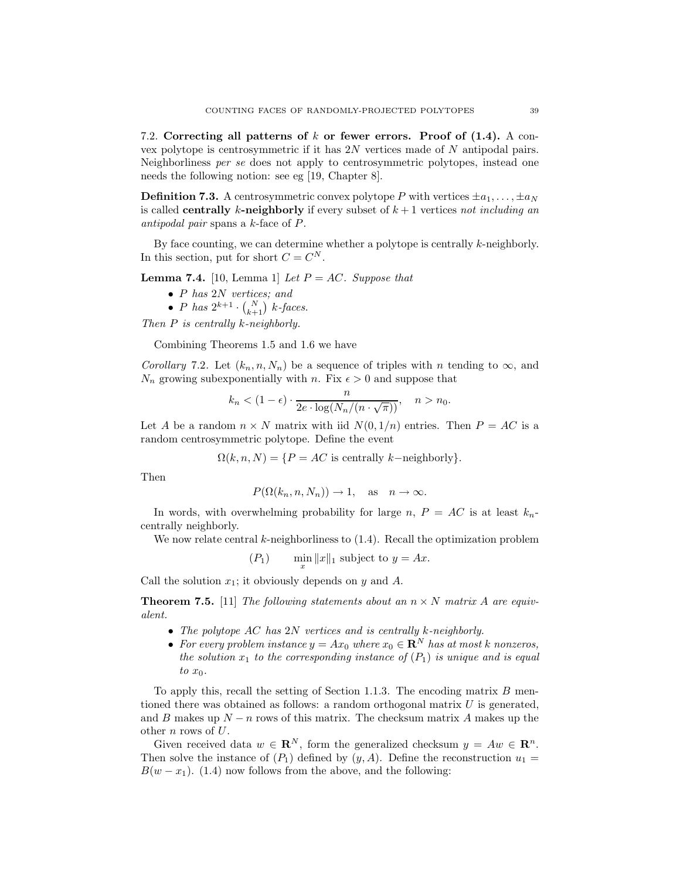### 7.2. Correcting all patterns of $k$ or fewer errors. Proof of (1.4).

A convex polytope is centrosymmetric if it has $2N$ vertices made of $N$ antipodal pairs. Neighborliness *per se* does not apply to centrosymmetric polytopes, instead one needs the following notion: see eg [19, Chapter 8].

**Definition 7.3.** A centrosymmetric convex polytope $P$ with vertices $\pm a_1, \ldots, \pm a_N$ is called **centrally $k$-neighborly** if every subset of $k+1$ vertices *not including an antipodal pair* spans a $k$-face of $P$.

By face counting, we can determine whether a polytope is centrally $k$-neighborly. In this section, put for short $C = C^N$.

**Lemma 7.4.** [10, Lemma 1] *Let $P = AC$. Suppose that*

- *$P$ has $2N$ vertices; and*
- *$P$ has $2^{k+1} \cdot \binom{N}{k+1}$ $k$-faces.*

*Then $P$ is centrally $k$-neighborly.*

Combining Theorems 1.5 and 1.6 we have

*Corollary* 7.2. Let $(k_n, n, N_n)$ be a sequence of triples with $n$ tending to $\infty$, and $N_n$ growing subexponentially with $n$. Fix $\epsilon > 0$ and suppose that

$$k_n < (1-\epsilon) \cdot \frac{n}{2e \cdot \log(N_n/(n \cdot \sqrt{\pi}))}, \quad n > n_0.$$

Let $A$ be a random $n \times N$ matrix with iid $N(0, 1/n)$ entries. Then $P = AC$ is a random centrosymmetric polytope. Define the event

$$\Omega(k, n, N) = \{P = AC \text{ is centrally } k\text{-neighborly}\}.$$

Then

$$P(\Omega(k_n, n, N_n)) \to 1, \quad \text{as} \quad n \to \infty.$$

In words, with overwhelming probability for large $n$, $P = AC$ is at least $k_n$-centrally neighborly.

We now relate central $k$-neighborliness to (1.4). Recall the optimization problem

$$(P_1) \qquad \min_x \|x\|_1 \text{ subject to } y = Ax.$$

Call the solution $x_1$; it obviously depends on $y$ and $A$.

**Theorem 7.5.** [11] *The following statements about an $n \times N$ matrix $A$ are equivalent.*

- *The polytope $AC$ has $2N$ vertices and is centrally $k$-neighborly.*
- *For every problem instance $y = Ax_0$ where $x_0 \in \mathbf{R}^N$ has at most $k$ nonzeros, the solution $x_1$ to the corresponding instance of $(P_1)$ is unique and is equal to $x_0$.*

To apply this, recall the setting of Section 1.1.3. The encoding matrix $B$ mentioned there was obtained as follows: a random orthogonal matrix $U$ is generated, and $B$ makes up $N - n$ rows of this matrix. The checksum matrix $A$ makes up the other $n$ rows of $U$.

Given received data $w \in \mathbf{R}^N$, form the generalized checksum $y = Aw \in \mathbf{R}^n$. Then solve the instance of $(P_1)$ defined by $(y, A)$. Define the reconstruction $u_1 = B(w - x_1)$. (1.4) now follows from the above, and the following: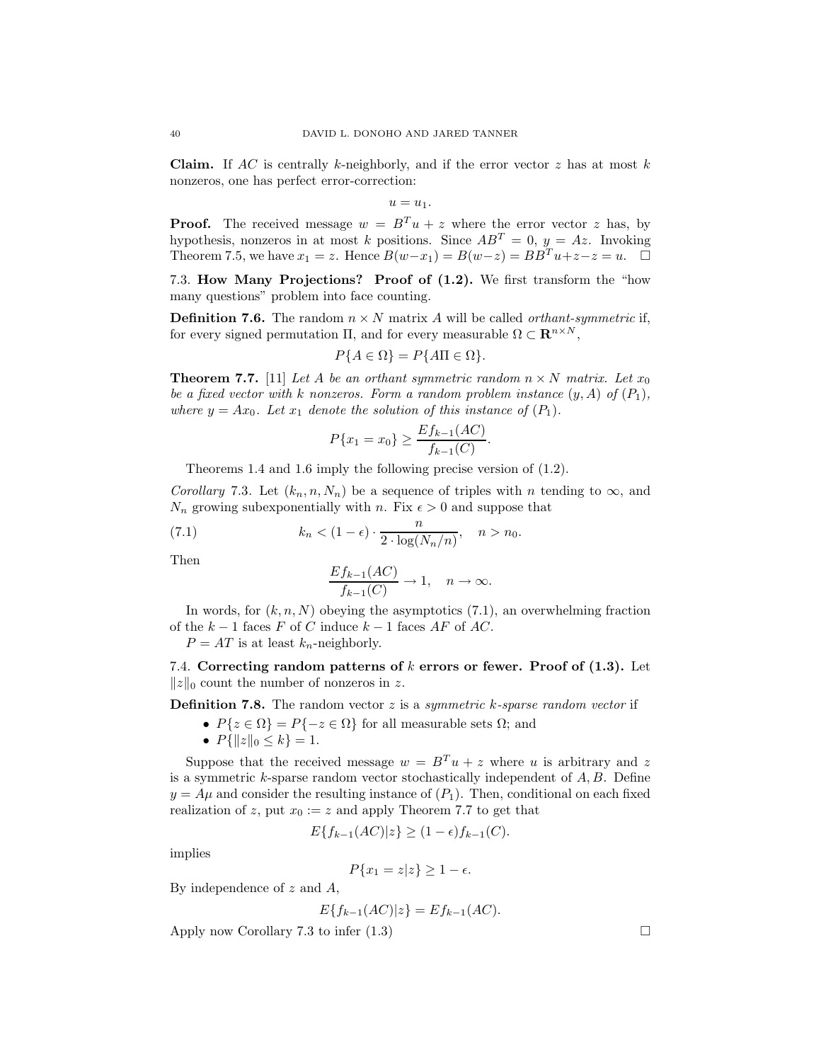**Claim.** If $AC$ is centrally $k$-neighborly, and if the error vector $z$ has at most $k$ nonzeros, one has perfect error-correction:

$$u = u_1.$$

**Proof.** The received message $w = B^T u + z$ where the error vector $z$ has, by hypothesis, nonzeros in at most $k$ positions. Since $AB^T = 0$, $y = Az$. Invoking Theorem 7.5, we have $x_1 = z$. Hence $B(w - x_1) = B(w - z) = BB^T u + z - z = u$. $\square$

### 7.3. How Many Projections? Proof of (1.2).

We first transform the "how many questions" problem into face counting.

**Definition 7.6.** The random $n \times N$ matrix $A$ will be called *orthant-symmetric* if, for every signed permutation $\Pi$, and for every measurable $\Omega \subset \mathbf{R}^{n \times N}$,

$$P\{A \in \Omega\} = P\{A\Pi \in \Omega\}.$$

**Theorem 7.7.** [11] *Let $A$ be an orthant symmetric random $n \times N$ matrix. Let $x_0$ be a fixed vector with $k$ nonzeros. Form a random problem instance $(y, A)$ of $(P_1)$, where $y = Ax_0$. Let $x_1$ denote the solution of this instance of $(P_1)$.*

$$P\{x_1 = x_0\} \geq \frac{Ef_{k-1}(AC)}{f_{k-1}(C)}.$$

Theorems 1.4 and 1.6 imply the following precise version of (1.2).

*Corollary* 7.3. Let $(k_n, n, N_n)$ be a sequence of triples with $n$ tending to $\infty$, and $N_n$ growing subexponentially with $n$. Fix $\epsilon > 0$ and suppose that

$$k_n < (1 - \epsilon) \cdot \frac{n}{2 \cdot \log(N_n/n)}, \quad n > n_0. \tag{7.1}$$

Then

$$\frac{Ef_{k-1}(AC)}{f_{k-1}(C)} \to 1, \quad n \to \infty.$$

In words, for $(k, n, N)$ obeying the asymptotics (7.1), an overwhelming fraction of the $k-1$ faces $F$ of $C$ induce $k-1$ faces $AF$ of $AC$.

$P = AT$ is at least $k_n$-neighborly.

### 7.4. Correcting random patterns of $k$ errors or fewer. Proof of (1.3).

Let $\|z\|_0$ count the number of nonzeros in $z$.

**Definition 7.8.** The random vector $z$ is a *symmetric $k$-sparse random vector* if

- $P\{z \in \Omega\} = P\{-z \in \Omega\}$ for all measurable sets $\Omega$; and
- $P\{\|z\|_0 \leq k\} = 1$.

Suppose that the received message $w = B^T u + z$ where $u$ is arbitrary and $z$ is a symmetric $k$-sparse random vector stochastically independent of $A, B$. Define $y = A\mu$ and consider the resulting instance of $(P_1)$. Then, conditional on each fixed realization of $z$, put $x_0 := z$ and apply Theorem 7.7 to get that

$$E\{f_{k-1}(AC)|z\} \geq (1 - \epsilon) f_{k-1}(C).$$

implies

$$P\{x_1 = z|z\} \geq 1 - \epsilon.$$

By independence of $z$ and $A$,

$$E\{f_{k-1}(AC)|z\} = Ef_{k-1}(AC).$$

Apply now Corollary 7.3 to infer (1.3) $\square$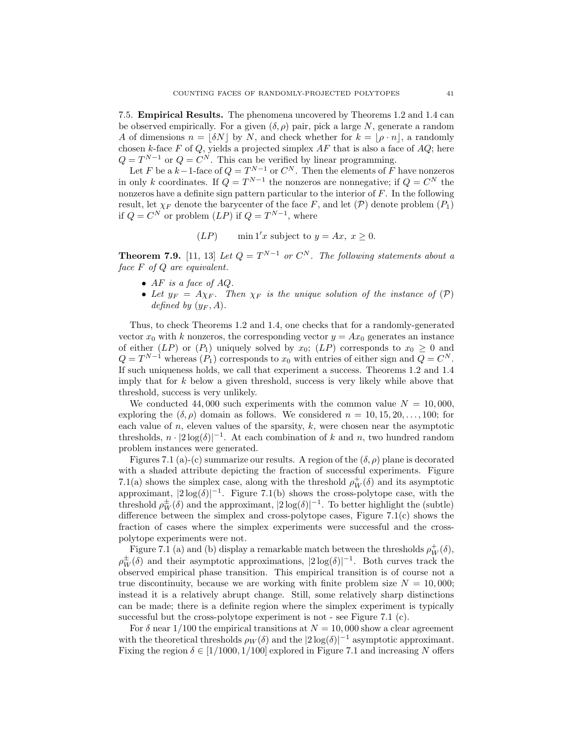### 7.5. **Empirical Results.**

The phenomena uncovered by Theorems 1.2 and 1.4 can be observed empirically. For a given $(\delta, \rho)$ pair, pick a large $N$, generate a random $A$ of dimensions $n = \lfloor \delta N \rfloor$ by $N$, and check whether for $k = \lfloor \rho \cdot n \rfloor$, a randomly chosen $k$-face $F$ of $Q$, yields a projected simplex $AF$ that is also a face of $AQ$; here $Q = T^{N-1}$ or $Q = C^N$. This can be verified by linear programming.

Let $F$ be a $k-1$-face of $Q = T^{N-1}$ or $C^N$. Then the elements of $F$ have nonzeros in only $k$ coordinates. If $Q = T^{N-1}$ the nonzeros are nonnegative; if $Q = C^N$ the nonzeros have a definite sign pattern particular to the interior of $F$. In the following result, let $\chi_F$ denote the barycenter of the face $F$, and let $(\mathcal{P})$ denote problem $(P_1)$ if $Q = C^N$ or problem $(LP)$ if $Q = T^{N-1}$, where

$$(LP) \qquad \min 1'x \text{ subject to } y = Ax, \ x \geq 0.$$

**Theorem 7.9.** [11, 13] *Let $Q = T^{N-1}$ or $C^N$. The following statements about a face $F$ of $Q$ are equivalent.*

- *$AF$ is a face of $AQ$.*
- *Let $y_F = A\chi_F$. Then $\chi_F$ is the unique solution of the instance of $(\mathcal{P})$ defined by $(y_F, A)$.*

Thus, to check Theorems 1.2 and 1.4, one checks that for a randomly-generated vector $x_0$ with $k$ nonzeros, the corresponding vector $y = Ax_0$ generates an instance of either $(LP)$ or $(P_1)$ uniquely solved by $x_0$; $(LP)$ corresponds to $x_0 \geq 0$ and $Q = T^{N-1}$ whereas $(P_1)$ corresponds to $x_0$ with entries of either sign and $Q = C^N$. If such uniqueness holds, we call that experiment a success. Theorems 1.2 and 1.4 imply that for $k$ below a given threshold, success is very likely while above that threshold, success is very unlikely.

We conducted 44,000 such experiments with the common value $N = 10,000$, exploring the $(\delta, \rho)$ domain as follows. We considered $n = 10, 15, 20, \ldots, 100$; for each value of $n$, eleven values of the sparsity, $k$, were chosen near the asymptotic thresholds, $n \cdot |2\log(\delta)|^{-1}$. At each combination of $k$ and $n$, two hundred random problem instances were generated.

Figures 7.1 (a)-(c) summarize our results. A region of the $(\delta, \rho)$ plane is decorated with a shaded attribute depicting the fraction of successful experiments. Figure 7.1(a) shows the simplex case, along with the threshold $\rho_W^+(\delta)$ and its asymptotic approximant, $|2\log(\delta)|^{-1}$. Figure 7.1(b) shows the cross-polytope case, with the threshold $\rho_W^{\pm}(\delta)$ and the approximant, $|2\log(\delta)|^{-1}$. To better highlight the (subtle) difference between the simplex and cross-polytope cases, Figure 7.1(c) shows the fraction of cases where the simplex experiments were successful and the cross-polytope experiments were not.

Figure 7.1 (a) and (b) display a remarkable match between the thresholds $\rho_W^+(\delta)$, $\rho_W^{\pm}(\delta)$ and their asymptotic approximations, $|2\log(\delta)|^{-1}$. Both curves track the observed empirical phase transition. This empirical transition is of course not a true discontinuity, because we are working with finite problem size $N = 10,000$; instead it is a relatively abrupt change. Still, some relatively sharp distinctions can be made; there is a definite region where the simplex experiment is typically successful but the cross-polytope experiment is not - see Figure 7.1 (c).

For $\delta$ near $1/100$ the empirical transitions at $N = 10,000$ show a clear agreement with the theoretical thresholds $\rho_W(\delta)$ and the $|2\log(\delta)|^{-1}$ asymptotic approximant. Fixing the region $\delta \in [1/1000, 1/100]$ explored in Figure 7.1 and increasing $N$ offers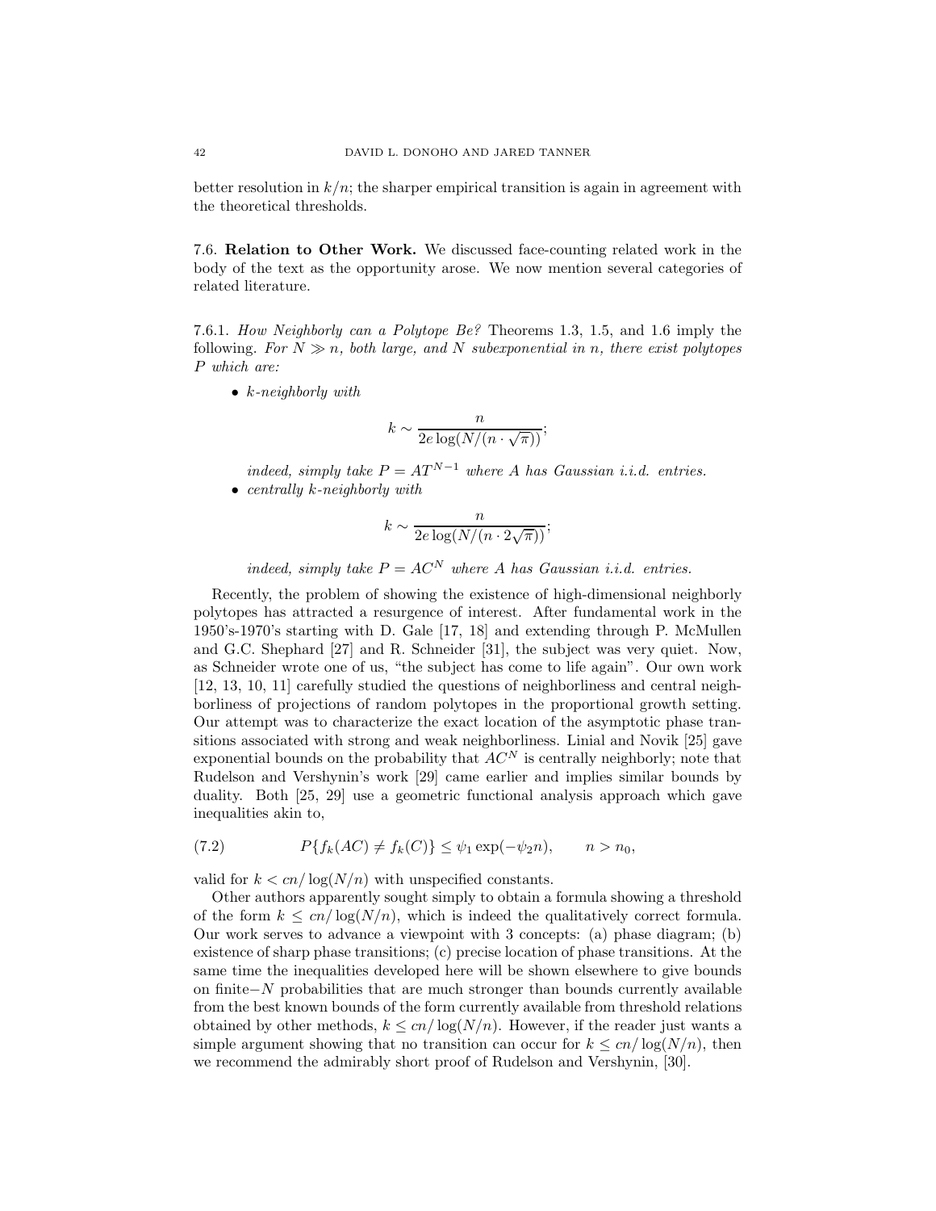better resolution in $k/n$; the sharper empirical transition is again in agreement with the theoretical thresholds.

### 7.6. **Relation to Other Work.**

We discussed face-counting related work in the body of the text as the opportunity arose. We now mention several categories of related literature.

#### 7.6.1. *How Neighborly can a Polytope Be?*

Theorems 1.3, 1.5, and 1.6 imply the following. *For $N \gg n$, both large, and $N$ subexponential in $n$, there exist polytopes $P$ which are:*

- *$k$-neighborly with*

$$k \sim \frac{n}{2e \log(N/(n \cdot \sqrt{\pi}))};$$

  *indeed, simply take $P = AT^{N-1}$ where $A$ has Gaussian i.i.d. entries.*
- *centrally $k$-neighborly with*

$$k \sim \frac{n}{2e \log(N/(n \cdot 2\sqrt{\pi}))};$$

  *indeed, simply take $P = AC^N$ where $A$ has Gaussian i.i.d. entries.*

Recently, the problem of showing the existence of high-dimensional neighborly polytopes has attracted a resurgence of interest. After fundamental work in the 1950's-1970's starting with D. Gale [17, 18] and extending through P. McMullen and G.C. Shephard [27] and R. Schneider [31], the subject was very quiet. Now, as Schneider wrote one of us, "the subject has come to life again". Our own work [12, 13, 10, 11] carefully studied the questions of neighborliness and central neighborliness of projections of random polytopes in the proportional growth setting. Our attempt was to characterize the exact location of the asymptotic phase transitions associated with strong and weak neighborliness. Linial and Novik [25] gave exponential bounds on the probability that $AC^N$ is centrally neighborly; note that Rudelson and Vershynin's work [29] came earlier and implies similar bounds by duality. Both [25, 29] use a geometric functional analysis approach which gave inequalities akin to,

$$P\{f_k(AC) \neq f_k(C)\} \leq \psi_1 \exp(-\psi_2 n), \qquad n > n_0, \tag{7.2}$$

valid for $k < cn/\log(N/n)$ with unspecified constants.

Other authors apparently sought simply to obtain a formula showing a threshold of the form $k \leq cn/\log(N/n)$, which is indeed the qualitatively correct formula. Our work serves to advance a viewpoint with 3 concepts: (a) phase diagram; (b) existence of sharp phase transitions; (c) precise location of phase transitions. At the same time the inequalities developed here will be shown elsewhere to give bounds on finite$-N$ probabilities that are much stronger than bounds currently available from the best known bounds of the form currently available from threshold relations obtained by other methods, $k \leq cn/\log(N/n)$. However, if the reader just wants a simple argument showing that no transition can occur for $k \leq cn/\log(N/n)$, then we recommend the admirably short proof of Rudelson and Vershynin, [30].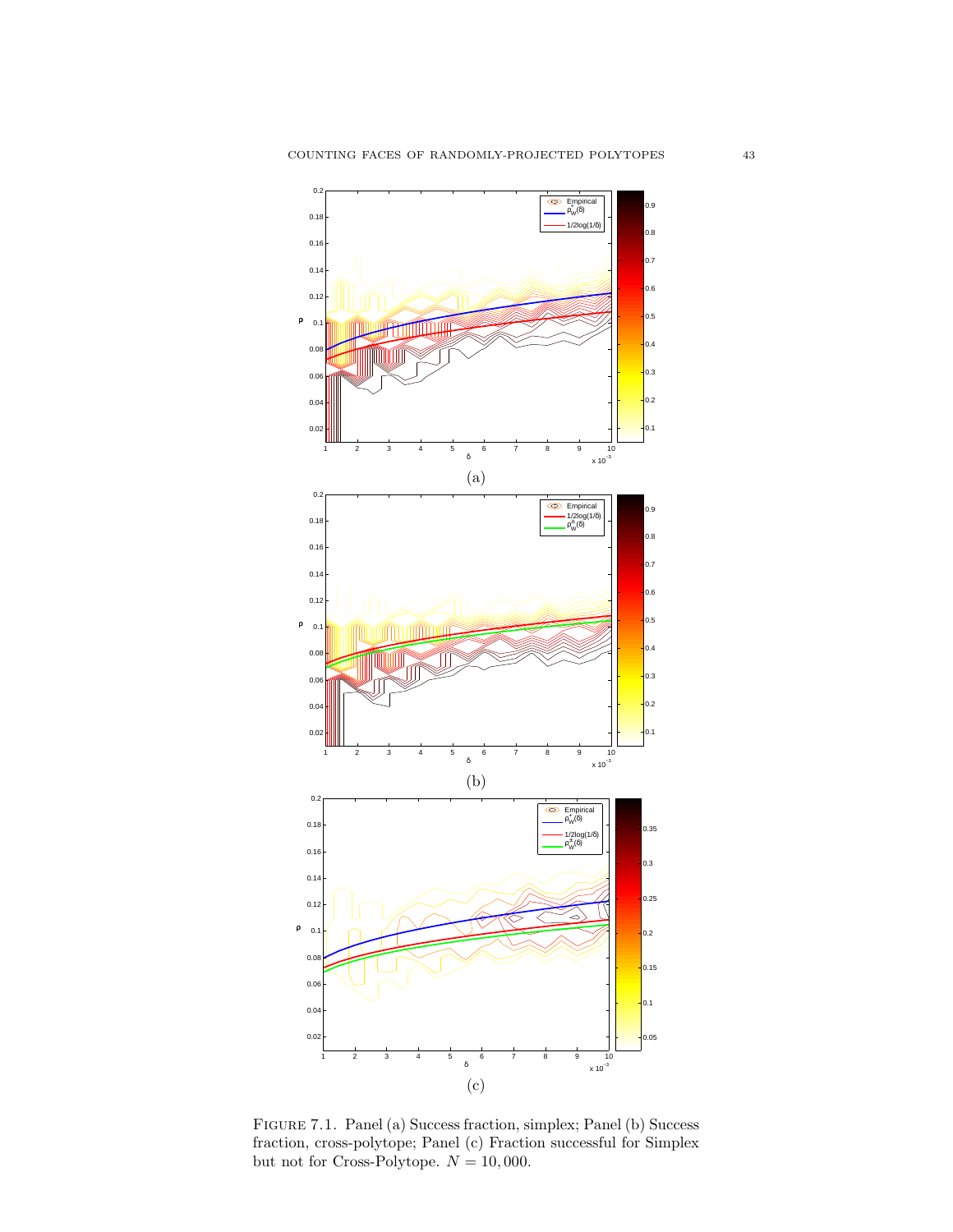(a)

(b)

(c)

FIGURE 7.1. Panel (a) Success fraction, simplex; Panel (b) Success fraction, cross-polytope; Panel (c) Fraction successful for Simplex but not for Cross-Polytope. $N = 10,000$.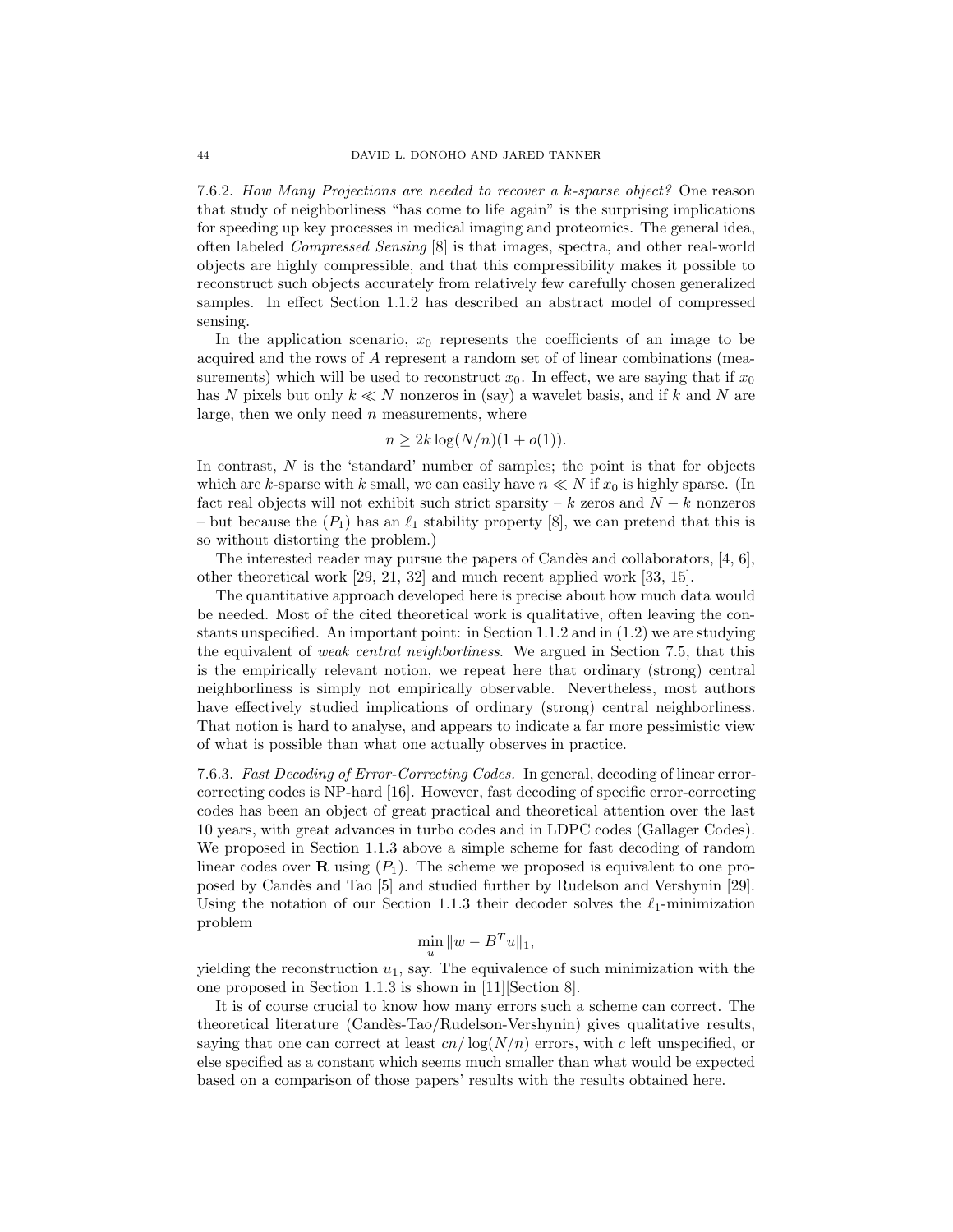7.6.2. *How Many Projections are needed to recover a $k$-sparse object?* One reason that study of neighborliness "has come to life again" is the surprising implications for speeding up key processes in medical imaging and proteomics. The general idea, often labeled *Compressed Sensing* [8] is that images, spectra, and other real-world objects are highly compressible, and that this compressibility makes it possible to reconstruct such objects accurately from relatively few carefully chosen generalized samples. In effect Section 1.1.2 has described an abstract model of compressed sensing.

In the application scenario, $x_0$ represents the coefficients of an image to be acquired and the rows of $A$ represent a random set of of linear combinations (measurements) which will be used to reconstruct $x_0$. In effect, we are saying that if $x_0$ has $N$ pixels but only $k \ll N$ nonzeros in (say) a wavelet basis, and if $k$ and $N$ are large, then we only need $n$ measurements, where

$$n \geq 2k \log(N/n)(1 + o(1)).$$

In contrast, $N$ is the 'standard' number of samples; the point is that for objects which are $k$-sparse with $k$ small, we can easily have $n \ll N$ if $x_0$ is highly sparse. (In fact real objects will not exhibit such strict sparsity – $k$ zeros and $N - k$ nonzeros – but because the $(P_1)$ has an $\ell_1$ stability property [8], we can pretend that this is so without distorting the problem.)

The interested reader may pursue the papers of Candès and collaborators, [4, 6], other theoretical work [29, 21, 32] and much recent applied work [33, 15].

The quantitative approach developed here is precise about how much data would be needed. Most of the cited theoretical work is qualitative, often leaving the constants unspecified. An important point: in Section 1.1.2 and in (1.2) we are studying the equivalent of *weak central neighborliness*. We argued in Section 7.5, that this is the empirically relevant notion, we repeat here that ordinary (strong) central neighborliness is simply not empirically observable. Nevertheless, most authors have effectively studied implications of ordinary (strong) central neighborliness. That notion is hard to analyse, and appears to indicate a far more pessimistic view of what is possible than what one actually observes in practice.

7.6.3. *Fast Decoding of Error-Correcting Codes.* In general, decoding of linear error-correcting codes is NP-hard [16]. However, fast decoding of specific error-correcting codes has been an object of great practical and theoretical attention over the last 10 years, with great advances in turbo codes and in LDPC codes (Gallager Codes). We proposed in Section 1.1.3 above a simple scheme for fast decoding of random linear codes over $\mathbf{R}$ using $(P_1)$. The scheme we proposed is equivalent to one proposed by Candès and Tao [5] and studied further by Rudelson and Vershynin [29]. Using the notation of our Section 1.1.3 their decoder solves the $\ell_1$-minimization problem

$$\min_u \|w - B^T u\|_1,$$

yielding the reconstruction $u_1$, say. The equivalence of such minimization with the one proposed in Section 1.1.3 is shown in [11][Section 8].

It is of course crucial to know how many errors such a scheme can correct. The theoretical literature (Candès-Tao/Rudelson-Vershynin) gives qualitative results, saying that one can correct at least $cn/\log(N/n)$ errors, with $c$ left unspecified, or else specified as a constant which seems much smaller than what would be expected based on a comparison of those papers' results with the results obtained here.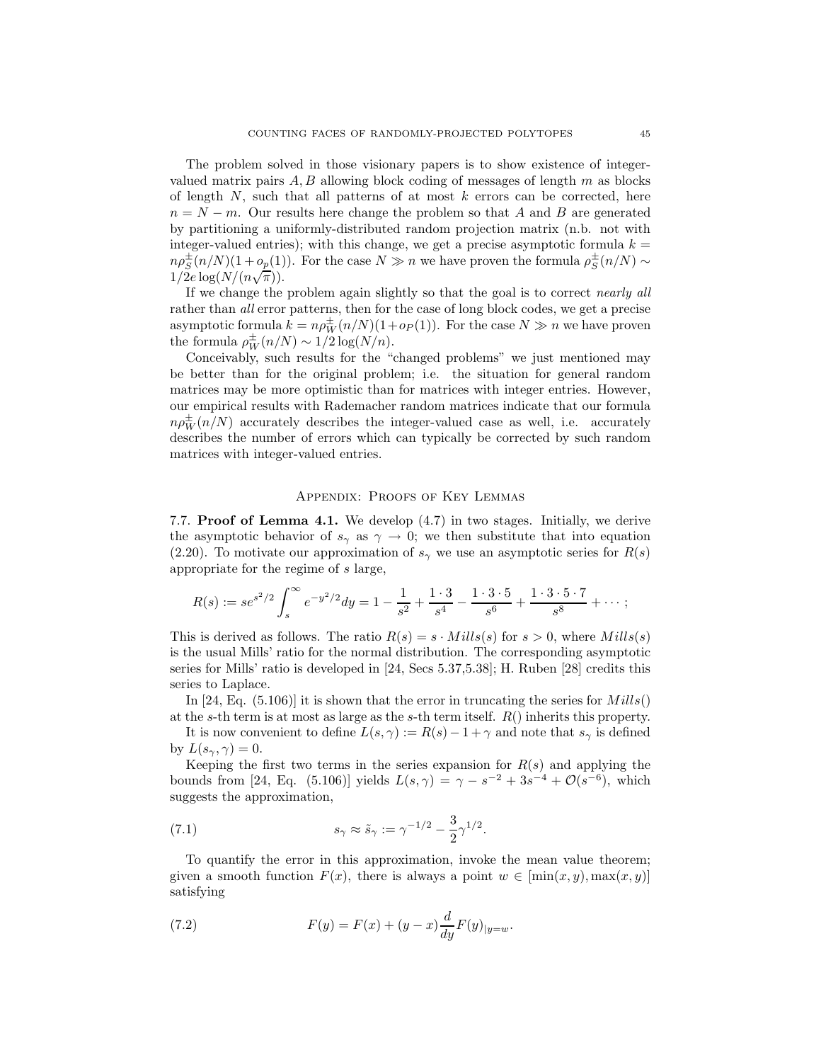The problem solved in those visionary papers is to show existence of integer-valued matrix pairs $A, B$ allowing block coding of messages of length $m$ as blocks of length $N$, such that all patterns of at most $k$ errors can be corrected, here $n = N - m$. Our results here change the problem so that $A$ and $B$ are generated by partitioning a uniformly-distributed random projection matrix (n.b. not with integer-valued entries); with this change, we get a precise asymptotic formula $k = n\rho_S^{\pm}(n/N)(1 + o_p(1))$. For the case $N \gg n$ we have proven the formula $\rho_S^{\pm}(n/N) \sim 1/2e \log(N/(n\sqrt{\pi}))$.

If we change the problem again slightly so that the goal is to correct *nearly all* rather than *all* error patterns, then for the case of long block codes, we get a precise asymptotic formula $k = n\rho_W^{\pm}(n/N)(1+o_P(1))$. For the case $N \gg n$ we have proven the formula $\rho_W^{\pm}(n/N) \sim 1/2 \log(N/n)$.

Conceivably, such results for the "changed problems" we just mentioned may be better than for the original problem; i.e. the situation for general random matrices may be more optimistic than for matrices with integer entries. However, our empirical results with Rademacher random matrices indicate that our formula $n\rho_W^{\pm}(n/N)$ accurately describes the integer-valued case as well, i.e. accurately describes the number of errors which can typically be corrected by such random matrices with integer-valued entries.

## Appendix: Proofs of Key Lemmas

**7.7. Proof of Lemma 4.1.** We develop (4.7) in two stages. Initially, we derive the asymptotic behavior of $s_\gamma$ as $\gamma \to 0$; we then substitute that into equation (2.20). To motivate our approximation of $s_\gamma$ we use an asymptotic series for $R(s)$ appropriate for the regime of $s$ large,

$$R(s) := se^{s^2/2}\int_s^\infty e^{-y^2/2}dy = 1 - \frac{1}{s^2} + \frac{1\cdot 3}{s^4} - \frac{1\cdot 3\cdot 5}{s^6} + \frac{1\cdot 3\cdot 5\cdot 7}{s^8} + \cdots;$$

This is derived as follows. The ratio $R(s) = s \cdot Mills(s)$ for $s > 0$, where $Mills(s)$ is the usual Mills' ratio for the normal distribution. The corresponding asymptotic series for Mills' ratio is developed in [24, Secs 5.37,5.38]; H. Ruben [28] credits this series to Laplace.

In [24, Eq. (5.106)] it is shown that the error in truncating the series for $Mills()$ at the $s$-th term is at most as large as the $s$-th term itself. $R()$ inherits this property.

It is now convenient to define $L(s, \gamma) := R(s) - 1 + \gamma$ and note that $s_\gamma$ is defined by $L(s_\gamma, \gamma) = 0$.

Keeping the first two terms in the series expansion for $R(s)$ and applying the bounds from [24, Eq. (5.106)] yields $L(s, \gamma) = \gamma - s^{-2} + 3s^{-4} + \mathcal{O}(s^{-6})$, which suggests the approximation,

$$s_\gamma \approx \tilde{s}_\gamma := \gamma^{-1/2} - \frac{3}{2}\gamma^{1/2}. \tag{7.1}$$

To quantify the error in this approximation, invoke the mean value theorem; given a smooth function $F(x)$, there is always a point $w \in [\min(x, y), \max(x, y)]$ satisfying

$$F(y) = F(x) + (y - x)\frac{d}{dy}F(y)_{|y=w}. \tag{7.2}$$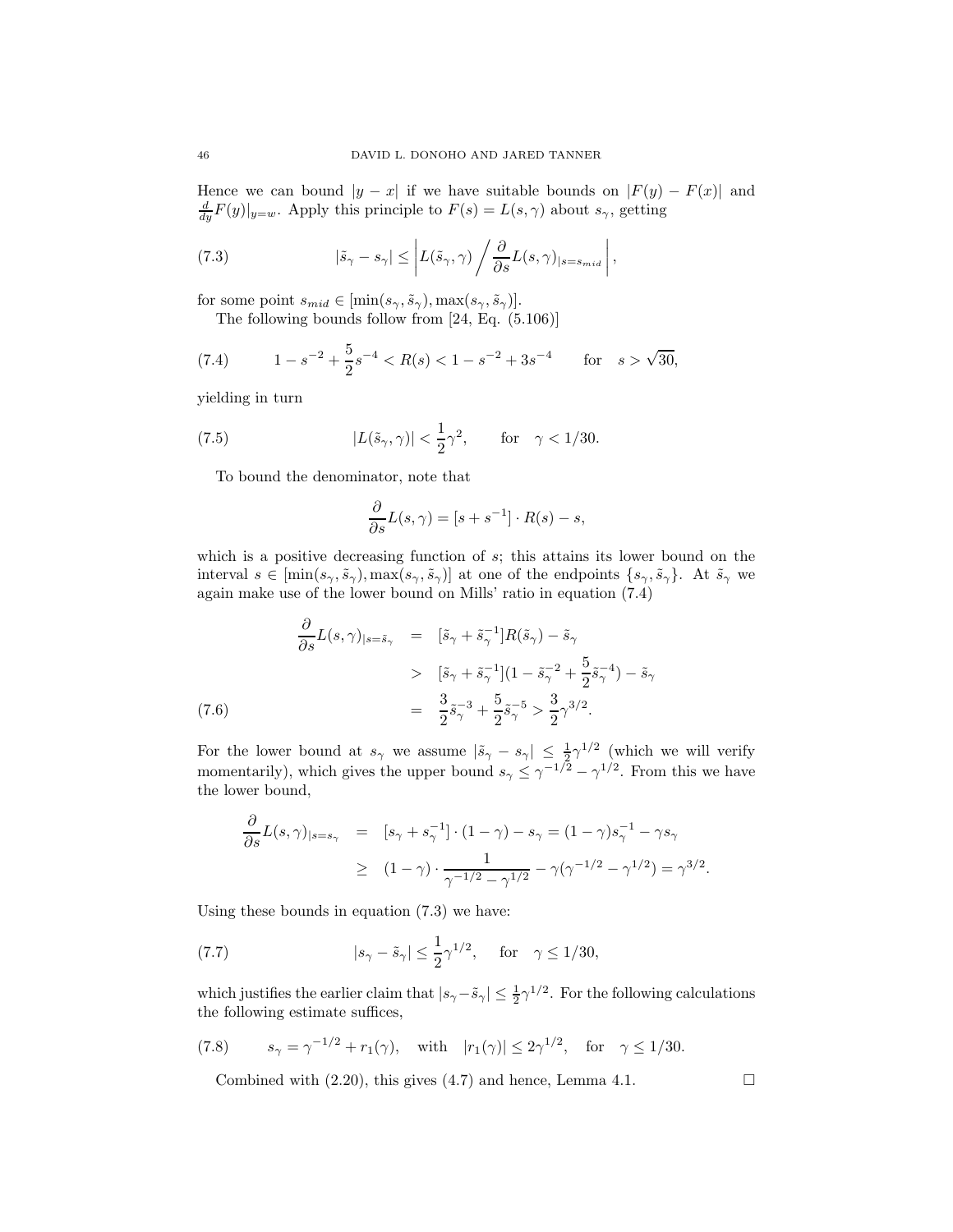Hence we can bound $|y - x|$ if we have suitable bounds on $|F(y) - F(x)|$ and $\frac{d}{dy}F(y)|_{y=w}$. Apply this principle to $F(s) = L(s, \gamma)$ about $s_\gamma$, getting

$$|\tilde{s}_\gamma - s_\gamma| \leq \left| L(\tilde{s}_\gamma, \gamma) \Big/ \frac{\partial}{\partial s} L(s, \gamma)_{|s=s_{mid}} \right|, \tag{7.3}$$

for some point $s_{mid} \in [\min(s_\gamma, \tilde{s}_\gamma), \max(s_\gamma, \tilde{s}_\gamma)]$.

The following bounds follow from [24, Eq. (5.106)]

$$1 - s^{-2} + \frac{5}{2}s^{-4} < R(s) < 1 - s^{-2} + 3s^{-4} \qquad \text{for} \quad s > \sqrt{30}, \tag{7.4}$$

yielding in turn

$$|L(\tilde{s}_\gamma, \gamma)| < \frac{1}{2}\gamma^2, \qquad \text{for} \quad \gamma < 1/30. \tag{7.5}$$

To bound the denominator, note that

$$\frac{\partial}{\partial s} L(s, \gamma) = [s + s^{-1}] \cdot R(s) - s,$$

which is a positive decreasing function of $s$; this attains its lower bound on the interval $s \in [\min(s_\gamma, \tilde{s}_\gamma), \max(s_\gamma, \tilde{s}_\gamma)]$ at one of the endpoints $\{s_\gamma, \tilde{s}_\gamma\}$. At $\tilde{s}_\gamma$ we again make use of the lower bound on Mills' ratio in equation (7.4)

$$\begin{aligned}
\frac{\partial}{\partial s} L(s, \gamma)_{|s=\tilde{s}_\gamma} &= [\tilde{s}_\gamma + \tilde{s}_\gamma^{-1}] R(\tilde{s}_\gamma) - \tilde{s}_\gamma \\
&> [\tilde{s}_\gamma + \tilde{s}_\gamma^{-1}](1 - \tilde{s}_\gamma^{-2} + \frac{5}{2}\tilde{s}_\gamma^{-4}) - \tilde{s}_\gamma \\
&= \frac{3}{2}\tilde{s}_\gamma^{-3} + \frac{5}{2}\tilde{s}_\gamma^{-5} > \frac{3}{2}\gamma^{3/2}.
\end{aligned} \tag{7.6}$$

For the lower bound at $s_\gamma$ we assume $|\tilde{s}_\gamma - s_\gamma| \leq \frac{1}{2}\gamma^{1/2}$ (which we will verify momentarily), which gives the upper bound $s_\gamma \leq \gamma^{-1/2} - \gamma^{1/2}$. From this we have the lower bound,

$$\begin{aligned}
\frac{\partial}{\partial s} L(s, \gamma)_{|s=s_\gamma} &= [s_\gamma + s_\gamma^{-1}] \cdot (1 - \gamma) - s_\gamma = (1 - \gamma)s_\gamma^{-1} - \gamma s_\gamma \\
&\geq (1 - \gamma) \cdot \frac{1}{\gamma^{-1/2} - \gamma^{1/2}} - \gamma(\gamma^{-1/2} - \gamma^{1/2}) = \gamma^{3/2}.
\end{aligned}$$

Using these bounds in equation (7.3) we have:

$$|s_\gamma - \tilde{s}_\gamma| \leq \frac{1}{2}\gamma^{1/2}, \quad \text{for} \quad \gamma \leq 1/30, \tag{7.7}$$

which justifies the earlier claim that $|s_\gamma - \tilde{s}_\gamma| \leq \frac{1}{2}\gamma^{1/2}$. For the following calculations the following estimate suffices,

$$s_\gamma = \gamma^{-1/2} + r_1(\gamma), \quad \text{with} \quad |r_1(\gamma)| \leq 2\gamma^{1/2}, \quad \text{for} \quad \gamma \leq 1/30. \tag{7.8}$$

Combined with (2.20), this gives (4.7) and hence, Lemma 4.1. $\square$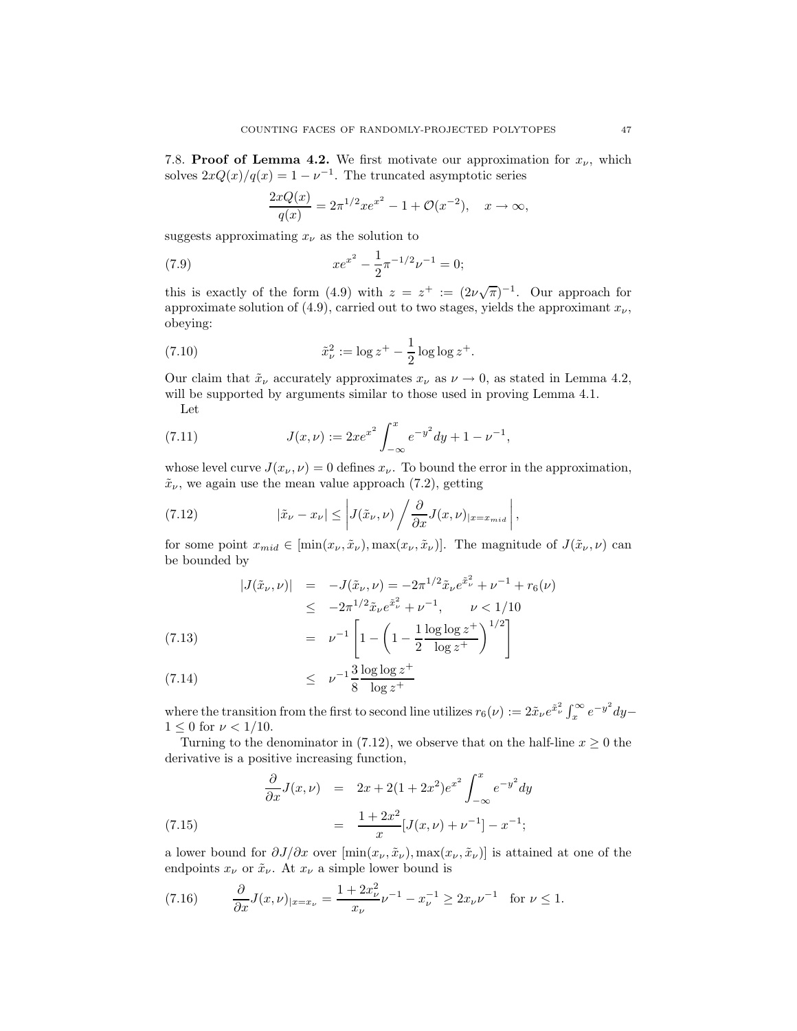7.8. **Proof of Lemma 4.2.** We first motivate our approximation for $x_\nu$, which solves $2xQ(x)/q(x) = 1 - \nu^{-1}$. The truncated asymptotic series

$$\frac{2xQ(x)}{q(x)} = 2\pi^{1/2} x e^{x^2} - 1 + \mathcal{O}(x^{-2}), \quad x \to \infty,$$

suggests approximating $x_\nu$ as the solution to

$$x e^{x^2} - \frac{1}{2}\pi^{-1/2}\nu^{-1} = 0; \tag{7.9}$$

this is exactly of the form (4.9) with $z = z^+ := (2\nu\sqrt{\pi})^{-1}$. Our approach for approximate solution of (4.9), carried out to two stages, yields the approximant $x_\nu$, obeying:

$$\tilde{x}_\nu^2 := \log z^+ - \frac{1}{2}\log\log z^+. \tag{7.10}$$

Our claim that $\tilde{x}_\nu$ accurately approximates $x_\nu$ as $\nu \to 0$, as stated in Lemma 4.2, will be supported by arguments similar to those used in proving Lemma 4.1.

Let

$$J(x, \nu) := 2xe^{x^2} \int_{-\infty}^{x} e^{-y^2} dy + 1 - \nu^{-1}, \tag{7.11}$$

whose level curve $J(x_\nu, \nu) = 0$ defines $x_\nu$. To bound the error in the approximation, $\tilde{x}_\nu$, we again use the mean value approach (7.2), getting

$$|\tilde{x}_\nu - x_\nu| \leq \left| J(\tilde{x}_\nu, \nu) \Big/ \frac{\partial}{\partial x} J(x, \nu)_{|x = x_{mid}} \right|, \tag{7.12}$$

for some point $x_{mid} \in [\min(x_\nu, \tilde{x}_\nu), \max(x_\nu, \tilde{x}_\nu)]$. The magnitude of $J(\tilde{x}_\nu, \nu)$ can be bounded by

$$\begin{aligned}
|J(\tilde{x}_\nu, \nu)| &= -J(\tilde{x}_\nu, \nu) = -2\pi^{1/2}\tilde{x}_\nu e^{\tilde{x}_\nu^2} + \nu^{-1} + r_6(\nu) \\
&\leq -2\pi^{1/2}\tilde{x}_\nu e^{\tilde{x}_\nu^2} + \nu^{-1}, \qquad \nu < 1/10 \\
&= \nu^{-1}\left[1 - \left(1 - \frac{1}{2}\frac{\log\log z^+}{\log z^+}\right)^{1/2}\right] \qquad (7.13) \\
&\leq \nu^{-1}\frac{3}{8}\frac{\log\log z^+}{\log z^+} \qquad (7.14)
\end{aligned}$$

where the transition from the first to second line utilizes $r_6(\nu) := 2\tilde{x}_\nu e^{\tilde{x}_\nu^2}\int_x^\infty e^{-y^2}dy - 1 \leq 0$ for $\nu < 1/10$.

Turning to the denominator in (7.12), we observe that on the half-line $x \geq 0$ the derivative is a positive increasing function,

$$\begin{aligned}
\frac{\partial}{\partial x} J(x, \nu) &= 2x + 2(1 + 2x^2)e^{x^2}\int_{-\infty}^{x} e^{-y^2} dy \\
&= \frac{1 + 2x^2}{x}[J(x, \nu) + \nu^{-1}] - x^{-1}; \qquad (7.15)
\end{aligned}$$

a lower bound for $\partial J/\partial x$ over $[\min(x_\nu, \tilde{x}_\nu), \max(x_\nu, \tilde{x}_\nu)]$ is attained at one of the endpoints $x_\nu$ or $\tilde{x}_\nu$. At $x_\nu$ a simple lower bound is

$$\frac{\partial}{\partial x} J(x, \nu)_{|x = x_\nu} = \frac{1 + 2x_\nu^2}{x_\nu}\nu^{-1} - x_\nu^{-1} \geq 2x_\nu\nu^{-1} \quad \text{for } \nu \leq 1. \tag{7.16}$$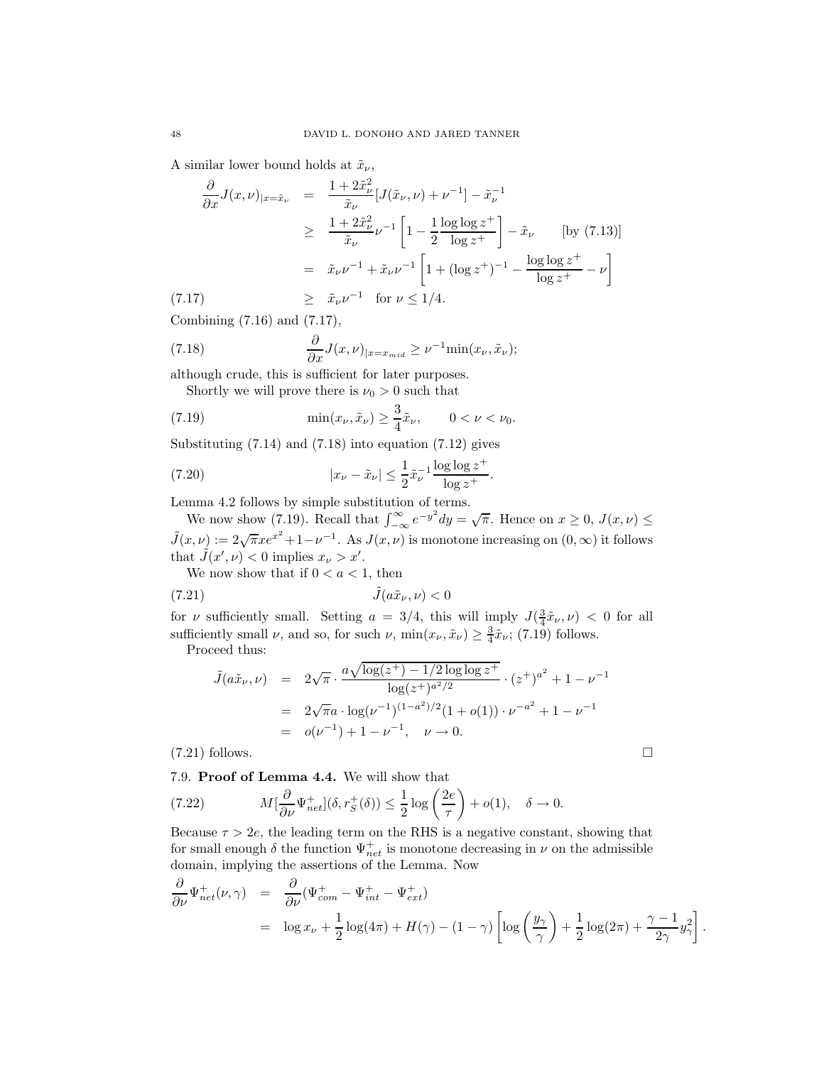A similar lower bound holds at $\tilde{x}_\nu$,

$$
\begin{aligned}
\frac{\partial}{\partial x} J(x,\nu)_{|x=\tilde{x}_\nu} &= \frac{1+2\tilde{x}_\nu^2}{\tilde{x}_\nu}[J(\tilde{x}_\nu,\nu)+\nu^{-1}] - \tilde{x}_\nu^{-1} \\
&\geq \frac{1+2\tilde{x}_\nu^2}{\tilde{x}_\nu}\nu^{-1}\left[1-\frac{1}{2}\frac{\log\log z^+}{\log z^+}\right] - \tilde{x}_\nu \qquad \text{[by (7.13)]} \\
&= \tilde{x}_\nu\nu^{-1} + \tilde{x}_\nu\nu^{-1}\left[1+(\log z^+)^{-1} - \frac{\log\log z^+}{\log z^+} - \nu\right] \\
&\geq \tilde{x}_\nu \nu^{-1} \quad \text{for } \nu \leq 1/4. \qquad (7.17)
\end{aligned}
$$

Combining (7.16) and (7.17),

$$
\frac{\partial}{\partial x} J(x,\nu)_{|x=x_{mid}} \geq \nu^{-1}\min(x_\nu,\tilde{x}_\nu); \tag{7.18}
$$

although crude, this is sufficient for later purposes.

Shortly we will prove there is $\nu_0 > 0$ such that

$$
\min(x_\nu,\tilde{x}_\nu) \geq \frac{3}{4}\tilde{x}_\nu, \qquad 0 < \nu < \nu_0. \tag{7.19}
$$

Substituting (7.14) and (7.18) into equation (7.12) gives

$$
|x_\nu - \tilde{x}_\nu| \leq \frac{1}{2}\tilde{x}_\nu^{-1}\frac{\log\log z^+}{\log z^+}. \tag{7.20}
$$

Lemma 4.2 follows by simple substitution of terms.

We now show (7.19). Recall that $\int_{-\infty}^{\infty} e^{-y^2}dy = \sqrt{\pi}$. Hence on $x \geq 0$, $J(x,\nu) \leq \tilde{J}(x,\nu) := 2\sqrt{\pi}xe^{x^2} + 1 - \nu^{-1}$. As $J(x,\nu)$ is monotone increasing on $(0,\infty)$ it follows that $\tilde{J}(x',\nu) < 0$ implies $x_\nu > x'$.

We now show that if $0 < a < 1$, then

$$
\tilde{J}(a\tilde{x}_\nu,\nu) < 0 \tag{7.21}
$$

for $\nu$ sufficiently small. Setting $a = 3/4$, this will imply $J(\frac{3}{4}\tilde{x}_\nu,\nu) < 0$ for all sufficiently small $\nu$, and so, for such $\nu$, $\min(x_\nu,\tilde{x}_\nu) \geq \frac{3}{4}\tilde{x}_\nu$; (7.19) follows.

Proceed thus:

$$
\begin{aligned}
\tilde{J}(a\tilde{x}_\nu,\nu) &= 2\sqrt{\pi}\cdot\frac{a\sqrt{\log(z^+) - 1/2\log\log z^+}}{\log(z^+)^{a^2/2}}\cdot(z^+)^{a^2} + 1 - \nu^{-1} \\
&= 2\sqrt{\pi}a\cdot\log(\nu^{-1})^{(1-a^2)/2}(1+o(1))\cdot\nu^{-a^2} + 1 - \nu^{-1} \\
&= o(\nu^{-1}) + 1 - \nu^{-1}, \quad \nu \to 0.
\end{aligned}
$$

(7.21) follows. □

### 7.9. Proof of Lemma 4.4.

We will show that

$$
M[\frac{\partial}{\partial\nu}\Psi_{net}^+](\delta, r_S^+(\delta)) \leq \frac{1}{2}\log\left(\frac{2e}{\tau}\right) + o(1), \quad \delta \to 0. \tag{7.22}
$$

Because $\tau > 2e$, the leading term on the RHS is a negative constant, showing that for small enough $\delta$ the function $\Psi_{net}^+$ is monotone decreasing in $\nu$ on the admissible domain, implying the assertions of the Lemma. Now

$$
\begin{aligned}
\frac{\partial}{\partial\nu}\Psi_{net}^+(\nu,\gamma) &= \frac{\partial}{\partial\nu}(\Psi_{com}^+ - \Psi_{int}^+ - \Psi_{ext}^+) \\
&= \log x_\nu + \frac{1}{2}\log(4\pi) + H(\gamma) - (1-\gamma)\left[\log\left(\frac{y_\gamma}{\gamma}\right) + \frac{1}{2}\log(2\pi) + \frac{\gamma-1}{2\gamma}y_\gamma^2\right].
\end{aligned}
$$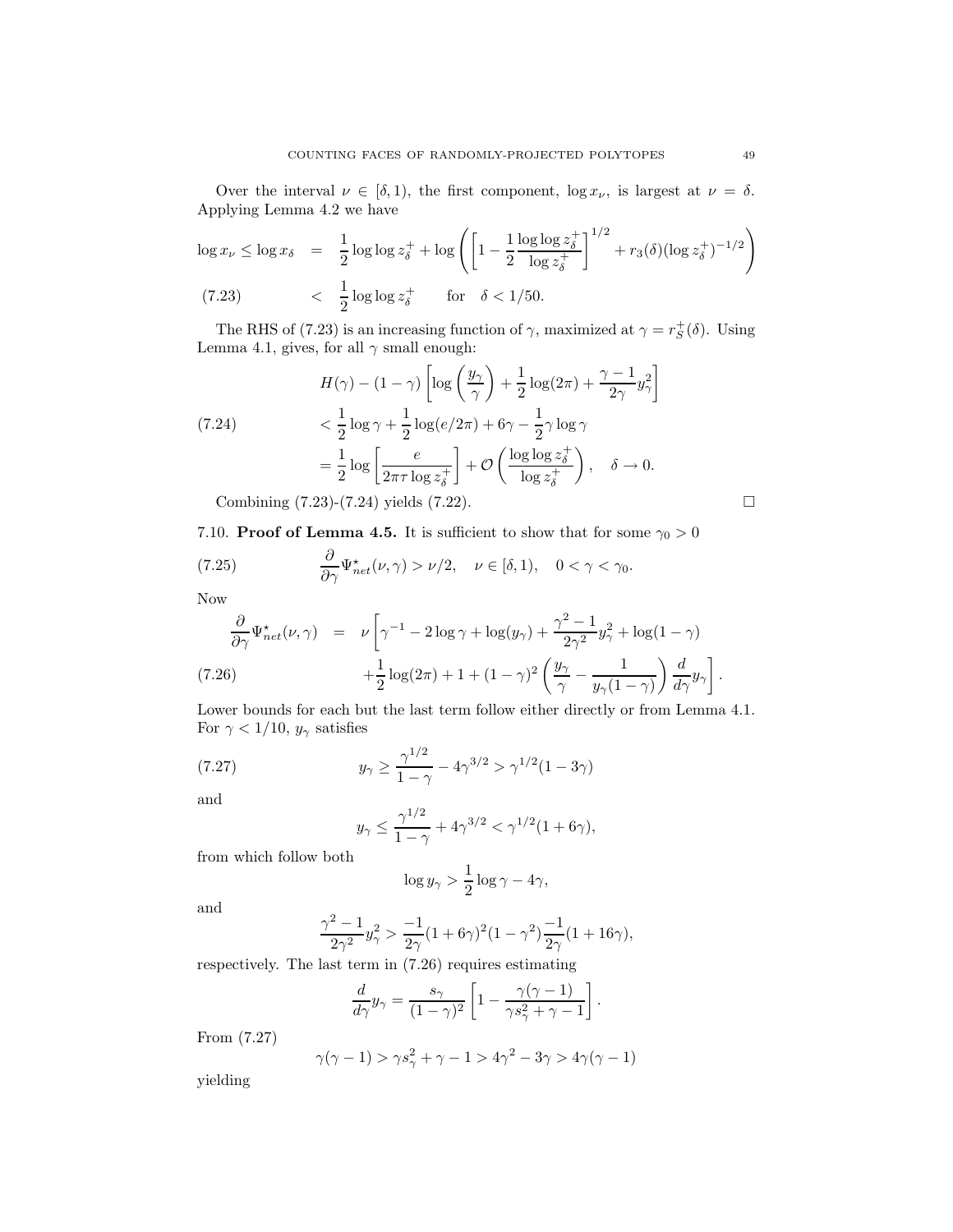Over the interval $\nu \in [\delta, 1)$, the first component, $\log x_\nu$, is largest at $\nu = \delta$. Applying Lemma 4.2 we have

$$
\begin{aligned}
\log x_\nu \le \log x_\delta &= \frac{1}{2}\log\log z_\delta^+ + \log\left(\left[1 - \frac{1}{2}\frac{\log\log z_\delta^+}{\log z_\delta^+}\right]^{1/2} + r_3(\delta)(\log z_\delta^+)^{-1/2}\right) \\
&< \frac{1}{2}\log\log z_\delta^+ \qquad \text{for} \quad \delta < 1/50. \qquad (7.23)
\end{aligned}
$$

The RHS of (7.23) is an increasing function of $\gamma$, maximized at $\gamma = r_S^+(\delta)$. Using Lemma 4.1, gives, for all $\gamma$ small enough:

$$
\begin{aligned}
&H(\gamma) - (1-\gamma)\left[\log\left(\frac{y_\gamma}{\gamma}\right) + \frac{1}{2}\log(2\pi) + \frac{\gamma - 1}{2\gamma}y_\gamma^2\right] \\
&< \frac{1}{2}\log\gamma + \frac{1}{2}\log(e/2\pi) + 6\gamma - \frac{1}{2}\gamma\log\gamma \qquad (7.24)\\
&= \frac{1}{2}\log\left[\frac{e}{2\pi\tau\log z_\delta^+}\right] + \mathcal{O}\left(\frac{\log\log z_\delta^+}{\log z_\delta^+}\right), \quad \delta \to 0.
\end{aligned}
$$

Combining (7.23)-(7.24) yields (7.22). □

7.10. **Proof of Lemma 4.5.** It is sufficient to show that for some $\gamma_0 > 0$

$$
\frac{\partial}{\partial\gamma}\Psi_{net}^\star(\nu,\gamma) > \nu/2, \quad \nu \in [\delta, 1), \quad 0 < \gamma < \gamma_0. \qquad (7.25)
$$

Now

$$
\begin{aligned}
\frac{\partial}{\partial\gamma}\Psi_{net}^\star(\nu,\gamma) &= \nu\left[\gamma^{-1} - 2\log\gamma + \log(y_\gamma) + \frac{\gamma^2 - 1}{2\gamma^2}y_\gamma^2 + \log(1-\gamma)\right. \\
&\qquad \left. + \frac{1}{2}\log(2\pi) + 1 + (1-\gamma)^2\left(\frac{y_\gamma}{\gamma} - \frac{1}{y_\gamma(1-\gamma)}\right)\frac{d}{d\gamma}y_\gamma\right]. \qquad (7.26)
\end{aligned}
$$

Lower bounds for each but the last term follow either directly or from Lemma 4.1. For $\gamma < 1/10$, $y_\gamma$ satisfies

$$
y_\gamma \ge \frac{\gamma^{1/2}}{1-\gamma} - 4\gamma^{3/2} > \gamma^{1/2}(1 - 3\gamma) \qquad (7.27)
$$

and

$$
y_\gamma \le \frac{\gamma^{1/2}}{1-\gamma} + 4\gamma^{3/2} < \gamma^{1/2}(1 + 6\gamma),
$$

from which follow both

$$
\log y_\gamma > \frac{1}{2}\log\gamma - 4\gamma,
$$

and

$$
\frac{\gamma^2 - 1}{2\gamma^2}y_\gamma^2 > \frac{-1}{2\gamma}(1 + 6\gamma)^2(1 - \gamma^2)\frac{-1}{2\gamma}(1 + 16\gamma),
$$

respectively. The last term in (7.26) requires estimating

$$
\frac{d}{d\gamma}y_\gamma = \frac{s_\gamma}{(1-\gamma)^2}\left[1 - \frac{\gamma(\gamma - 1)}{\gamma s_\gamma^2 + \gamma - 1}\right].
$$

From (7.27)

$$
\gamma(\gamma - 1) > \gamma s_\gamma^2 + \gamma - 1 > 4\gamma^2 - 3\gamma > 4\gamma(\gamma - 1)
$$

yielding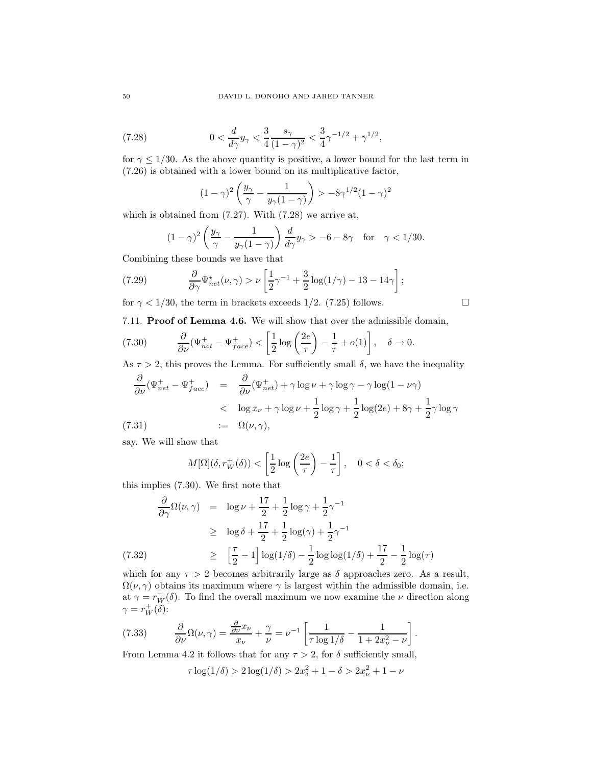$$
0 < \frac{d}{d\gamma} y_\gamma < \frac{3}{4} \frac{s_\gamma}{(1-\gamma)^2} < \frac{3}{4}\gamma^{-1/2} + \gamma^{1/2}, \tag{7.28}
$$

for $\gamma \leq 1/30$. As the above quantity is positive, a lower bound for the last term in (7.26) is obtained with a lower bound on its multiplicative factor,

$$
(1-\gamma)^2 \left( \frac{y_\gamma}{\gamma} - \frac{1}{y_\gamma (1-\gamma)} \right) > -8\gamma^{1/2}(1-\gamma)^2
$$

which is obtained from (7.27). With (7.28) we arrive at,

$$
(1-\gamma)^2 \left( \frac{y_\gamma}{\gamma} - \frac{1}{y_\gamma (1-\gamma)} \right) \frac{d}{d\gamma} y_\gamma > -6 - 8\gamma \quad \text{for} \quad \gamma < 1/30.
$$

Combining these bounds we have that

$$
\frac{\partial}{\partial \gamma} \Psi^{\star}_{net}(\nu, \gamma) > \nu \left[ \frac{1}{2}\gamma^{-1} + \frac{3}{2}\log(1/\gamma) - 13 - 14\gamma \right]; \tag{7.29}
$$

for $\gamma < 1/30$, the term in brackets exceeds $1/2$. (7.25) follows. □

7.11. **Proof of Lemma 4.6.** We will show that over the admissible domain,

$$
\frac{\partial}{\partial \nu}(\Psi^{+}_{net} - \Psi^{+}_{face}) < \left[ \frac{1}{2}\log\left(\frac{2e}{\tau}\right) - \frac{1}{\tau} + o(1) \right], \quad \delta \to 0. \tag{7.30}
$$

As $\tau > 2$, this proves the Lemma. For sufficiently small $\delta$, we have the inequality

$$
\begin{aligned}
\frac{\partial}{\partial \nu}(\Psi^{+}_{net} - \Psi^{+}_{face}) &= \frac{\partial}{\partial \nu}(\Psi^{+}_{net}) + \gamma \log \nu + \gamma \log \gamma - \gamma \log(1 - \nu\gamma) \\
&< \log x_\nu + \gamma \log \nu + \frac{1}{2}\log \gamma + \frac{1}{2}\log(2e) + 8\gamma + \frac{1}{2}\gamma \log \gamma \\
&:= \Omega(\nu, \gamma),
\end{aligned} \tag{7.31}
$$

say. We will show that

$$
M[\Omega](\delta, r^{+}_{W}(\delta)) < \left[ \frac{1}{2}\log\left(\frac{2e}{\tau}\right) - \frac{1}{\tau} \right], \quad 0 < \delta < \delta_0;
$$

this implies (7.30). We first note that

$$
\begin{aligned}
\frac{\partial}{\partial \gamma}\Omega(\nu, \gamma) &= \log \nu + \frac{17}{2} + \frac{1}{2}\log \gamma + \frac{1}{2}\gamma^{-1} \\
&\geq \log \delta + \frac{17}{2} + \frac{1}{2}\log(\gamma) + \frac{1}{2}\gamma^{-1} \\
&\geq \left[ \frac{\tau}{2} - 1 \right] \log(1/\delta) - \frac{1}{2}\log\log(1/\delta) + \frac{17}{2} - \frac{1}{2}\log(\tau)
\end{aligned} \tag{7.32}
$$

which for any $\tau > 2$ becomes arbitrarily large as $\delta$ approaches zero. As a result, $\Omega(\nu, \gamma)$ obtains its maximum where $\gamma$ is largest within the admissible domain, i.e. at $\gamma = r^{+}_{W}(\delta)$. To find the overall maximum we now examine the $\nu$ direction along $\gamma = r^{+}_{W}(\delta)$:

$$
\frac{\partial}{\partial \nu}\Omega(\nu, \gamma) = \frac{\frac{\partial}{\partial \nu} x_\nu}{x_\nu} + \frac{\gamma}{\nu} = \nu^{-1}\left[ \frac{1}{\tau \log 1/\delta} - \frac{1}{1 + 2x_\nu^2 - \nu} \right]. \tag{7.33}
$$

From Lemma 4.2 it follows that for any $\tau > 2$, for $\delta$ sufficiently small,

$$
\tau \log(1/\delta) > 2\log(1/\delta) > 2x_\delta^2 + 1 - \delta > 2x_\nu^2 + 1 - \nu
$$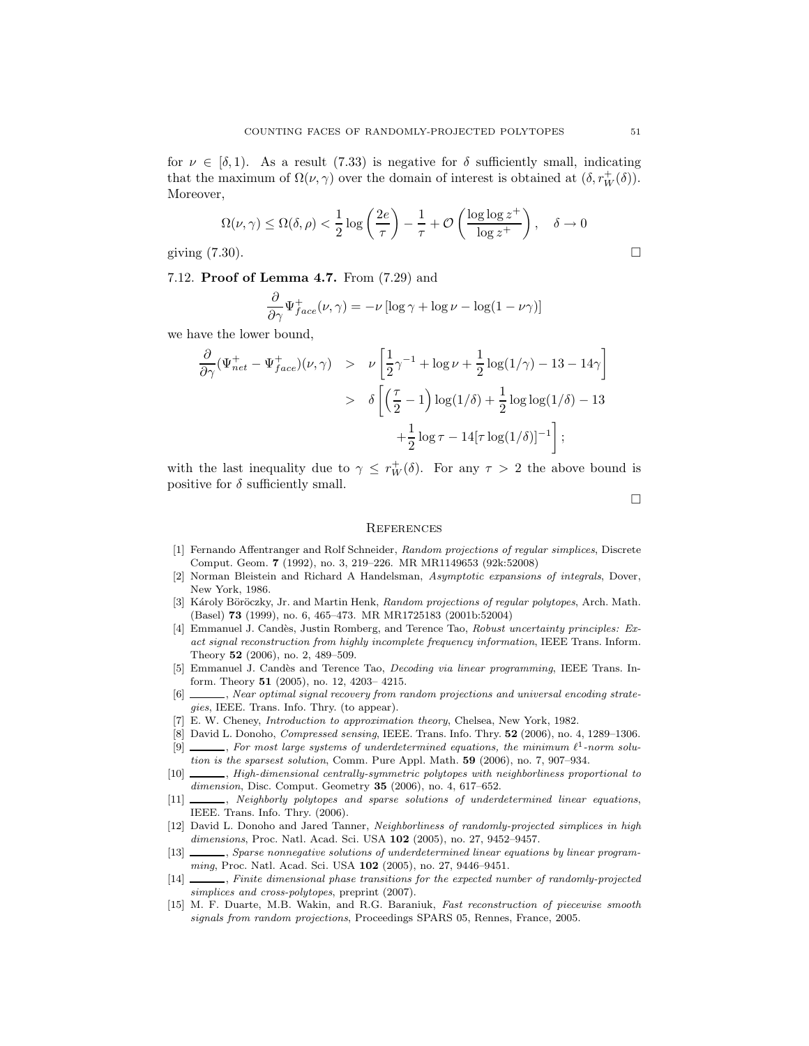for $\nu \in [\delta, 1)$. As a result (7.33) is negative for $\delta$ sufficiently small, indicating that the maximum of $\Omega(\nu,\gamma)$ over the domain of interest is obtained at $(\delta, r_W^+(\delta))$. Moreover,

$$\Omega(\nu,\gamma) \le \Omega(\delta,\rho) < \frac{1}{2}\log\left(\frac{2e}{\tau}\right) - \frac{1}{\tau} + \mathcal{O}\left(\frac{\log\log z^+}{\log z^+}\right), \quad \delta \to 0$$

giving (7.30). □

7.12. **Proof of Lemma 4.7.** From (7.29) and

$$\frac{\partial}{\partial\gamma}\Psi_{face}^+(\nu,\gamma) = -\nu\left[\log\gamma + \log\nu - \log(1-\nu\gamma)\right]$$

we have the lower bound,

$$\begin{aligned}
\frac{\partial}{\partial\gamma}(\Psi_{net}^+ - \Psi_{face}^+)(\nu,\gamma) &> \nu\left[\frac{1}{2}\gamma^{-1} + \log\nu + \frac{1}{2}\log(1/\gamma) - 13 - 14\gamma\right] \\
&> \delta\left[\left(\frac{\tau}{2}-1\right)\log(1/\delta) + \frac{1}{2}\log\log(1/\delta) - 13 \right. \\
&\qquad \left. + \frac{1}{2}\log\tau - 14[\tau\log(1/\delta)]^{-1}\right];
\end{aligned}$$

with the last inequality due to $\gamma \le r_W^+(\delta)$. For any $\tau > 2$ the above bound is positive for $\delta$ sufficiently small.

□

## References

[1] Fernando Affentranger and Rolf Schneider, *Random projections of regular simplices*, Discrete Comput. Geom. **7** (1992), no. 3, 219–226. MR MR1149653 (92k:52008)

[2] Norman Bleistein and Richard A Handelsman, *Asymptotic expansions of integrals*, Dover, New York, 1986.

[3] Károly Böröczky, Jr. and Martin Henk, *Random projections of regular polytopes*, Arch. Math. (Basel) **73** (1999), no. 6, 465–473. MR MR1725183 (2001b:52004)

[4] Emmanuel J. Candès, Justin Romberg, and Terence Tao, *Robust uncertainty principles: Exact signal reconstruction from highly incomplete frequency information*, IEEE Trans. Inform. Theory **52** (2006), no. 2, 489–509.

[5] Emmanuel J. Candès and Terence Tao, *Decoding via linear programming*, IEEE Trans. Inform. Theory **51** (2005), no. 12, 4203– 4215.

[6] ______, *Near optimal signal recovery from random projections and universal encoding strategies*, IEEE. Trans. Info. Thry. (to appear).

[7] E. W. Cheney, *Introduction to approximation theory*, Chelsea, New York, 1982.

[8] David L. Donoho, *Compressed sensing*, IEEE. Trans. Info. Thry. **52** (2006), no. 4, 1289–1306.

[9] ______, *For most large systems of underdetermined equations, the minimum $\ell^1$-norm solution is the sparsest solution*, Comm. Pure Appl. Math. **59** (2006), no. 7, 907–934.

[10] ______, *High-dimensional centrally-symmetric polytopes with neighborliness proportional to dimension*, Disc. Comput. Geometry **35** (2006), no. 4, 617–652.

[11] ______, *Neighborly polytopes and sparse solutions of underdetermined linear equations*, IEEE. Trans. Info. Thry. (2006).

[12] David L. Donoho and Jared Tanner, *Neighborliness of randomly-projected simplices in high dimensions*, Proc. Natl. Acad. Sci. USA **102** (2005), no. 27, 9452–9457.

[13] ______, *Sparse nonnegative solutions of underdetermined linear equations by linear programming*, Proc. Natl. Acad. Sci. USA **102** (2005), no. 27, 9446–9451.

[14] ______, *Finite dimensional phase transitions for the expected number of randomly-projected simplices and cross-polytopes*, preprint (2007).

[15] M. F. Duarte, M.B. Wakin, and R.G. Baraniuk, *Fast reconstruction of piecewise smooth signals from random projections*, Proceedings SPARS 05, Rennes, France, 2005.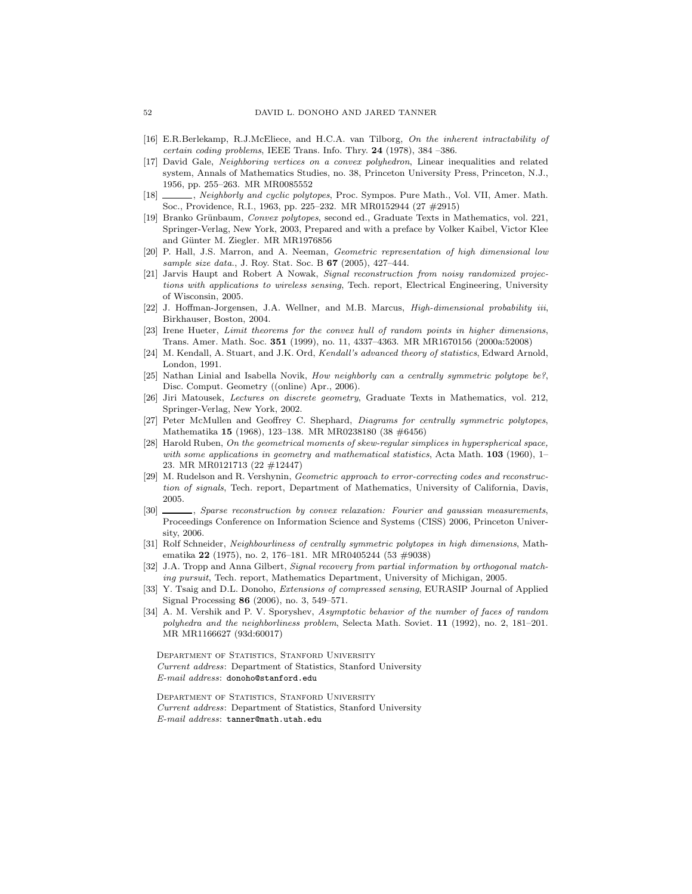[16] E.R.Berlekamp, R.J.McEliece, and H.C.A. van Tilborg, *On the inherent intractability of certain coding problems*, IEEE Trans. Info. Thry. **24** (1978), 384 –386.

[17] David Gale, *Neighboring vertices on a convex polyhedron*, Linear inequalities and related system, Annals of Mathematics Studies, no. 38, Princeton University Press, Princeton, N.J., 1956, pp. 255–263. MR MR0085552

[18] ______, *Neighborly and cyclic polytopes*, Proc. Sympos. Pure Math., Vol. VII, Amer. Math. Soc., Providence, R.I., 1963, pp. 225–232. MR MR0152944 (27 #2915)

[19] Branko Grünbaum, *Convex polytopes*, second ed., Graduate Texts in Mathematics, vol. 221, Springer-Verlag, New York, 2003, Prepared and with a preface by Volker Kaibel, Victor Klee and Günter M. Ziegler. MR MR1976856

[20] P. Hall, J.S. Marron, and A. Neeman, *Geometric representation of high dimensional low sample size data.*, J. Roy. Stat. Soc. B **67** (2005), 427–444.

[21] Jarvis Haupt and Robert A Nowak, *Signal reconstruction from noisy randomized projections with applications to wireless sensing*, Tech. report, Electrical Engineering, University of Wisconsin, 2005.

[22] J. Hoffman-Jorgensen, J.A. Wellner, and M.B. Marcus, *High-dimensional probability iii*, Birkhauser, Boston, 2004.

[23] Irene Hueter, *Limit theorems for the convex hull of random points in higher dimensions*, Trans. Amer. Math. Soc. **351** (1999), no. 11, 4337–4363. MR MR1670156 (2000a:52008)

[24] M. Kendall, A. Stuart, and J.K. Ord, *Kendall's advanced theory of statistics*, Edward Arnold, London, 1991.

[25] Nathan Linial and Isabella Novik, *How neighborly can a centrally symmetric polytope be?*, Disc. Comput. Geometry ((online) Apr., 2006).

[26] Jiri Matousek, *Lectures on discrete geometry*, Graduate Texts in Mathematics, vol. 212, Springer-Verlag, New York, 2002.

[27] Peter McMullen and Geoffrey C. Shephard, *Diagrams for centrally symmetric polytopes*, Mathematika **15** (1968), 123–138. MR MR0238180 (38 #6456)

[28] Harold Ruben, *On the geometrical moments of skew-regular simplices in hyperspherical space, with some applications in geometry and mathematical statistics*, Acta Math. **103** (1960), 1–23. MR MR0121713 (22 #12447)

[29] M. Rudelson and R. Vershynin, *Geometric approach to error-correcting codes and reconstruction of signals*, Tech. report, Department of Mathematics, University of California, Davis, 2005.

[30] ______, *Sparse reconstruction by convex relaxation: Fourier and gaussian measurements*, Proceedings Conference on Information Science and Systems (CISS) 2006, Princeton University, 2006.

[31] Rolf Schneider, *Neighbourliness of centrally symmetric polytopes in high dimensions*, Mathematika **22** (1975), no. 2, 176–181. MR MR0405244 (53 #9038)

[32] J.A. Tropp and Anna Gilbert, *Signal recovery from partial information by orthogonal matching pursuit*, Tech. report, Mathematics Department, University of Michigan, 2005.

[33] Y. Tsaig and D.L. Donoho, *Extensions of compressed sensing*, EURASIP Journal of Applied Signal Processing **86** (2006), no. 3, 549–571.

[34] A. M. Vershik and P. V. Sporyshev, *Asymptotic behavior of the number of faces of random polyhedra and the neighborliness problem*, Selecta Math. Soviet. **11** (1992), no. 2, 181–201. MR MR1166627 (93d:60017)

Department of Statistics, Stanford University
*Current address*: Department of Statistics, Stanford University
*E-mail address*: donoho@stanford.edu

Department of Statistics, Stanford University
*Current address*: Department of Statistics, Stanford University
*E-mail address*: tanner@math.utah.edu